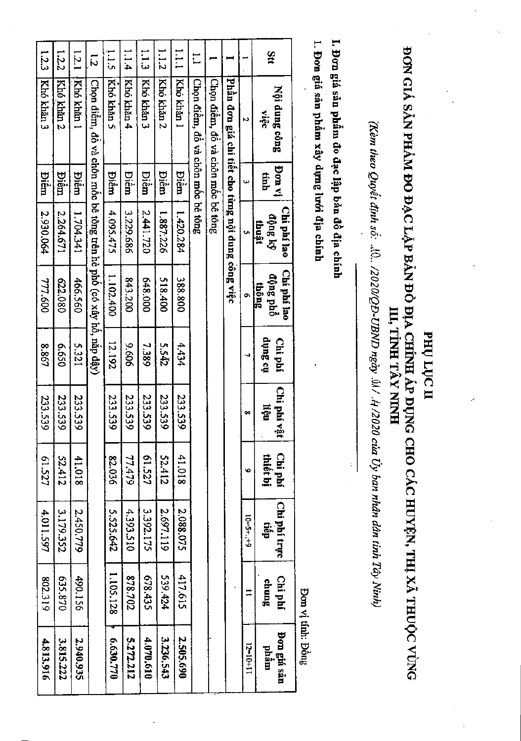# PHỤ LỤC II

## ĐƠN GIÁ SẢN PHẨM ĐO ĐẠC LẬP BẢN ĐỒ ĐỊA CHÍNH ÁP DỤNG CHO CÁC HUYỆN, THỊ XÃ THUỘC VÙNG III, TỈNH TÂY NINH

*(Kèm theo Quyết định số: 10 /2020/QĐ-UBND ngày 01/ 4/2020 của Ủy ban nhân dân tỉnh Tây Ninh)*

**I. Đơn giá sản phẩm đo đạc lập bản đồ địa chính**

**1. Đơn giá sản phẩm xây dựng lưới địa chính**

Đơn vị tính: Đồng

| Stt | Nội dung công việc | Đơn vị tính | Chi phí lao động kỹ thuật | Chi phí lao động phổ thông | Chi phí dụng cụ | Chi phí vật liệu | Chi phí thiết bị | Chi phí trực tiếp | Chi phí chung | Đơn giá sản phẩm |
|---|---|---|---|---|---|---|---|---|---|---|
| 1 | 2 | 3 | 5 | 6 | 7 | 8 | 9 | 10=5+...+9 | 11 | 12=10+11 |
| **I** | **Phần đơn giá chi tiết cho từng nội dung công việc** | | | | | | | | | |
| 1 | Chọn điểm, đổ và chôn mốc bê tông | | | | | | | | | |
| 1.1 | Chọn điểm, đổ và chôn mốc bê tông | | | | | | | | | |
| 1.1.1 | Khó khăn 1 | Điểm | 1.420.284 | 388.800 | 4.434 | 233.539 | 41.018 | 2.088.075 | 417.615 | **2.505.690** |
| 1.1.2 | Khó khăn 2 | Điểm | 1.887.226 | 518.400 | 5.542 | 233.539 | 52.412 | 2.697.119 | 539.424 | **3.236.543** |
| 1.1.3 | Khó khăn 3 | Điểm | 2.441.720 | 648.000 | 7.389 | 233.539 | 61.527 | 3.392.175 | 678.435 | **4.070.610** |
| 1.1.4 | Khó khăn 4 | Điểm | 3.229.686 | 843.200 | 9.606 | 233.539 | 77.479 | 4.393.510 | 878.702 | **5.272.212** |
| 1.1.5 | Khó khăn 5 | Điểm | 4.095.475 | 1.102.400 | 12.192 | 233.539 | 82.036 | 5.525.642 | 1.105.128 | **6.630.770** |
| 1.2 | Chọn điểm, đổ và chôn mốc bê tông trên hè phố (có xây hố, nắp đậy) | | | | | | | | | |
| 1.2.1 | Khó khăn 1 | Điểm | 1.704.341 | 466.560 | 5.321 | 233.539 | 41.018 | 2.450.779 | 490.156 | **2.940.935** |
| 1.2.2 | Khó khăn 2 | Điểm | 2.264.671 | 622.080 | 6.650 | 233.539 | 52.412 | 3.179.352 | 635.870 | **3.815.222** |
| 1.2.3 | Khó khăn 3 | Điểm | 2.930.064 | 777.600 | 8.867 | 233.539 | 61.527 | 4.011.597 | 802.319 | **4.813.916** |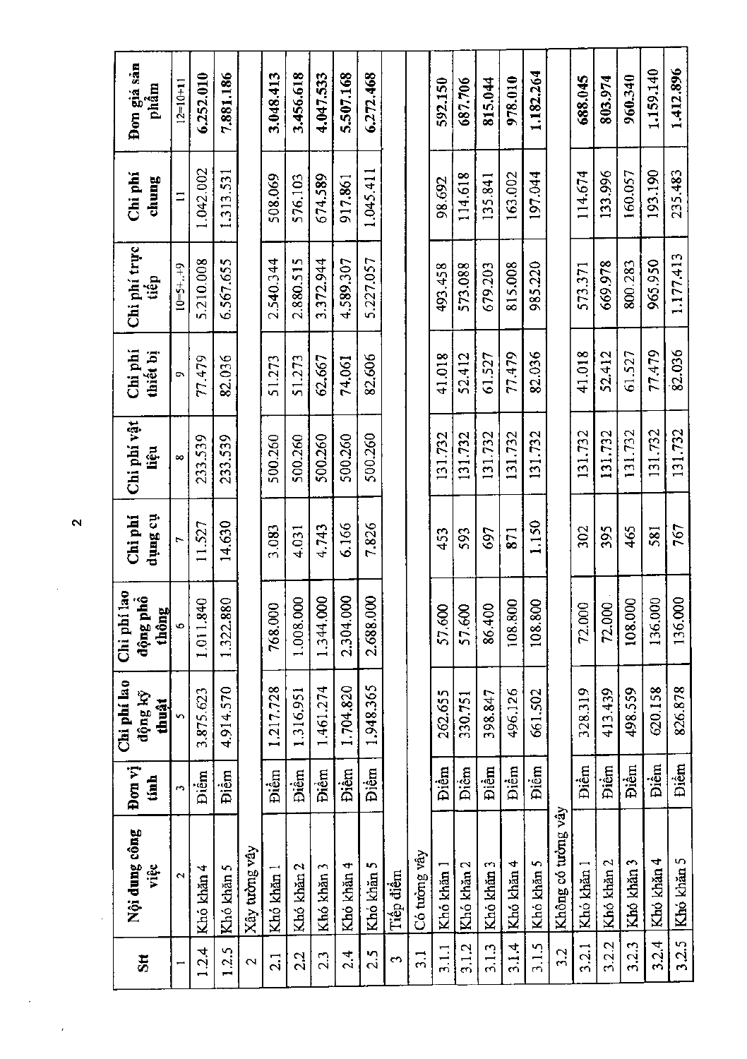| Stt | Nội dung công việc | Đơn vị tính | Chi phí lao động kỹ thuật | Chi phí lao động phổ thông | Chi phí dụng cụ | Chi phí vật liệu | Chi phí thiết bị | Chi phí trực tiếp | Chi phí chung | Đơn giá sản phẩm |
|---|---|---|---|---|---|---|---|---|---|---|
| 1 | 2 | 3 | 5 | 6 | 7 | 8 | 9 | 10=5+..+9 | 11 | 12=10+11 |
| 1.2.4 | Khó khăn 4 | Điểm | 3.875.623 | 1.011.840 | 11.527 | 233.539 | 77.479 | 5.210.008 | 1.042.002 | 6.252.010 |
| 1.2.5 | Khó khăn 5 | Điểm | 4.914.570 | 1.322.880 | 14.630 | 233.539 | 82.036 | 6.567.655 | 1.313.531 | 7.881.186 |
| 2 | Xây tường vây | | | | | | | | | |
| 2.1 | Khó khăn 1 | Điểm | 1.217.728 | 768.000 | 3.083 | 500.260 | 51.273 | 2.540.344 | 508.069 | 3.048.413 |
| 2.2 | Khó khăn 2 | Điểm | 1.316.951 | 1.008.000 | 4.031 | 500.260 | 51.273 | 2.880.515 | 576.103 | 3.456.618 |
| 2.3 | Khó khăn 3 | Điểm | 1.461.274 | 1.344.000 | 4.743 | 500.260 | 62.667 | 3.372.944 | 674.589 | 4.047.533 |
| 2.4 | Khó khăn 4 | Điểm | 1.704.820 | 2.304.000 | 6.166 | 500.260 | 74.061 | 4.589.307 | 917.861 | 5.507.168 |
| 2.5 | Khó khăn 5 | Điểm | 1.948.365 | 2.688.000 | 7.826 | 500.260 | 82.606 | 5.227.057 | 1.045.411 | 6.272.468 |
| 3 | Tiếp điểm | | | | | | | | | |
| 3.1 | Có tường vây | | | | | | | | | |
| 3.1.1 | Khó khăn 1 | Điểm | 262.655 | 57.600 | 453 | 131.732 | 41.018 | 493.458 | 98.692 | 592.150 |
| 3.1.2 | Khó khăn 2 | Điểm | 330.751 | 57.600 | 593 | 131.732 | 52.412 | 573.088 | 114.618 | 687.706 |
| 3.1.3 | Khó khăn 3 | Điểm | 398.847 | 86.400 | 697 | 131.732 | 61.527 | 679.203 | 135.841 | 815.044 |
| 3.1.4 | Khó khăn 4 | Điểm | 496.126 | 108.800 | 871 | 131.732 | 77.479 | 815.008 | 163.002 | 978.010 |
| 3.1.5 | Khó khăn 5 | Điểm | 661.502 | 108.800 | 1.150 | 131.732 | 82.036 | 985.220 | 197.044 | 1.182.264 |
| 3.2 | Không có tường vây | | | | | | | | | |
| 3.2.1 | Khó khăn 1 | Điểm | 328.319 | 72.000 | 302 | 131.732 | 41.018 | 573.371 | 114.674 | 688.045 |
| 3.2.2 | Khó khăn 2 | Điểm | 413.439 | 72.000 | 395 | 131.732 | 52.412 | 669.978 | 133.996 | 803.974 |
| 3.2.3 | Khó khăn 3 | Điểm | 498.559 | 108.000 | 465 | 131.732 | 61.527 | 800.283 | 160.057 | 960.340 |
| 3.2.4 | Khó khăn 4 | Điểm | 620.158 | 136.000 | 581 | 131.732 | 77.479 | 965.950 | 193.190 | 1.159.140 |
| 3.2.5 | Khó khăn 5 | Điểm | 826.878 | 136.000 | 767 | 131.732 | 82.036 | 1.177.413 | 235.483 | 1.412.896 |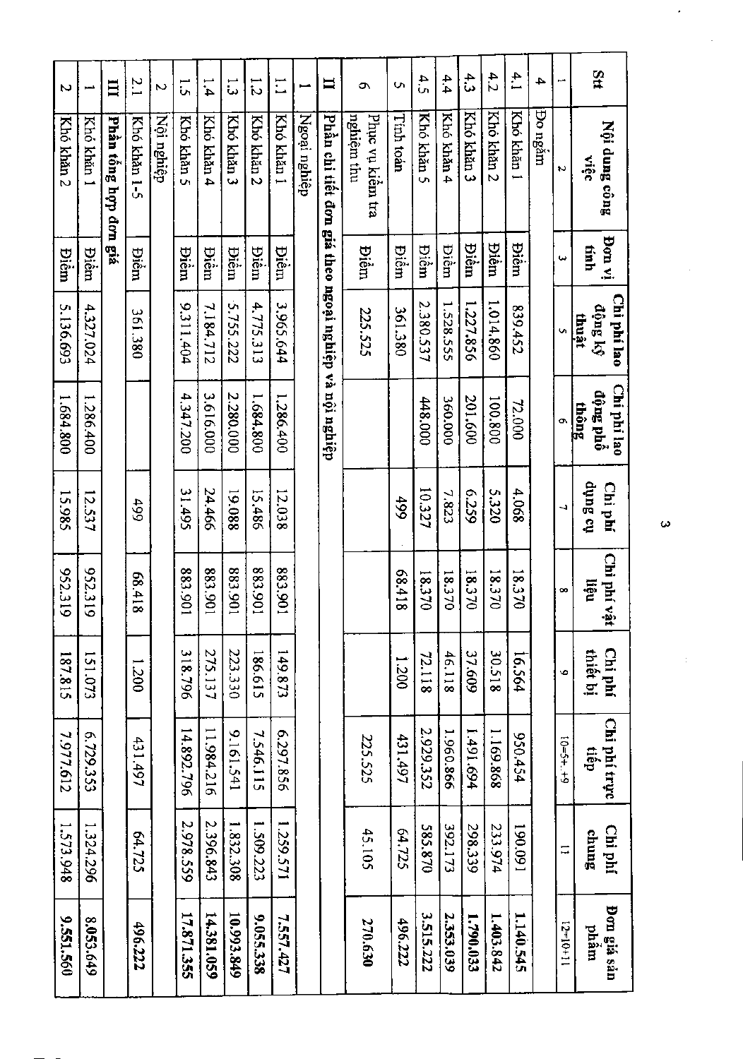| Stt | Nội dung công việc | Đơn vị tính | Chi phí lao động kỹ thuật | Chi phí lao động phổ thông | Chi phí dụng cụ | Chi phí vật liệu | Chi phí thiết bị | Chi phí trực tiếp | Chi phí chung | Đơn giá sản phẩm |
|---|---|---|---|---|---|---|---|---|---|---|
| 1 | 2 | 3 | 5 | 6 | 7 | 8 | 9 | 10=5+..+9 | 11 | 12=10+11 |
| 4 | Đo ngắm | | | | | | | | | |
| 4.1 | Khó khăn 1 | Điểm | 839.452 | 72.000 | 4.068 | 18.370 | 16.564 | 950.454 | 190.091 | **1.140.545** |
| 4.2 | Khó khăn 2 | Điểm | 1.014.860 | 100.800 | 5.320 | 18.370 | 30.518 | 1.169.868 | 233.974 | **1.403.842** |
| 4.3 | Khó khăn 3 | Điểm | 1.227.856 | 201.600 | 6.259 | 18.370 | 37.609 | 1.491.694 | 298.339 | **1.790.033** |
| 4.4 | Khó khăn 4 | Điểm | 1.528.555 | 360.000 | 7.823 | 18.370 | 46.118 | 1.960.866 | 392.173 | **2.353.039** |
| 4.5 | Khó khăn 5 | Điểm | 2.380.537 | 448.000 | 10.327 | 18.370 | 72.118 | 2.929.352 | 585.870 | **3.515.222** |
| 5 | Tính toán | Điểm | 361.380 | | 499 | 68.418 | 1.200 | 431.497 | 64.725 | **496.222** |
| 6 | Phục vụ kiểm tra nghiệm thu | Điểm | 225.525 | | | | | 225.525 | 45.105 | **270.630** |
| **II** | **Phần chi tiết đơn giá theo ngoại nghiệp và nội nghiệp** | | | | | | | | | |
| 1 | Ngoại nghiệp | | | | | | | | | |
| 1.1 | Khó khăn 1 | Điểm | 3.965.644 | 1.286.400 | 12.038 | 883.901 | 149.873 | 6.297.856 | 1.259.571 | **7.557.427** |
| 1.2 | Khó khăn 2 | Điểm | 4.775.313 | 1.684.800 | 15.486 | 883.901 | 186.615 | 7.546.115 | 1.509.223 | **9.055.338** |
| 1.3 | Khó khăn 3 | Điểm | 5.755.222 | 2.280.000 | 19.088 | 883.901 | 223.330 | 9.161.541 | 1.832.308 | **10.993.849** |
| 1.4 | Khó khăn 4 | Điểm | 7.184.712 | 3.616.000 | 24.466 | 883.901 | 275.137 | 11.984.216 | 2.396.843 | **14.381.059** |
| 1.5 | Khó khăn 5 | Điểm | 9.311.404 | 4.347.200 | 31.495 | 883.901 | 318.796 | 14.892.796 | 2.978.559 | **17.871.355** |
| 2 | Nội nghiệp | | | | | | | | | |
| 2.1 | Khó khăn 1-5 | Điểm | 361.380 | | 499 | 68.418 | 1.200 | 431.497 | 64.725 | **496.222** |
| **III** | **Phần tổng hợp đơn giá** | | | | | | | | | |
| 1 | Khó khăn 1 | Điểm | 4.327.024 | 1.286.400 | 12.537 | 952.319 | 151.073 | 6.729.353 | 1.324.296 | **8.053.649** |
| 2 | Khó khăn 2 | Điểm | 5.136.693 | 1.684.800 | 15.985 | 952.319 | 187.815 | 7.977.612 | 1.573.948 | **9.551.560** |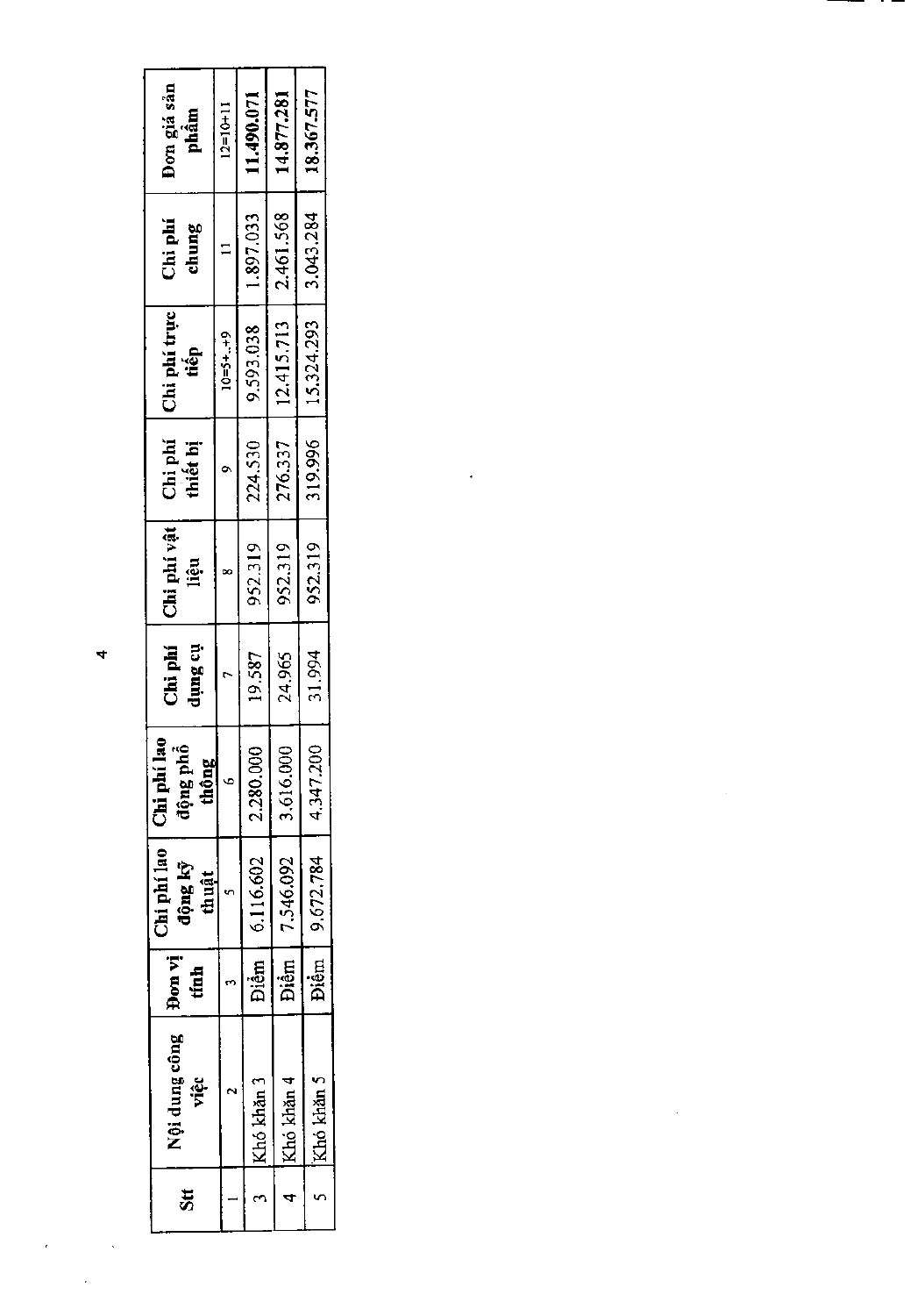| Stt | Nội dung công việc | Đơn vị tính | Chi phí lao động kỹ thuật | Chi phí lao động phổ thông | Chi phí dụng cụ | Chi phí vật liệu | Chi phí thiết bị | Chi phí trực tiếp | Chi phí chung | Đơn giá sản phẩm |
|---|---|---|---|---|---|---|---|---|---|---|
| 1 | 2 | 3 | 5 | 6 | 7 | 8 | 9 | 10=5+..+9 | 11 | 12=10+11 |
| 3 | Khó khăn 3 | Điểm | 6.116.602 | 2.280.000 | 19.587 | 952.319 | 224.530 | 9.593.038 | 1.897.033 | 11.490.071 |
| 4 | Khó khăn 4 | Điểm | 7.546.092 | 3.616.000 | 24.965 | 952.319 | 276.337 | 12.415.713 | 2.461.568 | 14.877.281 |
| 5 | Khó khăn 5 | Điểm | 9.672.784 | 4.347.200 | 31.994 | 952.319 | 319.996 | 15.324.293 | 3.043.284 | 18.367.577 |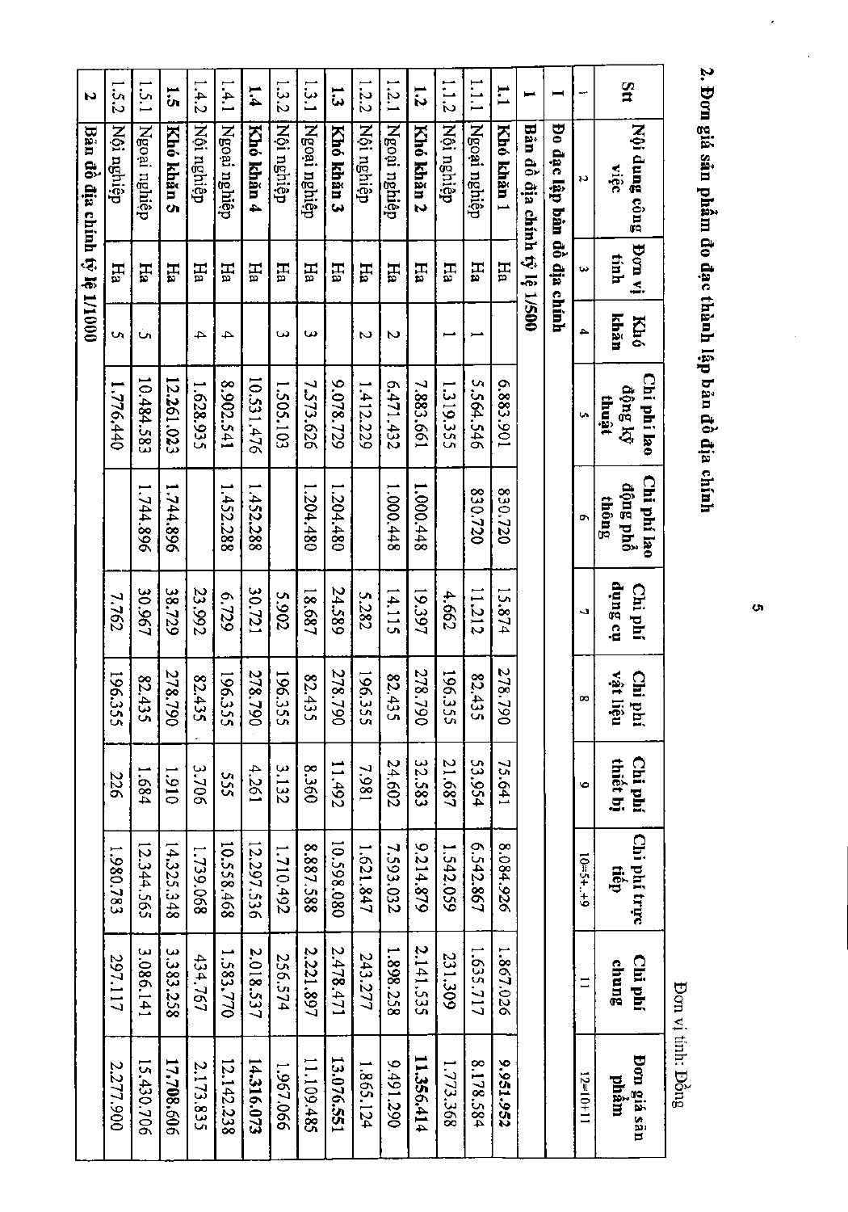## 2. Đơn giá sản phẩm đo đạc thành lập bản đồ địa chính

Đơn vị tính: Đồng

| Stt | Nội dung công việc | Đơn vị tính | Khó khăn | Chi phí lao động kỹ thuật | Chi phí lao động phổ thông | Chi phí dụng cụ | Chi phí vật liệu | Chi phí thiết bị | Chi phí trực tiếp | Chi phí chung | Đơn giá sản phẩm |
|---|---|---|---|---|---|---|---|---|---|---|---|
| 1 | 2 | 3 | 4 | 5 | 6 | 7 | 8 | 9 | 10=5+..+9 | 11 | 12=10+11 |
| **I** | **Đo đạc lập bản đồ địa chính** | | | | | | | | | | |
| **1** | **Bản đồ địa chính tỷ lệ 1/500** | | | | | | | | | | |
| **1.1** | **Khó khăn 1** | Ha | | 6.883.901 | 830.720 | 15.874 | 278.790 | 75.641 | 8.084.926 | 1.867.026 | **9.951.952** |
| 1.1.1 | Ngoại nghiệp | Ha | 1 | 5.564.546 | 830.720 | 11.212 | 82.435 | 53.954 | 6.542.867 | 1.635.717 | 8.178.584 |
| 1.1.2 | Nội nghiệp | Ha | 1 | 1.319.355 | | 4.662 | 196.355 | 21.687 | 1.542.059 | 231.309 | 1.773.368 |
| **1.2** | **Khó khăn 2** | Ha | | 7.883.661 | 1.000.448 | 19.397 | 278.790 | 32.583 | 9.214.879 | 2.141.535 | **11.356.414** |
| 1.2.1 | Ngoại nghiệp | Ha | 2 | 6.471.432 | 1.000.448 | 14.115 | 82.435 | 24.602 | 7.593.032 | 1.898.258 | 9.491.290 |
| 1.2.2 | Nội nghiệp | Ha | 2 | 1.412.229 | | 5.282 | 196.355 | 7.981 | 1.621.847 | 243.277 | 1.865.124 |
| **1.3** | **Khó khăn 3** | Ha | | 9.078.729 | 1.204.480 | 24.589 | 278.790 | 11.492 | 10.598.080 | 2.478.471 | **13.076.551** |
| 1.3.1 | Ngoại nghiệp | Ha | 3 | 7.573.626 | 1.204.480 | 18.687 | 82.435 | 8.360 | 8.887.588 | 2.221.897 | 11.109.485 |
| 1.3.2 | Nội nghiệp | Ha | 3 | 1.505.103 | | 5.902 | 196.355 | 3.132 | 1.710.492 | 256.574 | 1.967.066 |
| **1.4** | **Khó khăn 4** | Ha | | 10.531.476 | 1.452.288 | 30.721 | 278.790 | 4.261 | 12.297.536 | 2.018.537 | **14.316.073** |
| 1.4.1 | Ngoại nghiệp | Ha | 4 | 8.902.541 | 1.452.288 | 6.729 | 196.355 | 555 | 10.558.468 | 1.583.770 | 12.142.238 |
| 1.4.2 | Nội nghiệp | Ha | 4 | 1.628.935 | | 23.992 | 82.435 | 3.706 | 1.739.068 | 434.767 | 2.173.835 |
| **1.5** | **Khó khăn 5** | Ha | | 12.261.023 | 1.744.896 | 38.729 | 278.790 | 1.910 | 14.325.348 | 3.383.258 | **17.708.606** |
| 1.5.1 | Ngoại nghiệp | Ha | 5 | 10.484.583 | 1.744.896 | 30.967 | 82.435 | 1.684 | 12.344.565 | 3.086.141 | 15.430.706 |
| 1.5.2 | Nội nghiệp | Ha | 5 | 1.776.440 | | 7.762 | 196.355 | 226 | 1.980.783 | 297.117 | 2.277.900 |
| **2** | **Bản đồ địa chính tỷ lệ 1/1000** | | | | | | | | | | |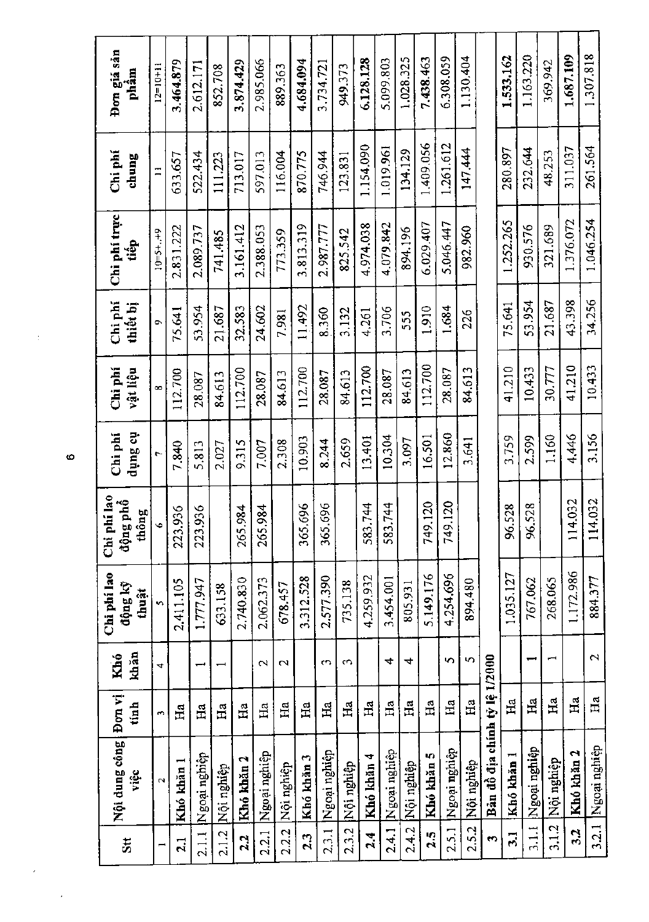| Stt | Nội dung công việc | Đơn vị tính | Khó khăn | Chi phí lao động kỹ thuật | Chi phí lao động phổ thông | Chi phí dụng cụ | Chi phí vật liệu | Chi phí thiết bị | Chi phí trực tiếp | Chi phí chung | Đơn giá sản phẩm |
|---|---|---|---|---|---|---|---|---|---|---|---|
| 1 | 2 | 3 | 4 | 5 | 6 | 7 | 8 | 9 | 10=5+..+9 | 11 | 12=10+11 |
| **2.1** | **Khó khăn 1** | Ha | | 2.411.105 | 223.936 | 7.840 | 112.700 | 75.641 | 2.831.222 | 633.657 | **3.464.879** |
| 2.1.1 | Ngoại nghiệp | Ha | 1 | 1.777.947 | 223.936 | 5.813 | 28.087 | 53.954 | 2.089.737 | 522.434 | 2.612.171 |
| 2.1.2 | Nội nghiệp | Ha | 1 | 633.158 | | 2.027 | 84.613 | 21.687 | 741.485 | 111.223 | 852.708 |
| **2.2** | **Khó khăn 2** | Ha | | 2.740.830 | 265.984 | 9.315 | 112.700 | 32.583 | 3.161.412 | 713.017 | **3.874.429** |
| 2.2.1 | Ngoại nghiệp | Ha | 2 | 2.062.373 | 265.984 | 7.007 | 28.087 | 24.602 | 2.388.053 | 597.013 | 2.985.066 |
| 2.2.2 | Nội nghiệp | Ha | 2 | 678.457 | | 2.308 | 84.613 | 7.981 | 773.359 | 116.004 | 889.363 |
| **2.3** | **Khó khăn 3** | Ha | | 3.312.528 | 365.696 | 10.903 | 112.700 | 11.492 | 3.813.319 | 870.775 | **4.684.094** |
| 2.3.1 | Ngoại nghiệp | Ha | 3 | 2.577.390 | 365.696 | 8.244 | 28.087 | 8.360 | 2.987.777 | 746.944 | 3.734.721 |
| 2.3.2 | Nội nghiệp | Ha | 3 | 735.138 | | 2.659 | 84.613 | 3.132 | 825.542 | 123.831 | 949.373 |
| **2.4** | **Khó khăn 4** | Ha | | 4.259.932 | 583.744 | 13.401 | 112.700 | 4.261 | 4.974.038 | 1.154.090 | **6.128.128** |
| 2.4.1 | Ngoại nghiệp | Ha | 4 | 3.454.001 | 583.744 | 10.304 | 28.087 | 3.706 | 4.079.842 | 1.019.961 | 5.099.803 |
| 2.4.2 | Nội nghiệp | Ha | 4 | 805.931 | | 3.097 | 84.613 | 555 | 894.196 | 134.129 | 1.028.325 |
| **2.5** | **Khó khăn 5** | Ha | | 5.149.176 | 749.120 | 16.501 | 112.700 | 1.910 | 6.029.407 | 1.409.056 | **7.438.463** |
| 2.5.1 | Ngoại nghiệp | Ha | 5 | 4.254.696 | 749.120 | 12.860 | 28.087 | 1.684 | 5.046.447 | 1.261.612 | 6.308.059 |
| 2.5.2 | Nội nghiệp | Ha | 5 | 894.480 | | 3.641 | 84.613 | 226 | 982.960 | 147.444 | 1.130.404 |
| **3** | **Bản đồ địa chính tỷ lệ 1/2000** | | | | | | | | | | |
| **3.1** | **Khó khăn 1** | Ha | | 1.035.127 | 96.528 | 3.759 | 41.210 | 75.641 | 1.252.265 | 280.897 | **1.533.162** |
| 3.1.1 | Ngoại nghiệp | Ha | 1 | 767.062 | 96.528 | 2.599 | 10.433 | 53.954 | 930.576 | 232.644 | 1.163.220 |
| 3.1.2 | Nội nghiệp | Ha | 1 | 268.065 | | 1.160 | 30.777 | 21.687 | 321.689 | 48.253 | 369.942 |
| **3.2** | **Khó khăn 2** | Ha | | 1.172.986 | 114.032 | 4.446 | 41.210 | 43.398 | 1.376.072 | 311.037 | **1.687.109** |
| 3.2.1 | Ngoại nghiệp | Ha | 2 | 884.377 | 114.032 | 3.156 | 10.433 | 34.256 | 1.046.254 | 261.564 | 1.307.818 |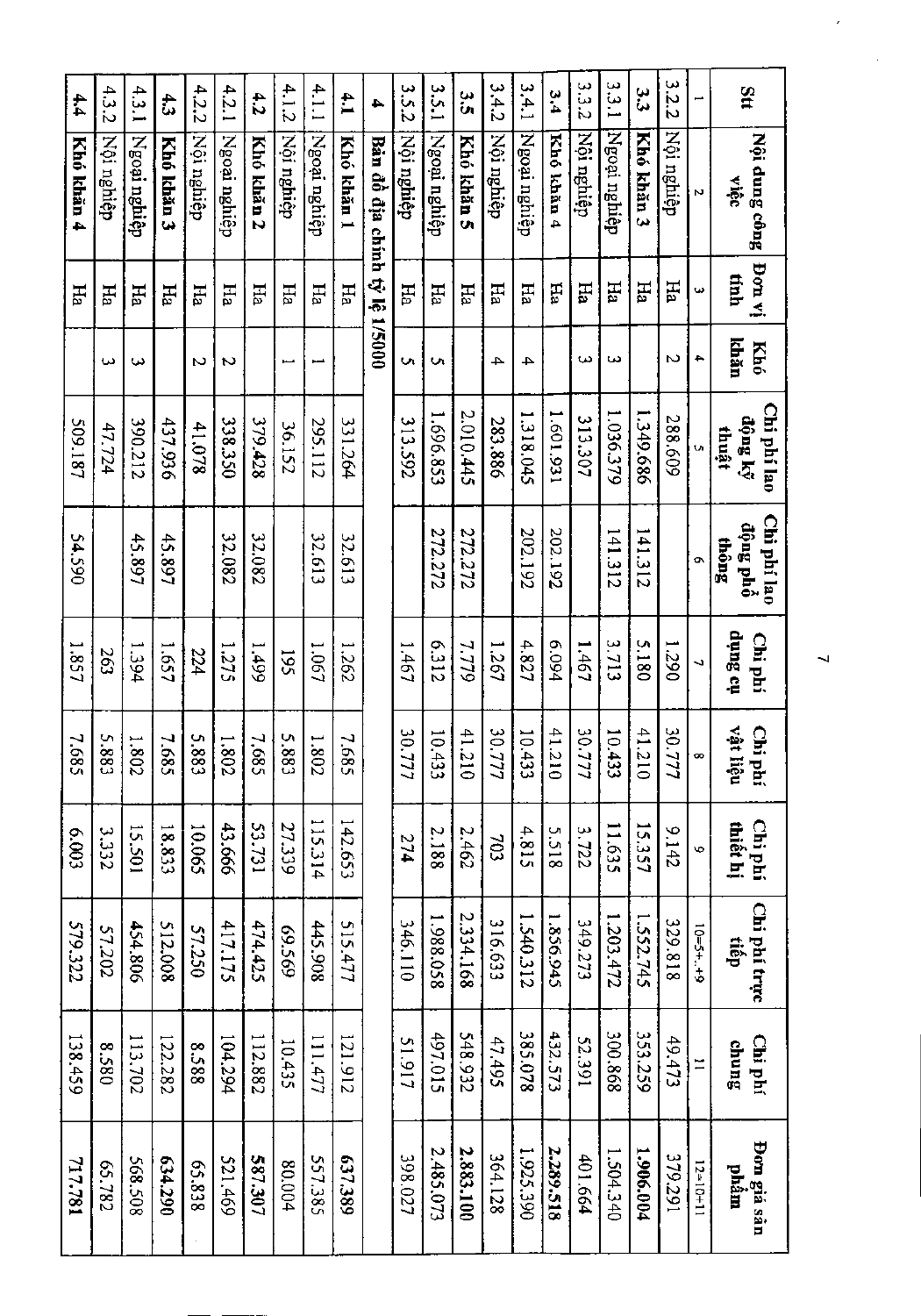| Stt | Nội dung công việc | Đơn vị tính | Khó khăn | Chi phí lao động kỹ thuật | Chi phí lao động phổ thông | Chi phí dụng cụ | Chi phí vật liệu | Chi phí thiết bị | Chi phí trực tiếp | Chi phí chung | Đơn giá sản phẩm |
|---|---|---|---|---|---|---|---|---|---|---|---|
| 1 | 2 | 3 | 4 | 5 | 6 | 7 | 8 | 9 | 10=5+...+9 | 11 | 12=10+11 |
| 3.2.2 | Nội nghiệp | Ha | 2 | 288.609 | | 1.290 | 30.777 | 9.142 | 329.818 | 49.473 | 379.291 |
| **3.3** | **Khó khăn 3** | Ha | | 1.349.686 | 141.312 | 5.180 | 41.210 | 15.357 | 1.552.745 | 353.259 | **1.906.004** |
| 3.3.1 | Ngoại nghiệp | Ha | 3 | 1.036.379 | 141.312 | 3.713 | 10.433 | 11.635 | 1.203.472 | 300.868 | 1.504.340 |
| 3.3.2 | Nội nghiệp | Ha | 3 | 313.307 | | 1.467 | 30.777 | 3.722 | 349.273 | 52.391 | 401.664 |
| **3.4** | **Khó khăn 4** | Ha | | 1.601.931 | 202.192 | 6.094 | 41.210 | 5.518 | 1.856.945 | 432.573 | **2.289.518** |
| 3.4.1 | Ngoại nghiệp | Ha | 4 | 1.318.045 | 202.192 | 4.827 | 10.433 | 4.815 | 1.540.312 | 385.078 | 1.925.390 |
| 3.4.2 | Nội nghiệp | Ha | 4 | 283.886 | | 1.267 | 30.777 | 703 | 316.633 | 47.495 | 364.128 |
| **3.5** | **Khó khăn 5** | Ha | | 2.010.445 | 272.272 | 7.779 | 41.210 | 2.462 | 2.334.168 | 548.932 | **2.883.100** |
| 3.5.1 | Ngoại nghiệp | Ha | 5 | 1.696.853 | 272.272 | 6.312 | 10.433 | 2.188 | 1.988.058 | 497.015 | 2.485.073 |
| 3.5.2 | Nội nghiệp | Ha | 5 | 313.592 | | 1.467 | 30.777 | 274 | 346.110 | 51.917 | 398.027 |
| **4** | **Bản đồ địa chính tỷ lệ 1/5000** | | | | | | | | | | |
| **4.1** | **Khó khăn 1** | Ha | | 331.264 | 32.613 | 1.262 | 7.685 | 142.653 | 515.477 | 121.912 | **637.389** |
| 4.1.1 | Ngoại nghiệp | Ha | 1 | 295.112 | 32.613 | 1.067 | 1.802 | 115.314 | 445.908 | 111.477 | 557.385 |
| 4.1.2 | Nội nghiệp | Ha | 1 | 36.152 | | 195 | 5.883 | 27.339 | 69.569 | 10.435 | 80.004 |
| **4.2** | **Khó khăn 2** | Ha | | 379.428 | 32.082 | 1.499 | 7.685 | 53.731 | 474.425 | 112.882 | **587.307** |
| 4.2.1 | Ngoại nghiệp | Ha | 2 | 338.350 | 32.082 | 1.275 | 1.802 | 43.666 | 417.175 | 104.294 | 521.469 |
| 4.2.2 | Nội nghiệp | Ha | 2 | 41.078 | | 224 | 5.883 | 10.065 | 57.250 | 8.588 | 65.838 |
| **4.3** | **Khó khăn 3** | Ha | | 437.936 | 45.897 | 1.657 | 7.685 | 18.833 | 512.008 | 122.282 | **634.290** |
| 4.3.1 | Ngoại nghiệp | Ha | 3 | 390.212 | 45.897 | 1.394 | 1.802 | 15.501 | 454.806 | 113.702 | 568.508 |
| 4.3.2 | Nội nghiệp | Ha | 3 | 47.724 | | 263 | 5.883 | 3.332 | 57.202 | 8.580 | 65.782 |
| **4.4** | **Khó khăn 4** | Ha | | 509.187 | 54.590 | 1.857 | 7.685 | 6.003 | 579.322 | 138.459 | **717.781** |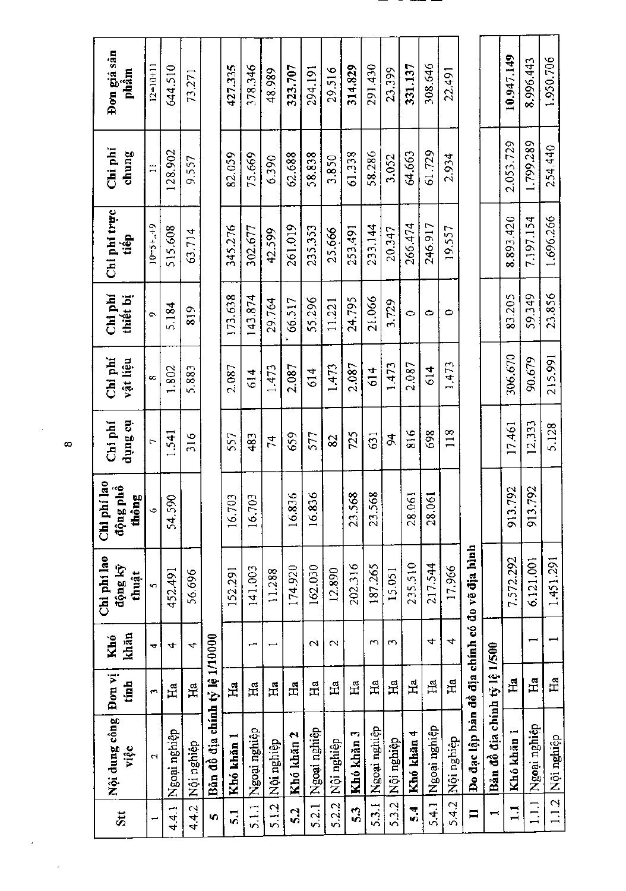| Stt | Nội dung công việc | Đơn vị tính | Khó khăn | Chi phí lao động kỹ thuật | Chi phí lao động phổ thông | Chi phí dụng cụ | Chi phí vật liệu | Chi phí thiết bị | Chi phí trực tiếp | Chi phí chung | Đơn giá sản phẩm |
|---|---|---|---|---|---|---|---|---|---|---|---|
| 1 | 2 | 3 | 4 | 5 | 6 | 7 | 8 | 9 | 10=5+..+9 | 11 | 12=10+11 |
| 4.4.1 | Ngoại nghiệp | Ha | 4 | 452.491 | 54.590 | 1.541 | 1.802 | 5.184 | 515.608 | 128.902 | 644.510 |
| 4.4.2 | Nội nghiệp | Ha | 4 | 56.696 | | 316 | 5.883 | 819 | 63.714 | 9.557 | 73.271 |
| **5** | **Bản đồ địa chính tỷ lệ 1/10000** | | | | | | | | | | |
| **5.1** | **Khó khăn 1** | Ha | | 152.291 | 16.703 | 557 | 2.087 | 173.638 | 345.276 | 82.059 | 427.335 |
| 5.1.1 | Ngoại nghiệp | Ha | 1 | 141.003 | 16.703 | 483 | 614 | 143.874 | 302.677 | 75.669 | 378.346 |
| 5.1.2 | Nội nghiệp | Ha | 1 | 11.288 | | 74 | 1.473 | 29.764 | 42.599 | 6.390 | 48.989 |
| **5.2** | **Khó khăn 2** | Ha | | 174.920 | 16.836 | 659 | 2.087 | 66.517 | 261.019 | 62.688 | 323.707 |
| 5.2.1 | Ngoại nghiệp | Ha | 2 | 162.030 | 16.836 | 577 | 614 | 55.296 | 235.353 | 58.838 | 294.191 |
| 5.2.2 | Nội nghiệp | Ha | 2 | 12.890 | | 82 | 1.473 | 11.221 | 25.666 | 3.850 | 29.516 |
| **5.3** | **Khó khăn 3** | Ha | | 202.316 | 23.568 | 725 | 2.087 | 24.795 | 253.491 | 61.338 | 314.829 |
| 5.3.1 | Ngoại nghiệp | Ha | 3 | 187.265 | 23.568 | 631 | 614 | 21.066 | 233.144 | 58.286 | 291.430 |
| 5.3.2 | Nội nghiệp | Ha | 3 | 15.051 | | 94 | 1.473 | 3.729 | 20.347 | 3.052 | 23.399 |
| **5.4** | **Khó khăn 4** | Ha | | 235.510 | 28.061 | 816 | 2.087 | 0 | 266.474 | 64.663 | 331.137 |
| 5.4.1 | Ngoại nghiệp | Ha | 4 | 217.544 | 28.061 | 698 | 614 | 0 | 246.917 | 61.729 | 308.646 |
| 5.4.2 | Nội nghiệp | Ha | 4 | 17.966 | | 118 | 1.473 | 0 | 19.557 | 2.934 | 22.491 |
| **II** | **Đo đạc lập bản đồ địa chính có đo vẽ địa hình** | | | | | | | | | | |
| **1** | **Bản đồ địa chính tỷ lệ 1/500** | | | | | | | | | | |
| **1.1** | **Khó khăn 1** | Ha | | 7.572.292 | 913.792 | 17.461 | 306.670 | 83.205 | 8.893.420 | 2.053.729 | 10.947.149 |
| 1.1.1 | Ngoại nghiệp | Ha | 1 | 6.121.001 | 913.792 | 12.333 | 90.679 | 59.349 | 7.197.154 | 1.799.289 | 8.996.443 |
| 1.1.2 | Nội nghiệp | Ha | 1 | 1.451.291 | | 5.128 | 215.991 | 23.856 | 1.696.266 | 254.440 | 1.950.706 |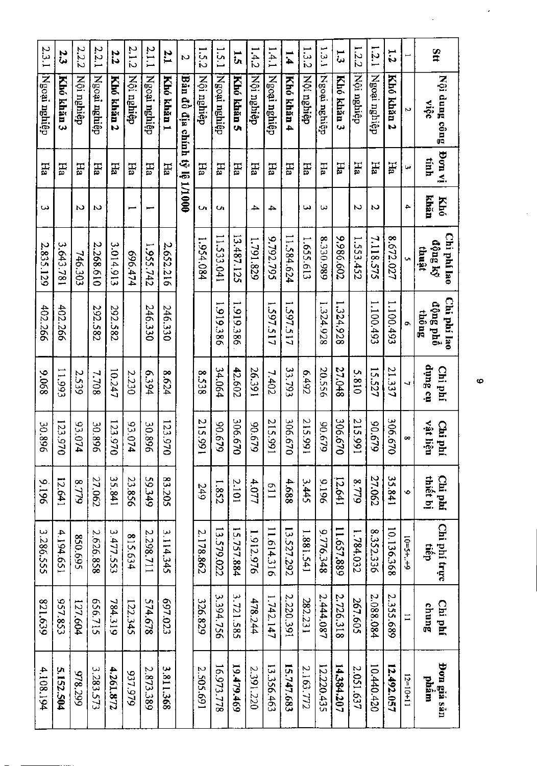| Stt | Nội dung công việc | Đơn vị tính | Khó khăn | Chi phí lao động kỹ thuật | Chi phí lao động phổ thông | Chi phí dụng cụ | Chi phí vật liệu | Chi phí thiết bị | Chi phí trực tiếp | Chi phí chung | Đơn giá sản phẩm |
|---|---|---|---|---|---|---|---|---|---|---|---|
| 1 | 2 | 3 | 4 | 5 | 6 | 7 | 8 | 9 | 10=5+..+9 | 11 | 12=10+11 |
| **1.2** | **Khó khăn 2** | Ha | | 8.672.027 | 1.100.493 | 21.337 | 306.670 | 35.841 | 10.136.368 | 2.355.689 | **12.492.057** |
| 1.2.1 | Ngoại nghiệp | Ha | 2 | 7.118.575 | 1.100.493 | 15.527 | 90.679 | 27.062 | 8.352.336 | 2.088.084 | 10.440.420 |
| 1.2.2 | Nội nghiệp | Ha | 2 | 1.553.452 | | 5.810 | 215.991 | 8.779 | 1.784.032 | 267.605 | 2.051.637 |
| **1.3** | **Khó khăn 3** | Ha | | 9.986.602 | 1.324.928 | 27.048 | 306.670 | 12.641 | 11.657.889 | 2.726.318 | **14.384.207** |
| 1.3.1 | Ngoại nghiệp | Ha | 3 | 8.330.989 | 1.324.928 | 20.556 | 90.679 | 9.196 | 9.776.348 | 2.444.087 | 12.220.435 |
| 1.3.2 | Nội nghiệp | Ha | 3 | 1.655.613 | | 6.492 | 215.991 | 3.445 | 1.881.541 | 282.231 | 2.163.772 |
| **1.4** | **Khó khăn 4** | Ha | | 11.584.624 | 1.597.517 | 33.793 | 306.670 | 4.688 | 13.527.292 | 2.220.391 | **15.747.683** |
| 1.4.1 | Ngoại nghiệp | Ha | 4 | 9.792.795 | 1.597.517 | 7.402 | 215.991 | 611 | 11.614.316 | 1.742.147 | 13.356.463 |
| 1.4.2 | Nội nghiệp | Ha | 4 | 1.791.829 | | 26.391 | 90.679 | 4.077 | 1.912.976 | 478.244 | 2.391.220 |
| **1.5** | **Khó khăn 5** | Ha | | 13.487.125 | 1.919.386 | 42.602 | 306.670 | 2.101 | 15.757.884 | 3.721.585 | **19.479.469** |
| 1.5.1 | Ngoại nghiệp | Ha | 5 | 11.533.041 | 1.919.386 | 34.064 | 90.679 | 1.852 | 13.579.022 | 3.394.756 | 16.973.778 |
| 1.5.2 | Nội nghiệp | Ha | 5 | 1.954.084 | | 8.538 | 215.991 | 249 | 2.178.862 | 326.829 | 2.505.691 |
| 2 | **Bản đồ địa chính tỷ lệ 1/1000** | | | | | | | | | | |
| **2.1** | **Khó khăn 1** | Ha | | 2.652.216 | 246.330 | 8.624 | 123.970 | 83.205 | 3.114.345 | 697.023 | **3.811.368** |
| 2.1.1 | Ngoại nghiệp | Ha | 1 | 1.955.742 | 246.330 | 6.394 | 30.896 | 59.349 | 2.298.711 | 574.678 | 2.873.389 |
| 2.1.2 | Nội nghiệp | Ha | 1 | 696.474 | | 2.230 | 93.074 | 23.856 | 815.634 | 122.345 | 937.979 |
| **2.2** | **Khó khăn 2** | Ha | | 3.014.913 | 292.582 | 10.247 | 123.970 | 35.841 | 3.477.553 | 784.319 | **4.261.872** |
| 2.2.1 | Ngoại nghiệp | Ha | 2 | 2.268.610 | 292.582 | 7.708 | 30.896 | 27.062 | 2.626.858 | 656.715 | 3.283.573 |
| 2.2.2 | Nội nghiệp | Ha | 2 | 746.303 | | 2.539 | 93.074 | 8.779 | 850.695 | 127.604 | 978.299 |
| **2.3** | **Khó khăn 3** | Ha | | 3.643.781 | 402.266 | 11.993 | 123.970 | 12.641 | 4.194.651 | 957.853 | **5.152.504** |
| 2.3.1 | Ngoại nghiệp | Ha | 3 | 2.835.129 | 402.266 | 9.068 | 30.896 | 9.196 | 3.286.555 | 821.639 | 4.108.194 |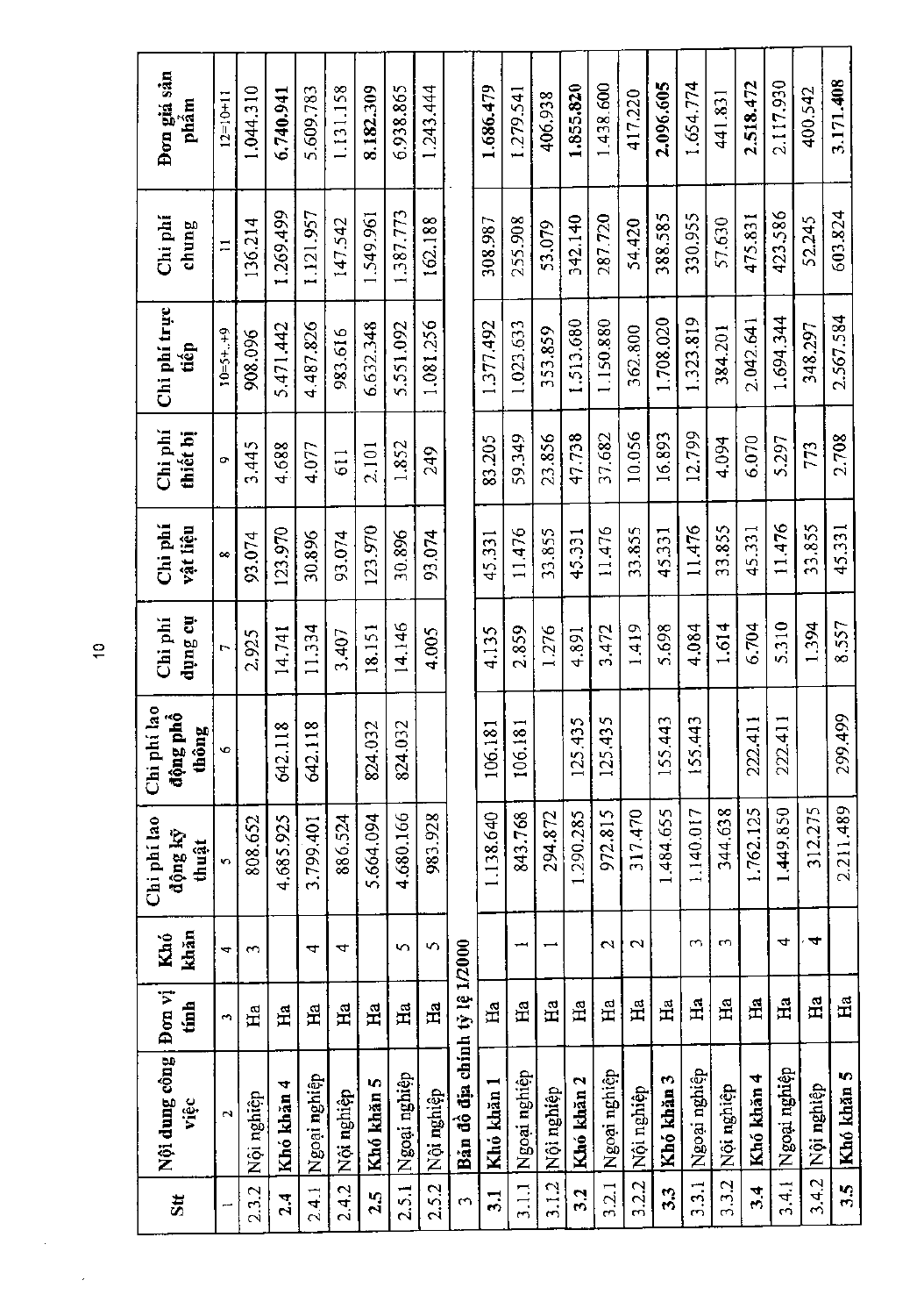| Stt | Nội dung công việc | Đơn vị tính | Khó khăn | Chi phí lao động kỹ thuật | Chi phí lao động phổ thông | Chi phí dụng cụ | Chi phí vật liệu | Chi phí thiết bị | Chi phí trực tiếp | Chi phí chung | Đơn giá sản phẩm |
|---|---|---|---|---|---|---|---|---|---|---|---|
| 1 | 2 | 3 | 4 | 5 | 6 | 7 | 8 | 9 | 10=5+..+9 | 11 | 12=10+11 |
| 2.3.2 | Nội nghiệp | Ha | 3 | 808.652 | | 2.925 | 93.074 | 3.445 | 908.096 | 136.214 | 1.044.310 |
| **2.4** | **Khó khăn 4** | Ha | | 4.685.925 | 642.118 | 14.741 | 123.970 | 4.688 | 5.471.442 | 1.269.499 | **6.740.941** |
| 2.4.1 | Ngoại nghiệp | Ha | 4 | 3.799.401 | 642.118 | 11.334 | 30.896 | 4.077 | 4.487.826 | 1.121.957 | 5.609.783 |
| 2.4.2 | Nội nghiệp | Ha | 4 | 886.524 | | 3.407 | 93.074 | 611 | 983.616 | 147.542 | 1.131.158 |
| **2.5** | **Khó khăn 5** | Ha | | 5.664.094 | 824.032 | 18.151 | 123.970 | 2.101 | 6.632.348 | 1.549.961 | **8.182.309** |
| 2.5.1 | Ngoại nghiệp | Ha | 5 | 4.680.166 | 824.032 | 14.146 | 30.896 | 1.852 | 5.551.092 | 1.387.773 | 6.938.865 |
| 2.5.2 | Nội nghiệp | Ha | 5 | 983.928 | | 4.005 | 93.074 | 249 | 1.081.256 | 162.188 | 1.243.444 |
| **3** | **Bản đồ địa chính tỷ lệ 1/2000** | | | | | | | | | | |
| **3.1** | **Khó khăn 1** | Ha | | 1.138.640 | 106.181 | 4.135 | 45.331 | 83.205 | 1.377.492 | 308.987 | **1.686.479** |
| 3.1.1 | Ngoại nghiệp | Ha | 1 | 843.768 | 106.181 | 2.859 | 11.476 | 59.349 | 1.023.633 | 255.908 | 1.279.541 |
| 3.1.2 | Nội nghiệp | Ha | 1 | 294.872 | | 1.276 | 33.855 | 23.856 | 353.859 | 53.079 | 406.938 |
| **3.2** | **Khó khăn 2** | Ha | | 1.290.285 | 125.435 | 4.891 | 45.331 | 47.738 | 1.513.680 | 342.140 | **1.855.820** |
| 3.2.1 | Ngoại nghiệp | Ha | 2 | 972.815 | 125.435 | 3.472 | 11.476 | 37.682 | 1.150.880 | 287.720 | 1.438.600 |
| 3.2.2 | Nội nghiệp | Ha | 2 | 317.470 | | 1.419 | 33.855 | 10.056 | 362.800 | 54.420 | 417.220 |
| **3.3** | **Khó khăn 3** | Ha | | 1.484.655 | 155.443 | 5.698 | 45.331 | 16.893 | 1.708.020 | 388.585 | **2.096.605** |
| 3.3.1 | Ngoại nghiệp | Ha | 3 | 1.140.017 | 155.443 | 4.084 | 11.476 | 12.799 | 1.323.819 | 330.955 | 1.654.774 |
| 3.3.2 | Nội nghiệp | Ha | 3 | 344.638 | | 1.614 | 33.855 | 4.094 | 384.201 | 57.630 | 441.831 |
| **3.4** | **Khó khăn 4** | Ha | | 1.762.125 | 222.411 | 6.704 | 45.331 | 6.070 | 2.042.641 | 475.831 | **2.518.472** |
| 3.4.1 | Ngoại nghiệp | Ha | 4 | 1.449.850 | 222.411 | 5.310 | 11.476 | 5.297 | 1.694.344 | 423.586 | 2.117.930 |
| 3.4.2 | Nội nghiệp | Ha | 4 | 312.275 | | 1.394 | 33.855 | 773 | 348.297 | 52.245 | 400.542 |
| **3.5** | **Khó khăn 5** | Ha | | 2.211.489 | 299.499 | 8.557 | 45.331 | 2.708 | 2.567.584 | 603.824 | **3.171.408** |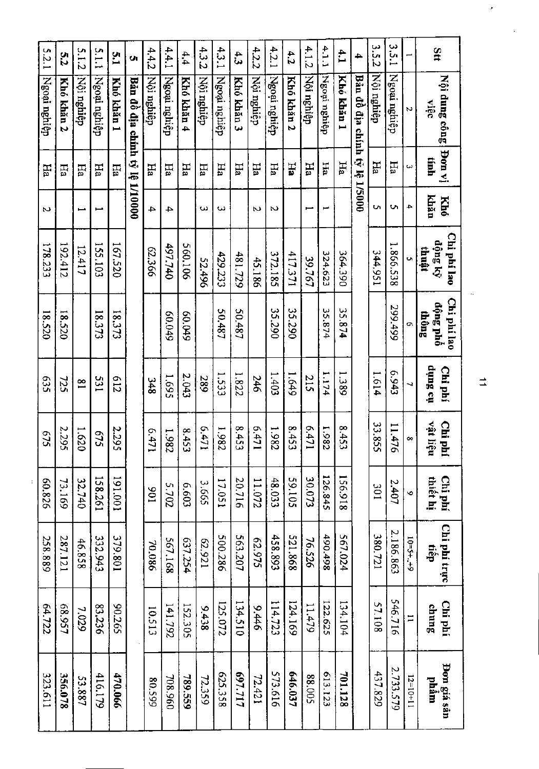| Stt | Nội dung công việc | Đơn vị tính | Khó khăn | Chi phí lao động kỹ thuật | Chi phí lao động phổ thông | Chi phí dụng cụ | Chi phí vật liệu | Chi phí thiết bị | Chi phí trực tiếp | Chi phí chung | Đơn giá sản phẩm |
|---|---|---|---|---|---|---|---|---|---|---|---|
| 1 | 2 | 3 | 4 | 5 | 6 | 7 | 8 | 9 | 10=5+..+9 | 11 | 12=10+11 |
| 3.5.1 | Ngoại nghiệp | Ha | 5 | 1.866.538 | 299.499 | 6.943 | 11.476 | 2.407 | 2.186.863 | 546.716 | 2.733.579 |
| 3.5.2 | Nội nghiệp | Ha | 5 | 344.951 | | 1.614 | 33.855 | 301 | 380.721 | 57.108 | 437.829 |
| **4** | **Bản đồ địa chính tỷ lệ 1/5000** | | | | | | | | | | |
| **4.1** | **Khó khăn 1** | Ha | | 364.390 | 35.874 | 1.389 | 8.453 | 156.918 | 567.024 | 134.104 | **701.128** |
| 4.1.1 | Ngoại nghiệp | Ha | 1 | 324.623 | 35.874 | 1.174 | 1.982 | 126.845 | 490.498 | 122.625 | 613.123 |
| 4.1.2 | Nội nghiệp | Ha | 1 | 39.767 | | 215 | 6.471 | 30.073 | 76.526 | 11.479 | 88.005 |
| **4.2** | **Khó khăn 2** | Ha | | 417.371 | 35.290 | 1.649 | 8.453 | 59.105 | 521.868 | 124.169 | **646.037** |
| 4.2.1 | Ngoại nghiệp | Ha | 2 | 372.185 | 35.290 | 1.403 | 1.982 | 48.033 | 458.893 | 114.723 | 573.616 |
| 4.2.2 | Nội nghiệp | Ha | 2 | 45.186 | | 246 | 6.471 | 11.072 | 62.975 | 9.446 | 72.421 |
| **4.3** | **Khó khăn 3** | Ha | | 481.729 | 50.487 | 1.822 | 8.453 | 20.716 | 563.207 | 134.510 | **697.717** |
| 4.3.1 | Ngoại nghiệp | Ha | 3 | 429.233 | 50.487 | 1.533 | 1.982 | 17.051 | 500.286 | 125.072 | 625.358 |
| 4.3.2 | Nội nghiệp | Ha | 3 | 52.496 | | 289 | 6.471 | 3.665 | 62.921 | 9.438 | 72.359 |
| **4.4** | **Khó khăn 4** | Ha | | 560.106 | 60.049 | 2.043 | 8.453 | 6.603 | 637.254 | 152.305 | **789.559** |
| 4.4.1 | Ngoại nghiệp | Ha | 4 | 497.740 | 60.049 | 1.695 | 1.982 | 5.702 | 567.168 | 141.792 | 708.960 |
| 4.4.2 | Nội nghiệp | Ha | 4 | 62.366 | | 348 | 6.471 | 901 | 70.086 | 10.513 | 80.599 |
| **5** | **Bản đồ địa chính tỷ lệ 1/10000** | | | | | | | | | | |
| **5.1** | **Khó khăn 1** | Ha | | 167.520 | 18.373 | 612 | 2.295 | 191.001 | 379.801 | 90.265 | **470.066** |
| 5.1.1 | Ngoại nghiệp | Ha | 1 | 155.103 | 18.373 | 531 | 675 | 158.261 | 332.943 | 83.236 | 416.179 |
| 5.1.2 | Nội nghiệp | Ha | 1 | 12.417 | | 81 | 1.620 | 32.740 | 46.858 | 7.029 | 53.887 |
| **5.2** | **Khó khăn 2** | Ha | | 192.412 | 18.520 | 725 | 2.295 | 73.169 | 287.121 | 68.957 | **356.078** |
| 5.2.1 | Ngoại nghiệp | Ha | 2 | 178.233 | 18.520 | 635 | 675 | 60.826 | 258.889 | 64.722 | 323.611 |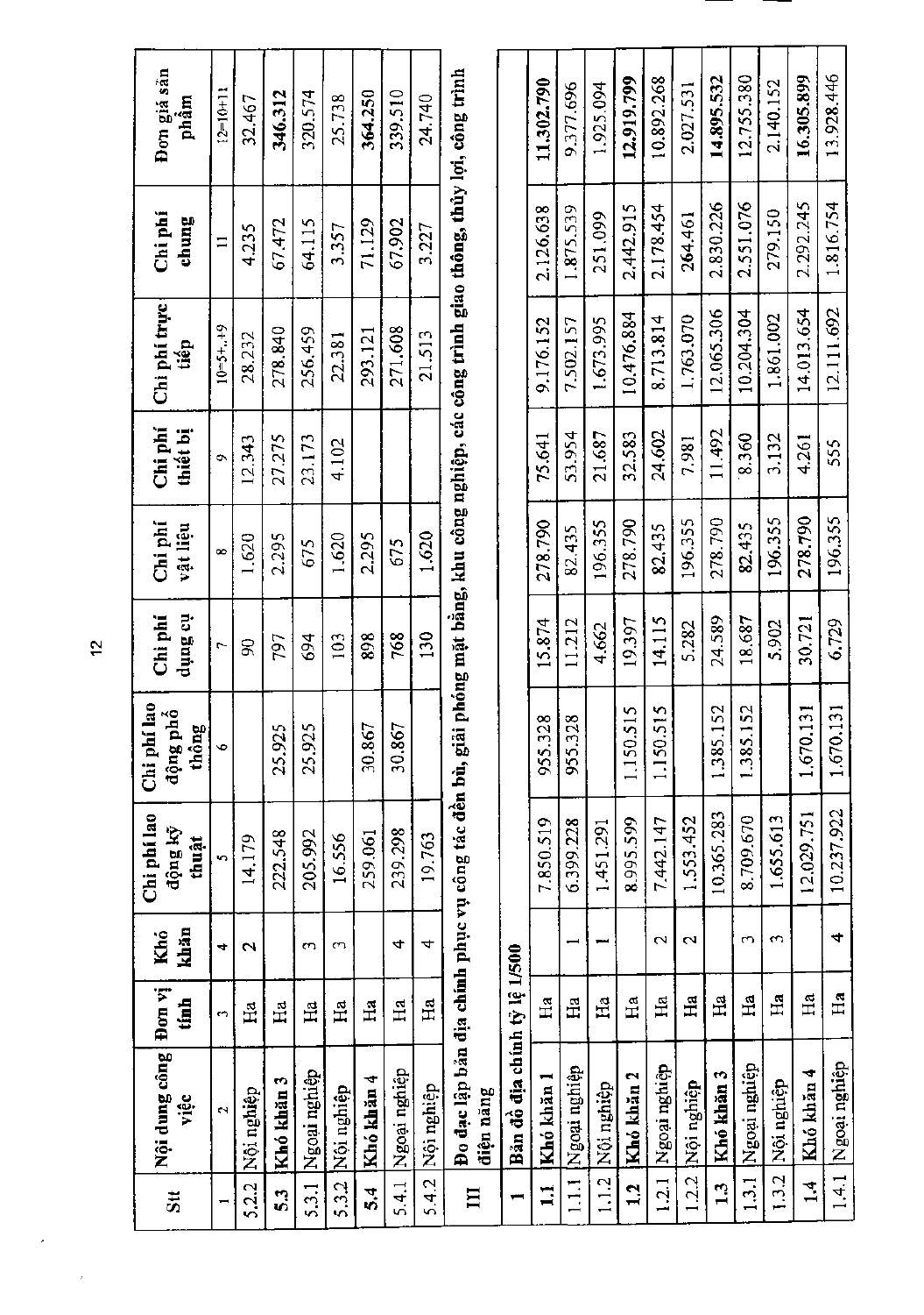| Stt | Nội dung công việc | Đơn vị tính | Khó khăn | Chi phí lao động kỹ thuật | Chi phí lao động phổ thông | Chi phí dụng cụ | Chi phí vật liệu | Chi phí thiết bị | Chi phí trực tiếp | Chi phí chung | Đơn giá sản phẩm |
|---|---|---|---|---|---|---|---|---|---|---|---|
| 1 | 2 | 3 | 4 | 5 | 6 | 7 | 8 | 9 | 10=5+..+9 | 11 | 12=10+11 |
| 5.2.2 | Nội nghiệp | Ha | 2 | 14.179 | | 90 | 1.620 | 12.343 | 28.232 | 4.235 | 32.467 |
| **5.3** | **Khó khăn 3** | Ha | | 222.548 | 25.925 | 797 | 2.295 | 27.275 | 278.840 | 67.472 | **346.312** |
| 5.3.1 | Ngoại nghiệp | Ha | 3 | 205.992 | 25.925 | 694 | 675 | 23.173 | 256.459 | 64.115 | 320.574 |
| 5.3.2 | Nội nghiệp | Ha | 3 | 16.556 | | 103 | 1.620 | 4.102 | 22.381 | 3.357 | 25.738 |
| **5.4** | **Khó khăn 4** | Ha | | 259.061 | 30.867 | 898 | 2.295 | | 293.121 | 71.129 | **364.250** |
| 5.4.1 | Ngoại nghiệp | Ha | 4 | 239.298 | 30.867 | 768 | 675 | | 271.608 | 67.902 | 339.510 |
| 5.4.2 | Nội nghiệp | Ha | 4 | 19.763 | | 130 | 1.620 | | 21.513 | 3.227 | 24.740 |
| **III** | **Đo đạc lập bản đồ địa chính phục vụ công tác đền bù, giải phóng mặt bằng, khu công nghiệp, các công trình giao thông, thủy lợi, công trình điện năng** | | | | | | | | | | |
| **1** | **Bản đồ địa chính tỷ lệ 1/500** | | | | | | | | | | |
| **1.1** | **Khó khăn 1** | Ha | | 7.850.519 | 955.328 | 15.874 | 278.790 | 75.641 | 9.176.152 | 2.126.638 | **11.302.790** |
| 1.1.1 | Ngoại nghiệp | Ha | 1 | 6.399.228 | 955.328 | 11.212 | 82.435 | 53.954 | 7.502.157 | 1.875.539 | 9.377.696 |
| 1.1.2 | Nội nghiệp | Ha | 1 | 1.451.291 | | 4.662 | 196.355 | 21.687 | 1.673.995 | 251.099 | 1.925.094 |
| **1.2** | **Khó khăn 2** | Ha | | 8.995.599 | 1.150.515 | 19.397 | 278.790 | 32.583 | 10.476.884 | 2.442.915 | **12.919.799** |
| 1.2.1 | Ngoại nghiệp | Ha | 2 | 7.442.147 | 1.150.515 | 14.115 | 82.435 | 24.602 | 8.713.814 | 2.178.454 | 10.892.268 |
| 1.2.2 | Nội nghiệp | Ha | 2 | 1.553.452 | | 5.282 | 196.355 | 7.981 | 1.763.070 | 264.461 | 2.027.531 |
| **1.3** | **Khó khăn 3** | Ha | | 10.365.283 | 1.385.152 | 24.589 | 278.790 | 11.492 | 12.065.306 | 2.830.226 | **14.895.532** |
| 1.3.1 | Ngoại nghiệp | Ha | 3 | 8.709.670 | 1.385.152 | 18.687 | 82.435 | 8.360 | 10.204.304 | 2.551.076 | 12.755.380 |
| 1.3.2 | Nội nghiệp | Ha | 3 | 1.655.613 | | 5.902 | 196.355 | 3.132 | 1.861.002 | 279.150 | 2.140.152 |
| **1.4** | **Khó khăn 4** | Ha | | 12.029.751 | 1.670.131 | 30.721 | 278.790 | 4.261 | 14.013.654 | 2.292.245 | **16.305.899** |
| 1.4.1 | Ngoại nghiệp | Ha | 4 | 10.237.922 | 1.670.131 | 6.729 | 196.355 | 555 | 12.111.692 | 1.816.754 | 13.928.446 |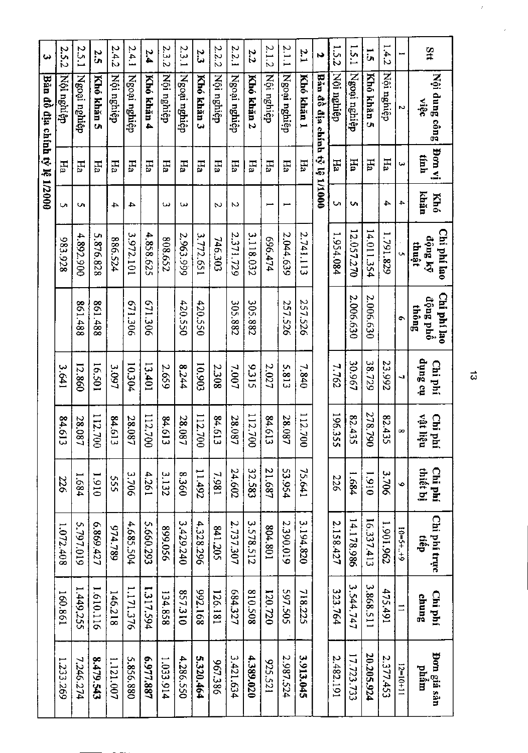| Stt | Nội dung công việc | Đơn vị tính | Khó khăn | Chi phí lao động kỹ thuật | Chi phí lao động phổ thông | Chi phí dụng cụ | Chi phí vật liệu | Chi phí thiết bị | Chi phí trực tiếp | Chi phí chung | Đơn giá sản phẩm |
|---|---|---|---|---|---|---|---|---|---|---|---|
| 1 | 2 | 3 | 4 | 5 | 6 | 7 | 8 | 9 | 10=5+..+9 | 11 | 12=10+11 |
| 1.4.2 | Nội nghiệp | Ha | 4 | 1.791.829 | | 23.992 | 82.435 | 3.706 | 1.901.962 | 475.491 | 2.377.453 |
| **1.5** | **Khó khăn 5** | Ha | | 14.011.354 | 2.006.630 | 38.729 | 278.790 | 1.910 | 16.337.413 | 3.868.511 | **20.205.924** |
| 1.5.1 | Ngoại nghiệp | Ha | 5 | 12.057.270 | 2.006.630 | 30.967 | 82.435 | 1.684 | 14.178.986 | 3.544.747 | 17.723.733 |
| 1.5.2 | Nội nghiệp | Ha | 5 | 1.954.084 | | 7.762 | 196.355 | 226 | 2.158.427 | 323.764 | 2.482.191 |
| **2** | **Bản đồ địa chính tỷ lệ 1/1000** | | | | | | | | | | |
| **2.1** | **Khó khăn 1** | Ha | | 2.741.113 | 257.526 | 7.840 | 112.700 | 75.641 | 3.194.820 | 718.225 | **3.913.045** |
| 2.1.1 | Ngoại nghiệp | Ha | 1 | 2.044.639 | 257.526 | 5.813 | 28.087 | 53.954 | 2.390.019 | 597.505 | 2.987.524 |
| 2.1.2 | Nội nghiệp | Ha | 1 | 696.474 | | 2.027 | 84.613 | 21.687 | 804.801 | 120.720 | 925.521 |
| **2.2** | **Khó khăn 2** | Ha | | 3.118.032 | 305.882 | 9.315 | 112.700 | 32.583 | 3.578.512 | 810.508 | **4.389.020** |
| 2.2.1 | Ngoại nghiệp | Ha | 2 | 2.371.729 | 305.882 | 7.007 | 28.087 | 24.602 | 2.737.307 | 684.327 | 3.421.634 |
| 2.2.2 | Nội nghiệp | Ha | 2 | 746.303 | | 2.308 | 84.613 | 7.981 | 841.205 | 126.181 | 967.386 |
| **2.3** | **Khó khăn 3** | Ha | | 3.772.651 | 420.550 | 10.903 | 112.700 | 11.492 | 4.328.296 | 992.168 | **5.320.464** |
| 2.3.1 | Ngoại nghiệp | Ha | 3 | 2.963.999 | 420.550 | 8.244 | 28.087 | 8.360 | 3.429.240 | 857.310 | 4.286.550 |
| 2.3.2 | Nội nghiệp | Ha | 3 | 808.652 | | 2.659 | 84.613 | 3.132 | 899.056 | 134.858 | 1.033.914 |
| **2.4** | **Khó khăn 4** | Ha | | 4.858.625 | 671.306 | 13.401 | 112.700 | 4.261 | 5.660.293 | **1.317.594** | **6.977.887** |
| 2.4.1 | Ngoại nghiệp | Ha | 4 | 3.972.101 | 671.306 | 10.304 | 28.087 | 3.706 | 4.685.504 | 1.171.376 | 5.856.880 |
| 2.4.2 | Nội nghiệp | Ha | 4 | 886.524 | | 3.097 | 84.613 | 555 | 974.789 | 146.218 | 1.121.007 |
| **2.5** | **Khó khăn 5** | Ha | | 5.876.828 | 861.488 | 16.501 | 112.700 | 1.910 | 6.869.427 | 1.610.116 | **8.479.543** |
| 2.5.1 | Ngoại nghiệp | Ha | 5 | 4.892.900 | 861.488 | 12.860 | 28.087 | 1.684 | 5.797.019 | 1.449.255 | 7.246.274 |
| 2.5.2 | Nội nghiệp | Ha | 5 | 983.928 | | 3.641 | 84.613 | 226 | 1.072.408 | 160.861 | 1.233.269 |
| **3** | **Bản đồ địa chính tỷ lệ 1/2000** | | | | | | | | | | |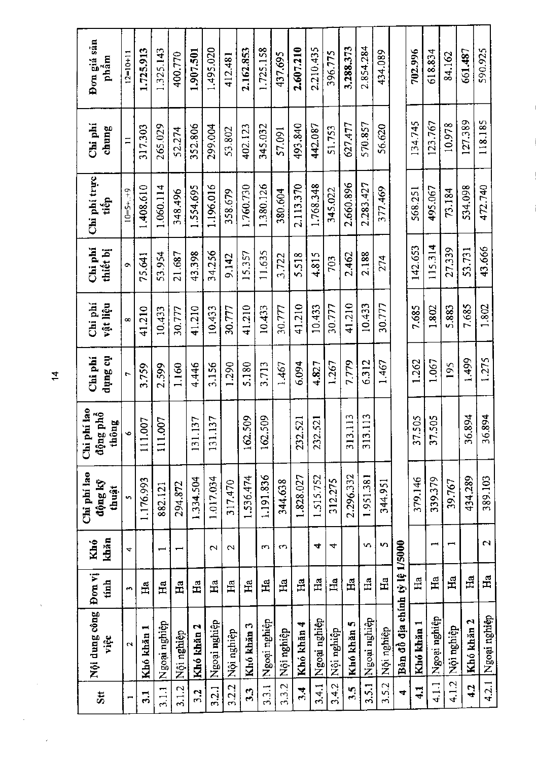| Stt | Nội dung công việc | Đơn vị tính | Khó khăn | Chi phí lao động kỹ thuật | Chi phí lao động phổ thông | Chi phí dụng cụ | Chi phí vật liệu | Chi phí thiết bị | Chi phí trực tiếp | Chi phí chung | Đơn giá sản phẩm |
|---|---|---|---|---|---|---|---|---|---|---|---|
| 1 | 2 | 3 | 4 | 5 | 6 | 7 | 8 | 9 | 10=5+...+9 | 11 | 12=10+11 |
| **3.1** | **Khó khăn 1** | Ha | | 1.176.993 | 111.007 | 3.759 | 41.210 | 75.641 | 1.408.610 | 317.303 | **1.725.913** |
| 3.1.1 | Ngoại nghiệp | Ha | 1 | 882.121 | 111.007 | 2.599 | 10.433 | 53.954 | 1.060.114 | 265.029 | 1.325.143 |
| 3.1.2 | Nội nghiệp | Ha | 1 | 294.872 | | 1.160 | 30.777 | 21.687 | 348.496 | 52.274 | 400.770 |
| **3.2** | **Khó khăn 2** | Ha | | 1.334.504 | 131.137 | 4.446 | 41.210 | 43.398 | 1.554.695 | 352.806 | **1.907.501** |
| 3.2.1 | Ngoại nghiệp | Ha | 2 | 1.017.034 | 131.137 | 3.156 | 10.433 | 34.256 | 1.196.016 | 299.004 | 1.495.020 |
| 3.2.2 | Nội nghiệp | Ha | 2 | 317.470 | | 1.290 | 30.777 | 9.142 | 358.679 | 53.802 | 412.481 |
| **3.3** | **Khó khăn 3** | Ha | | 1.536.474 | 162.509 | 5.180 | 41.210 | 15.357 | 1.760.730 | 402.123 | **2.162.853** |
| 3.3.1 | Ngoại nghiệp | Ha | 3 | 1.191.836 | 162.509 | 3.713 | 10.433 | 11.635 | 1.380.126 | 345.032 | 1.725.158 |
| 3.3.2 | Nội nghiệp | Ha | 3 | 344.638 | | 1.467 | 30.777 | 3.722 | 380.604 | 57.091 | 437.695 |
| **3.4** | **Khó khăn 4** | Ha | | 1.828.027 | 232.521 | 6.094 | 41.210 | 5.518 | 2.113.370 | 493.840 | **2.607.210** |
| 3.4.1 | Ngoại nghiệp | Ha | 4 | 1.515.752 | 232.521 | 4.827 | 10.433 | 4.815 | 1.768.348 | 442.087 | 2.210.435 |
| 3.4.2 | Nội nghiệp | Ha | 4 | 312.275 | | 1.267 | 30.777 | 703 | 345.022 | 51.753 | 396.775 |
| **3.5** | **Khó khăn 5** | Ha | | 2.296.332 | 313.113 | 7.779 | 41.210 | 2.462 | 2.660.896 | 627.477 | **3.288.373** |
| 3.5.1 | Ngoại nghiệp | Ha | 5 | 1.951.381 | 313.113 | 6.312 | 10.433 | 2.188 | 2.283.427 | 570.857 | 2.854.284 |
| 3.5.2 | Nội nghiệp | Ha | 5 | 344.951 | | 1.467 | 30.777 | 274 | 377.469 | 56.620 | 434.089 |
| **4** | **Bản đồ địa chính tỷ lệ 1/5000** | | | | | | | | | | |
| **4.1** | **Khó khăn 1** | Ha | | 379.146 | 37.505 | 1.262 | 7.685 | 142.653 | 568.251 | 134.745 | 702.996 |
| 4.1.1 | Ngoại nghiệp | Ha | 1 | 339.379 | 37.505 | 1.067 | 1.802 | 115.314 | 495.067 | 123.767 | 618.834 |
| 4.1.2 | Nội nghiệp | Ha | 1 | 39.767 | | 195 | 5.883 | 27.339 | 73.184 | 10.978 | 84.162 |
| **4.2** | **Khó khăn 2** | Ha | | 434.289 | 36.894 | 1.499 | 7.685 | 53.731 | 534.098 | 127.389 | **661.487** |
| 4.2.1 | Ngoại nghiệp | Ha | 2 | 389.103 | 36.894 | 1.275 | 1.802 | 43.666 | 472.740 | 118.185 | 590.925 |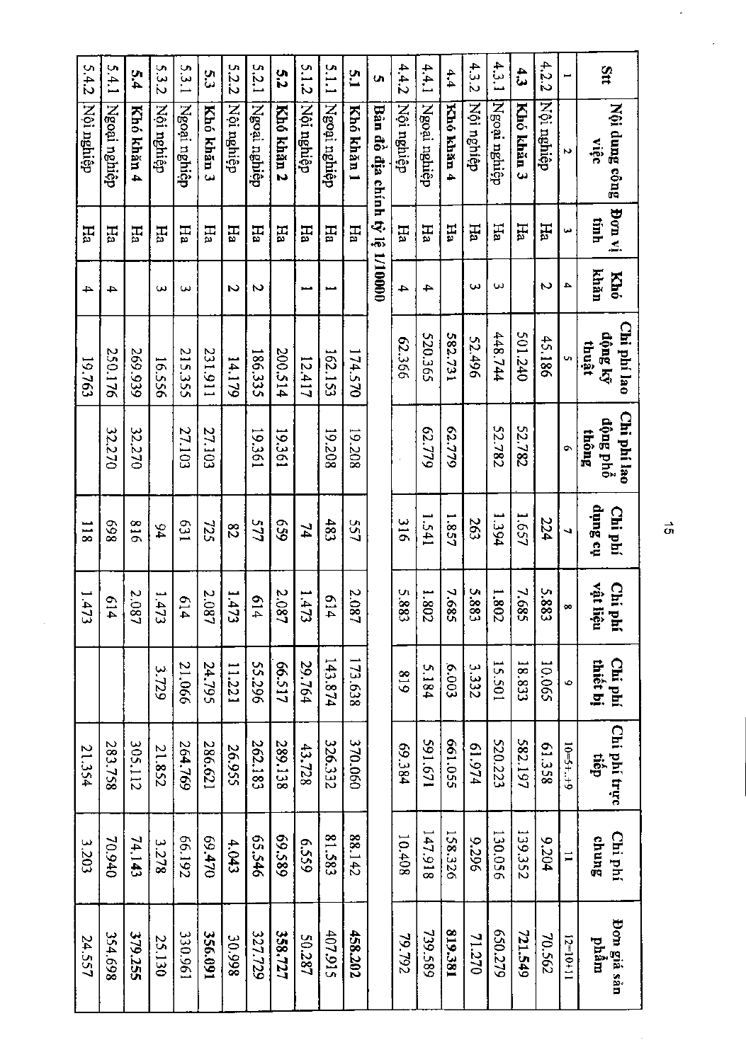| Stt | Nội dung công việc | Đơn vị tính | Khó khăn | Chi phí lao động kỹ thuật | Chi phí lao động phổ thông | Chi phí dụng cụ | Chi phí vật liệu | Chi phí thiết bị | Chi phí trực tiếp | Chi phí chung | Đơn giá sản phẩm |
|---|---|---|---|---|---|---|---|---|---|---|---|
| 1 | 2 | 3 | 4 | 5 | 6 | 7 | 8 | 9 | 10=5+...+9 | 11 | 12=10+11 |
| 4.2.2 | Nội nghiệp | Ha | 2 | 45.186 | | 224 | 5.883 | 10.065 | 61.358 | 9.204 | 70.562 |
| **4.3** | **Khó khăn 3** | Ha | | 501.240 | 52.782 | 1.657 | 7.685 | 18.833 | 582.197 | 139.352 | **721.549** |
| 4.3.1 | Ngoại nghiệp | Ha | 3 | 448.744 | 52.782 | 1.394 | 1.802 | 15.501 | 520.223 | 130.056 | 650.279 |
| 4.3.2 | Nội nghiệp | Ha | 3 | 52.496 | | 263 | 5.883 | 3.332 | 61.974 | 9.296 | 71.270 |
| **4.4** | **Khó khăn 4** | Ha | | 582.731 | 62.779 | 1.857 | 7.685 | 6.003 | 661.055 | 158.326 | **819.381** |
| 4.4.1 | Ngoại nghiệp | Ha | 4 | 520.365 | 62.779 | 1.541 | 1.802 | 5.184 | 591.671 | 147.918 | 739.589 |
| 4.4.2 | Nội nghiệp | Ha | 4 | 62.366 | | 316 | 5.883 | 819 | 69.384 | 10.408 | 79.792 |
| **5** | **Bản đồ địa chính tỷ lệ 1/10000** | | | | | | | | | | |
| **5.1** | **Khó khăn 1** | Ha | | 174.570 | 19.208 | 557 | 2.087 | 173.638 | 370.060 | 88.142 | **458.202** |
| 5.1.1 | Ngoại nghiệp | Ha | 1 | 162.153 | 19.208 | 483 | 614 | 143.874 | 326.332 | 81.583 | 407.915 |
| 5.1.2 | Nội nghiệp | Ha | 1 | 12.417 | | 74 | 1.473 | 29.764 | 43.728 | 6.559 | 50.287 |
| **5.2** | **Khó khăn 2** | Ha | | 200.514 | 19.361 | 659 | 2.087 | 66.517 | 289.138 | 69.589 | **358.727** |
| 5.2.1 | Ngoại nghiệp | Ha | 2 | 186.335 | 19.361 | 577 | 614 | 55.296 | 262.183 | 65.546 | 327.729 |
| 5.2.2 | Nội nghiệp | Ha | 2 | 14.179 | | 82 | 1.473 | 11.221 | 26.955 | 4.043 | 30.998 |
| **5.3** | **Khó khăn 3** | Ha | | 231.911 | 27.103 | 725 | 2.087 | 24.795 | 286.621 | 69.470 | **356.091** |
| 5.3.1 | Ngoại nghiệp | Ha | 3 | 215.355 | 27.103 | 631 | 614 | 21.066 | 264.769 | 66.192 | 330.961 |
| 5.3.2 | Nội nghiệp | Ha | 3 | 16.556 | | 94 | 1.473 | 3.729 | 21.852 | 3.278 | 25.130 |
| **5.4** | **Khó khăn 4** | Ha | | 269.939 | 32.270 | 816 | 2.087 | | 305.112 | 74.143 | **379.255** |
| 5.4.1 | Ngoại nghiệp | Ha | 4 | 250.176 | 32.270 | 698 | 614 | | 283.758 | 70.940 | 354.698 |
| 5.4.2 | Nội nghiệp | Ha | 4 | 19.763 | | 118 | 1.473 | | 21.354 | 3.203 | 24.557 |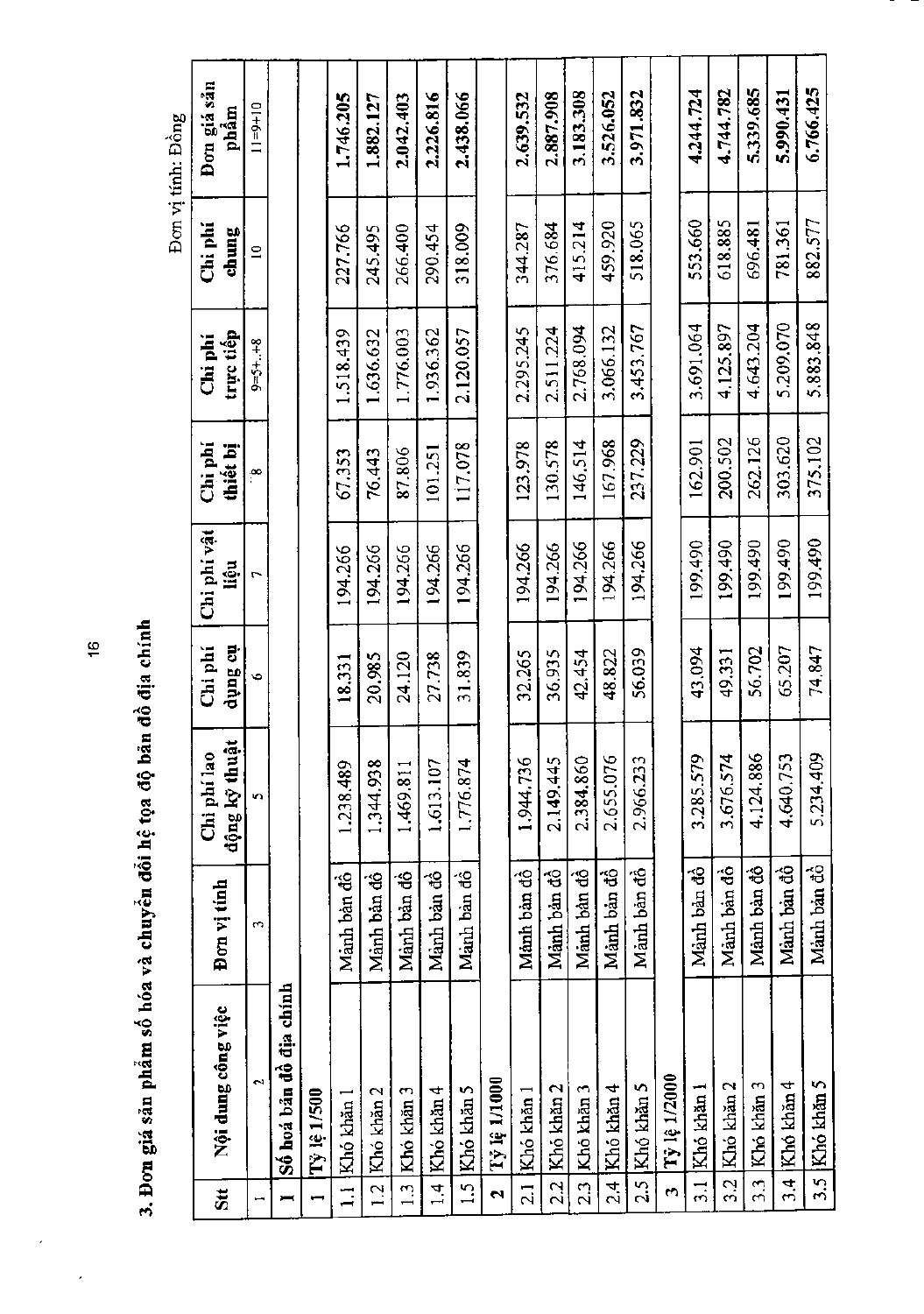### 3. Đơn giá sản phẩm số hóa và chuyển đổi hệ tọa độ bản đồ địa chính

Đơn vị tính: Đồng

| Stt | Nội dung công việc | Đơn vị tính | Chi phí lao động kỹ thuật | Chi phí dụng cụ | Chi phí vật liệu | Chi phí thiết bị | Chi phí trực tiếp | Chi phí chung | Đơn giá sản phẩm |
|---|---|---|---|---|---|---|---|---|---|
| 1 | 2 | 3 | 5 | 6 | 7 | 8 | 9=5+..+8 | 10 | 11=9+10 |
| **I** | **Số hoá bản đồ địa chính** | | | | | | | | |
| **1** | **Tỷ lệ 1/500** | | | | | | | | |
| 1.1 | Khó khăn 1 | Mảnh bản đồ | 1.238.489 | 18.331 | 194.266 | 67.353 | 1.518.439 | 227.766 | **1.746.205** |
| 1.2 | Khó khăn 2 | Mảnh bản đồ | 1.344.938 | 20.985 | 194.266 | 76.443 | 1.636.632 | 245.495 | **1.882.127** |
| 1.3 | Khó khăn 3 | Mảnh bản đồ | 1.469.811 | 24.120 | 194.266 | 87.806 | 1.776.003 | 266.400 | **2.042.403** |
| 1.4 | Khó khăn 4 | Mảnh bản đồ | 1.613.107 | 27.738 | 194.266 | 101.251 | 1.936.362 | 290.454 | **2.226.816** |
| 1.5 | Khó khăn 5 | Mảnh bản đồ | 1.776.874 | 31.839 | 194.266 | 117.078 | 2.120.057 | 318.009 | **2.438.066** |
| **2** | **Tỷ lệ 1/1000** | | | | | | | | |
| 2.1 | Khó khăn 1 | Mảnh bản đồ | 1.944.736 | 32.265 | 194.266 | 123.978 | 2.295.245 | 344.287 | **2.639.532** |
| 2.2 | Khó khăn 2 | Mảnh bản đồ | 2.149.445 | 36.935 | 194.266 | 130.578 | 2.511.224 | 376.684 | **2.887.908** |
| 2.3 | Khó khăn 3 | Mảnh bản đồ | 2.384.860 | 42.454 | 194.266 | 146.514 | 2.768.094 | 415.214 | **3.183.308** |
| 2.4 | Khó khăn 4 | Mảnh bản đồ | 2.655.076 | 48.822 | 194.266 | 167.968 | 3.066.132 | 459.920 | **3.526.052** |
| 2.5 | Khó khăn 5 | Mảnh bản đồ | 2.966.233 | 56.039 | 194.266 | 237.229 | 3.453.767 | 518.065 | **3.971.832** |
| **3** | **Tỷ lệ 1/2000** | | | | | | | | |
| 3.1 | Khó khăn 1 | Mảnh bản đồ | 3.285.579 | 43.094 | 199.490 | 162.901 | 3.691.064 | 553.660 | **4.244.724** |
| 3.2 | Khó khăn 2 | Mảnh bản đồ | 3.676.574 | 49.331 | 199.490 | 200.502 | 4.125.897 | 618.885 | **4.744.782** |
| 3.3 | Khó khăn 3 | Mảnh bản đồ | 4.124.886 | 56.702 | 199.490 | 262.126 | 4.643.204 | 696.481 | **5.339.685** |
| 3.4 | Khó khăn 4 | Mảnh bản đồ | 4.640.753 | 65.207 | 199.490 | 303.620 | 5.209.070 | 781.361 | **5.990.431** |
| 3.5 | Khó khăn 5 | Mảnh bản đồ | 5.234.409 | 74.847 | 199.490 | 375.102 | 5.883.848 | 882.577 | **6.766.425** |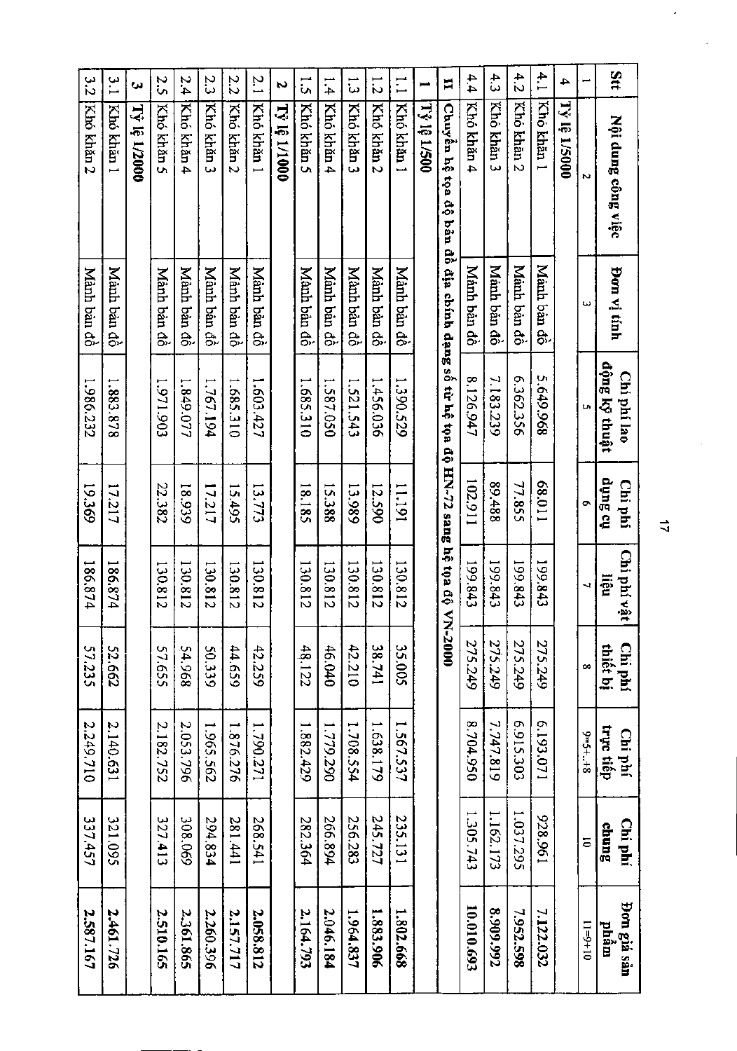| Stt | Nội dung công việc | Đơn vị tính | Chi phí lao động kỹ thuật | Chi phí dụng cụ | Chi phí vật liệu | Chi phí thiết bị | Chi phí trực tiếp | Chi phí chung | Đơn giá sản phẩm |
|---|---|---|---|---|---|---|---|---|---|
| 1 | 2 | 3 | 5 | 6 | 7 | 8 | 9=5+..+8 | 10 | 11=9+10 |
| 4 | Tỷ lệ 1/5000 | | | | | | | | |
| 4.1 | Khó khăn 1 | Mảnh bản đồ | 5.649.968 | 68.011 | 199.843 | 275.249 | 6.193.071 | 928.961 | **7.122.032** |
| 4.2 | Khó khăn 2 | Mảnh bản đồ | 6.362.356 | 77.855 | 199.843 | 275.249 | 6.915.303 | 1.037.295 | **7.952.598** |
| 4.3 | Khó khăn 3 | Mảnh bản đồ | 7.183.239 | 89.488 | 199.843 | 275.249 | 7.747.819 | 1.162.173 | **8.909.992** |
| 4.4 | Khó khăn 4 | Mảnh bản đồ | 8.126.947 | 102.911 | 199.843 | 275.249 | 8.704.950 | 1.305.743 | **10.010.693** |
| II | Chuyển hệ tọa độ bản đồ địa chính dạng số từ hệ tọa độ HN-72 sang hệ tọa độ VN-2000 | | | | | | | | |
| 1 | Tỷ lệ 1/500 | | | | | | | | |
| 1.1 | Khó khăn 1 | Mảnh bản đồ | 1.390.529 | 11.191 | 130.812 | 35.005 | 1.567.537 | 235.131 | **1.802.668** |
| 1.2 | Khó khăn 2 | Mảnh bản đồ | 1.456.036 | 12.590 | 130.812 | 38.741 | 1.638.179 | 245.727 | **1.883.906** |
| 1.3 | Khó khăn 3 | Mảnh bản đồ | 1.521.543 | 13.989 | 130.812 | 42.210 | 1.708.554 | 256.283 | **1.964.837** |
| 1.4 | Khó khăn 4 | Mảnh bản đồ | 1.587.050 | 15.388 | 130.812 | 46.040 | 1.779.290 | 266.894 | **2.046.184** |
| 1.5 | Khó khăn 5 | Mảnh bản đồ | 1.685.310 | 18.185 | 130.812 | 48.122 | 1.882.429 | 282.364 | **2.164.793** |
| 2 | Tỷ lệ 1/1000 | | | | | | | | |
| 2.1 | Khó khăn 1 | Mảnh bản đồ | 1.603.427 | 13.773 | 130.812 | 42.259 | 1.790.271 | 268.541 | **2.058.812** |
| 2.2 | Khó khăn 2 | Mảnh bản đồ | 1.685.310 | 15.495 | 130.812 | 44.659 | 1.876.276 | 281.441 | **2.157.717** |
| 2.3 | Khó khăn 3 | Mảnh bản đồ | 1.767.194 | 17.217 | 130.812 | 50.339 | 1.965.562 | 294.834 | **2.260.396** |
| 2.4 | Khó khăn 4 | Mảnh bản đồ | 1.849.077 | 18.939 | 130.812 | 54.968 | 2.053.796 | 308.069 | **2.361.865** |
| 2.5 | Khó khăn 5 | Mảnh bản đồ | 1.971.903 | 22.382 | 130.812 | 57.655 | 2.182.752 | 327.413 | **2.510.165** |
| 3 | Tỷ lệ 1/2000 | | | | | | | | |
| 3.1 | Khó khăn 1 | Mảnh bản đồ | 1.883.878 | 17.217 | 186.874 | 52.662 | 2.140.631 | 321.095 | **2.461.726** |
| 3.2 | Khó khăn 2 | Mảnh bản đồ | 1.986.232 | 19.369 | 186.874 | 57.235 | 2.249.710 | 337.457 | **2.587.167** |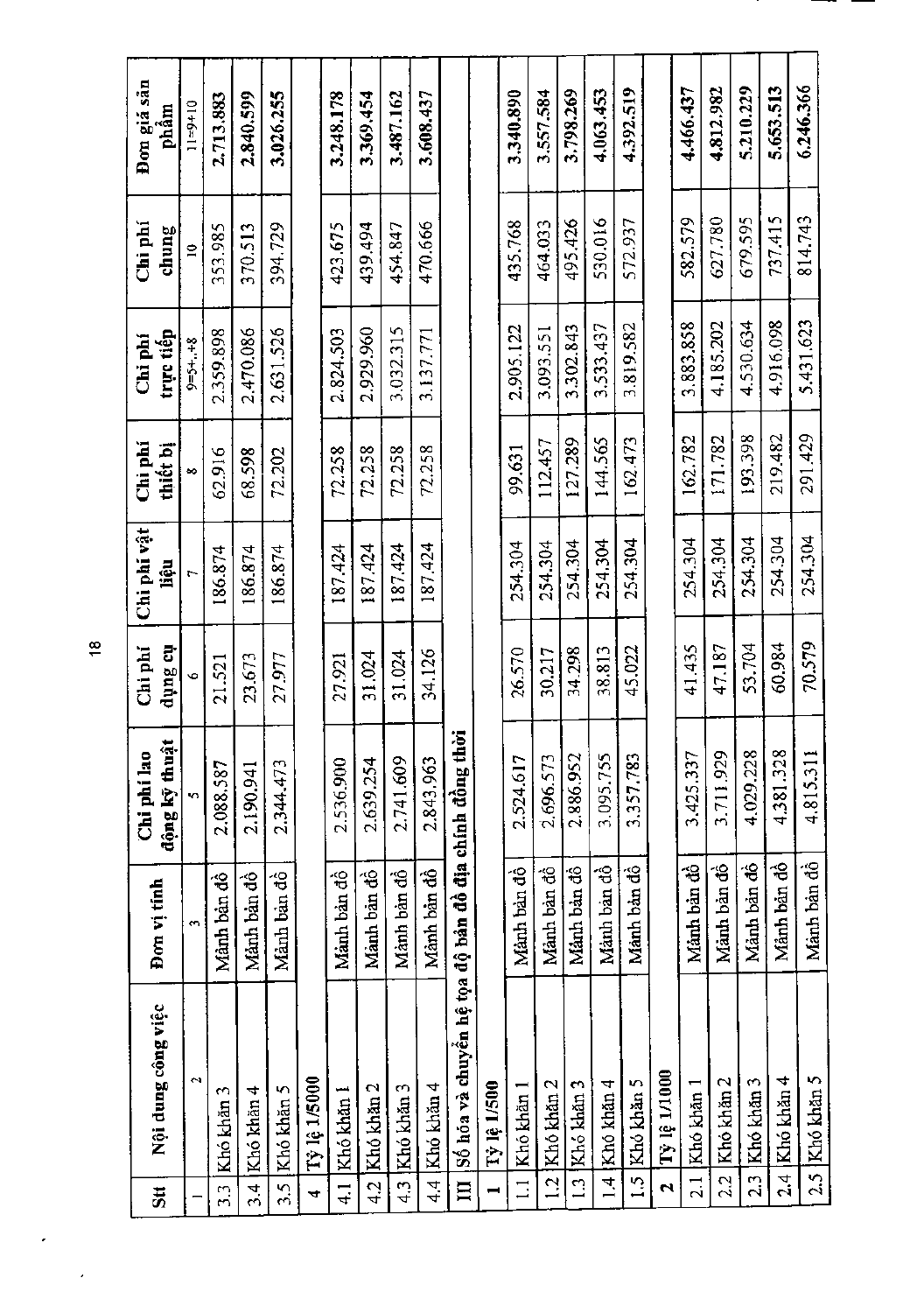| Stt | Nội dung công việc | Đơn vị tính | Chi phí lao động kỹ thuật | Chi phí dụng cụ | Chi phí vật liệu | Chi phí thiết bị | Chi phí trực tiếp | Chi phí chung | Đơn giá sản phẩm |
|---|---|---|---|---|---|---|---|---|---|
| 1 | 2 | 3 | 5 | 6 | 7 | 8 | 9=5+..+8 | 10 | 11=9+10 |
| 3.3 | Khó khăn 3 | Mảnh bản đồ | 2.088.587 | 21.521 | 186.874 | 62.916 | 2.359.898 | 353.985 | 2.713.883 |
| 3.4 | Khó khăn 4 | Mảnh bản đồ | 2.190.941 | 23.673 | 186.874 | 68.598 | 2.470.086 | 370.513 | 2.840.599 |
| 3.5 | Khó khăn 5 | Mảnh bản đồ | 2.344.473 | 27.977 | 186.874 | 72.202 | 2.631.526 | 394.729 | 3.026.255 |
| **4** | **Tỷ lệ 1/5000** | | | | | | | | |
| 4.1 | Khó khăn 1 | Mảnh bản đồ | 2.536.900 | 27.921 | 187.424 | 72.258 | 2.824.503 | 423.675 | 3.248.178 |
| 4.2 | Khó khăn 2 | Mảnh bản đồ | 2.639.254 | 31.024 | 187.424 | 72.258 | 2.929.960 | 439.494 | 3.369.454 |
| 4.3 | Khó khăn 3 | Mảnh bản đồ | 2.741.609 | 31.024 | 187.424 | 72.258 | 3.032.315 | 454.847 | 3.487.162 |
| 4.4 | Khó khăn 4 | Mảnh bản đồ | 2.843.963 | 34.126 | 187.424 | 72.258 | 3.137.771 | 470.666 | 3.608.437 |
| **III** | **Số hóa và chuyển hệ tọa độ bản đồ địa chính đồng thời** | | | | | | | | |
| **1** | **Tỷ lệ 1/500** | | | | | | | | |
| 1.1 | Khó khăn 1 | Mảnh bản đồ | 2.524.617 | 26.570 | 254.304 | 99.631 | 2.905.122 | 435.768 | 3.340.890 |
| 1.2 | Khó khăn 2 | Mảnh bản đồ | 2.696.573 | 30.217 | 254.304 | 112.457 | 3.093.551 | 464.033 | 3.557.584 |
| 1.3 | Khó khăn 3 | Mảnh bản đồ | 2.886.952 | 34.298 | 254.304 | 127.289 | 3.302.843 | 495.426 | 3.798.269 |
| 1.4 | Khó khăn 4 | Mảnh bản đồ | 3.095.755 | 38.813 | 254.304 | 144.565 | 3.533.437 | 530.016 | 4.063.453 |
| 1.5 | Khó khăn 5 | Mảnh bản đồ | 3.357.783 | 45.022 | 254.304 | 162.473 | 3.819.582 | 572.937 | 4.392.519 |
| **2** | **Tỷ lệ 1/1000** | | | | | | | | |
| 2.1 | Khó khăn 1 | Mảnh bản đồ | 3.425.337 | 41.435 | 254.304 | 162.782 | 3.883.858 | 582.579 | 4.466.437 |
| 2.2 | Khó khăn 2 | Mảnh bản đồ | 3.711.929 | 47.187 | 254.304 | 171.782 | 4.185.202 | 627.780 | 4.812.982 |
| 2.3 | Khó khăn 3 | Mảnh bản đồ | 4.029.228 | 53.704 | 254.304 | 193.398 | 4.530.634 | 679.595 | 5.210.229 |
| 2.4 | Khó khăn 4 | Mảnh bản đồ | 4.381.328 | 60.984 | 254.304 | 219.482 | 4.916.098 | 737.415 | 5.653.513 |
| 2.5 | Khó khăn 5 | Mảnh bản đồ | 4.815.311 | 70.579 | 254.304 | 291.429 | 5.431.623 | 814.743 | 6.246.366 |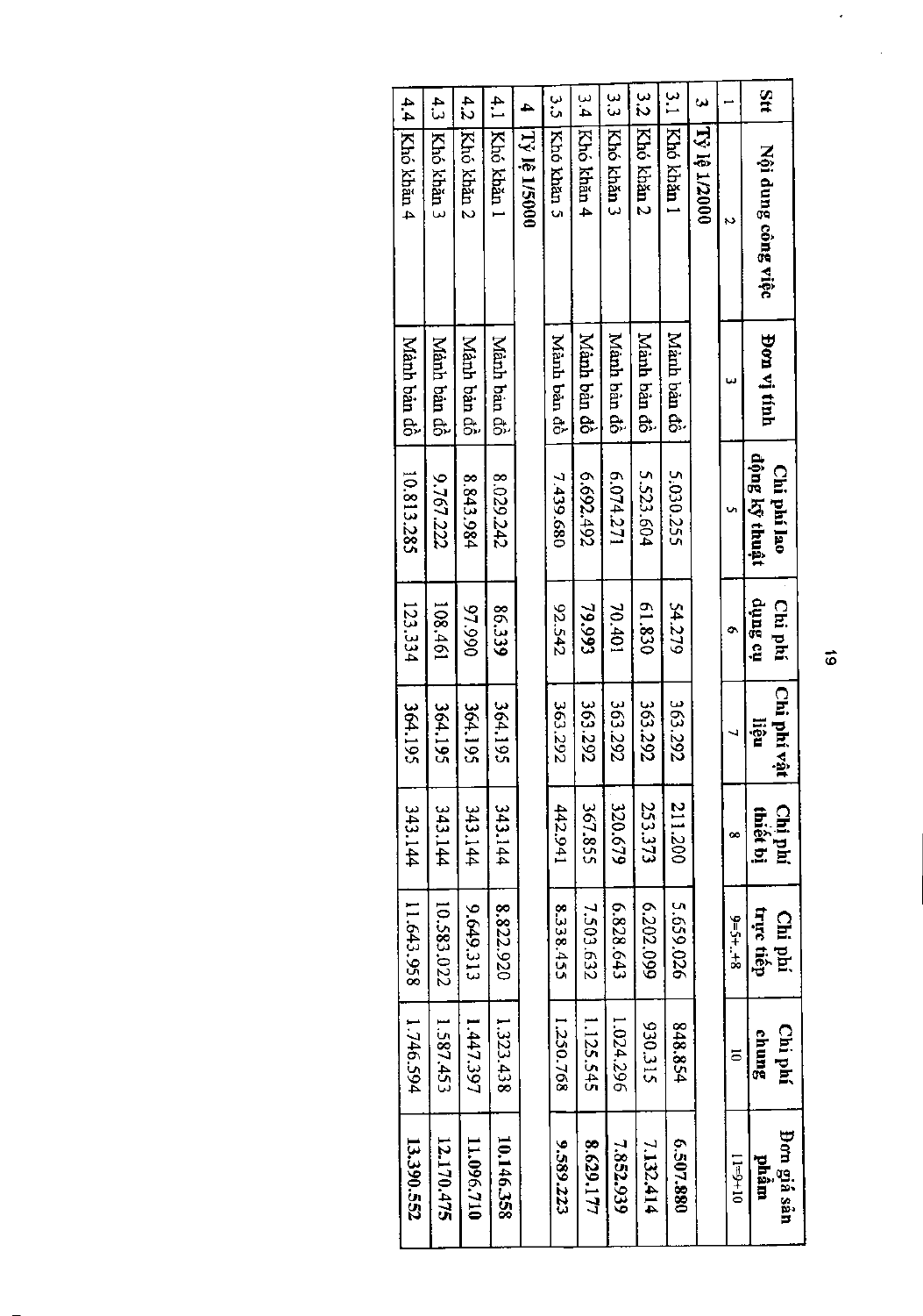| Stt | Nội dung công việc | Đơn vị tính | Chi phí lao động kỹ thuật | Chi phí dụng cụ | Chi phí vật liệu | Chi phí thiết bị | Chi phí trực tiếp | Chi phí chung | Đơn giá sản phẩm |
|---|---|---|---|---|---|---|---|---|---|
| 1 | 2 | 3 | 5 | 6 | 7 | 8 | 9=5+..+8 | 10 | 11=9+10 |
| **3** | **Tỷ lệ 1/2000** | | | | | | | | |
| 3.1 | Khó khăn 1 | Mảnh bản đồ | 5.030.255 | 54.279 | 363.292 | 211.200 | 5.659.026 | 848.854 | **6.507.880** |
| 3.2 | Khó khăn 2 | Mảnh bản đồ | 5.523.604 | 61.830 | 363.292 | 253.373 | 6.202.099 | 930.315 | **7.132.414** |
| 3.3 | Khó khăn 3 | Mảnh bản đồ | 6.074.271 | 70.401 | 363.292 | 320.679 | 6.828.643 | 1.024.296 | **7.852.939** |
| 3.4 | Khó khăn 4 | Mảnh bản đồ | 6.692.492 | 79.993 | 363.292 | 367.855 | 7.503.632 | 1.125.545 | **8.629.177** |
| 3.5 | Khó khăn 5 | Mảnh bản đồ | 7.439.680 | 92.542 | 363.292 | 442.941 | 8.338.455 | 1.250.768 | **9.589.223** |
| **4** | **Tỷ lệ 1/5000** | | | | | | | | |
| 4.1 | Khó khăn 1 | Mảnh bản đồ | 8.029.242 | 86.339 | 364.195 | 343.144 | 8.822.920 | 1.323.438 | **10.146.358** |
| 4.2 | Khó khăn 2 | Mảnh bản đồ | 8.843.984 | 97.990 | 364.195 | 343.144 | 9.649.313 | 1.447.397 | **11.096.710** |
| 4.3 | Khó khăn 3 | Mảnh bản đồ | 9.767.222 | 108.461 | 364.195 | 343.144 | 10.583.022 | 1.587.453 | **12.170.475** |
| 4.4 | Khó khăn 4 | Mảnh bản đồ | 10.813.285 | 123.334 | 364.195 | 343.144 | 11.643.958 | 1.746.594 | **13.390.552** |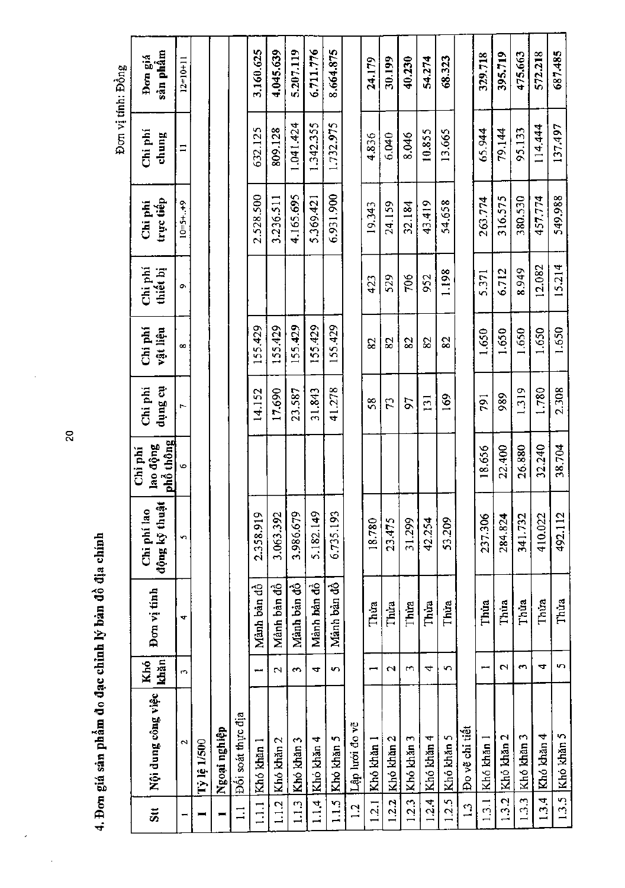**4. Đơn giá sản phẩm đo đạc chỉnh lý bản đồ địa chính**

Đơn vị tính: Đồng

| Stt | Nội dung công việc | Khó khăn | Đơn vị tính | Chi phí lao động kỹ thuật | Chi phí lao động phổ thông | Chi phí dụng cụ | Chi phí vật liệu | Chi phí thiết bị | Chi phí trực tiếp | Chi phí chung | Đơn giá sản phẩm |
|---|---|---|---|---|---|---|---|---|---|---|---|
| 1 | 2 | 3 | 4 | 5 | 6 | 7 | 8 | 9 | 10=5+..+9 | 11 | 12=10+11 |
| **I** | **Tỷ lệ 1/500** | | | | | | | | | | |
| **1** | **Ngoại nghiệp** | | | | | | | | | | |
| 1.1 | Đối soát thực địa | | | | | | | | | | |
| 1.1.1 | Khó khăn 1 | 1 | Mảnh bản đồ | 2.358.919 | | 14.152 | 155.429 | | 2.528.500 | 632.125 | 3.160.625 |
| 1.1.2 | Khó khăn 2 | 2 | Mảnh bản đồ | 3.063.392 | | 17.690 | 155.429 | | 3.236.511 | 809.128 | 4.045.639 |
| 1.1.3 | Khó khăn 3 | 3 | Mảnh bản đồ | 3.986.679 | | 23.587 | 155.429 | | 4.165.695 | 1.041.424 | 5.207.119 |
| 1.1.4 | Khó khăn 4 | 4 | Mảnh bản đồ | 5.182.149 | | 31.843 | 155.429 | | 5.369.421 | 1.342.355 | 6.711.776 |
| 1.1.5 | Khó khăn 5 | 5 | Mảnh bản đồ | 6.735.193 | | 41.278 | 155.429 | | 6.931.900 | 1.732.975 | 8.664.875 |
| 1.2 | Lập lưới đo vẽ | | | | | | | | | | |
| 1.2.1 | Khó khăn 1 | 1 | Thửa | 18.780 | | 58 | 82 | 423 | 19.343 | 4.836 | 24.179 |
| 1.2.2 | Khó khăn 2 | 2 | Thửa | 23.475 | | 73 | 82 | 529 | 24.159 | 6.040 | 30.199 |
| 1.2.3 | Khó khăn 3 | 3 | Thửa | 31.299 | | 97 | 82 | 706 | 32.184 | 8.046 | 40.230 |
| 1.2.4 | Khó khăn 4 | 4 | Thửa | 42.254 | | 131 | 82 | 952 | 43.419 | 10.855 | 54.274 |
| 1.2.5 | Khó khăn 5 | 5 | Thửa | 53.209 | | 169 | 82 | 1.198 | 54.658 | 13.665 | 68.323 |
| 1.3 | Đo vẽ chi tiết | | | | | | | | | | |
| 1.3.1 | Khó khăn 1 | 1 | Thửa | 237.306 | 18.656 | 791 | 1.650 | 5.371 | 263.774 | 65.944 | 329.718 |
| 1.3.2 | Khó khăn 2 | 2 | Thửa | 284.824 | 22.400 | 989 | 1.650 | 6.712 | 316.575 | 79.144 | 395.719 |
| 1.3.3 | Khó khăn 3 | 3 | Thửa | 341.732 | 26.880 | 1.319 | 1.650 | 8.949 | 380.530 | 95.133 | 475.663 |
| 1.3.4 | Khó khăn 4 | 4 | Thửa | 410.022 | 32.240 | 1.780 | 1.650 | 12.082 | 457.774 | 114.444 | 572.218 |
| 1.3.5 | Khó khăn 5 | 5 | Thửa | 492.112 | 38.704 | 2.308 | 1.650 | 15.214 | 549.988 | 137.497 | 687.485 |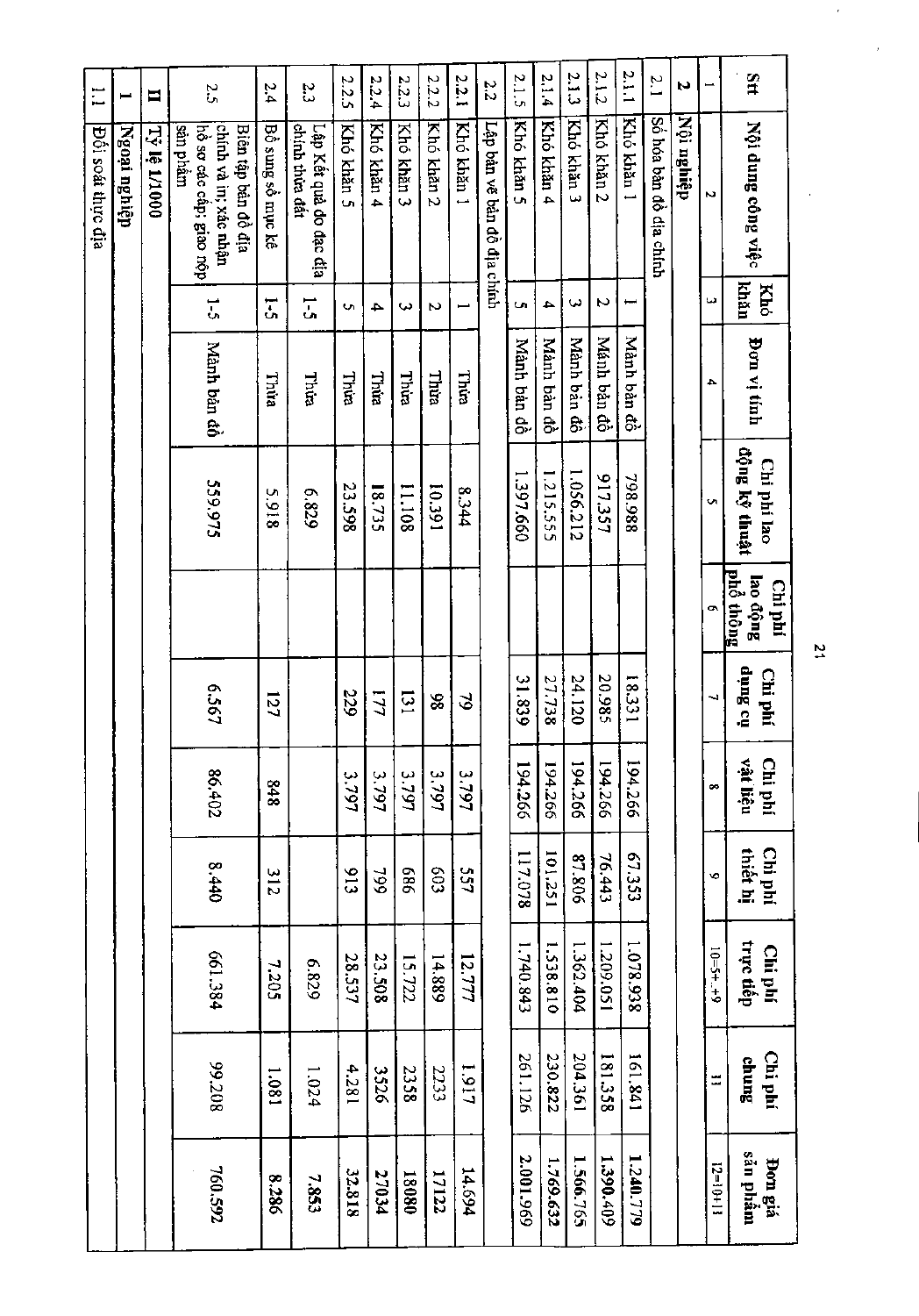| Stt | Nội dung công việc | Khó khăn | Đơn vị tính | Chi phí lao động kỹ thuật | Chi phí lao động phổ thông | Chi phí dụng cụ | Chi phí vật liệu | Chi phí thiết bị | Chi phí trực tiếp | Chi phí chung | Đơn giá sản phẩm |
|---|---|---|---|---|---|---|---|---|---|---|---|
| 1 | 2 | 3 | 4 | 5 | 6 | 7 | 8 | 9 | 10=5+..+9 | 11 | 12=10+11 |
| 2 | Nội nghiệp | | | | | | | | | | |
| 2.1 | Số hóa bản đồ địa chính | | | | | | | | | | |
| 2.1.1 | Khó khăn 1 | 1 | Mảnh bản đồ | 798.988 | | 18.331 | 194.266 | 67.353 | 1.078.938 | 161.841 | 1.240.779 |
| 2.1.2 | Khó khăn 2 | 2 | Mảnh bản đồ | 917.357 | | 20.985 | 194.266 | 76.443 | 1.209.051 | 181.358 | 1.390.409 |
| 2.1.3 | Khó khăn 3 | 3 | Mảnh bản đồ | 1.056.212 | | 24.120 | 194.266 | 87.806 | 1.362.404 | 204.361 | 1.566.765 |
| 2.1.4 | Khó khăn 4 | 4 | Mảnh bản đồ | 1.215.555 | | 27.738 | 194.266 | 101.251 | 1.538.810 | 230.822 | 1.769.632 |
| 2.1.5 | Khó khăn 5 | 5 | Mảnh bản đồ | 1.397.660 | | 31.839 | 194.266 | 117.078 | 1.740.843 | 261.126 | 2.001.969 |
| 2.2 | Lập bản vẽ bản đồ địa chính | | | | | | | | | | |
| 2.2.1 | Khó khăn 1 | 1 | Thửa | 8.344 | | 79 | 3.797 | 557 | 12.777 | 1.917 | 14.694 |
| 2.2.2 | Khó khăn 2 | 2 | Thửa | 10.391 | | 98 | 3.797 | 603 | 14.889 | 2233 | 17122 |
| 2.2.3 | Khó khăn 3 | 3 | Thửa | 11.108 | | 131 | 3.797 | 686 | 15.722 | 2358 | 18080 |
| 2.2.4 | Khó khăn 4 | 4 | Thửa | 18.735 | | 177 | 3.797 | 799 | 23.508 | 3526 | 27034 |
| 2.2.5 | Khó khăn 5 | 5 | Thửa | 23.598 | | 229 | 3.797 | 913 | 28.537 | 4.281 | 32.818 |
| 2.3 | Lập Kết quả đo đạc địa chính thửa đất | 1-5 | Thửa | 6.829 | | | | | 6.829 | 1.024 | 7.853 |
| 2.4 | Bổ sung sổ mục kê | 1-5 | Thửa | 5.918 | | 127 | 848 | 312 | 7.205 | 1.081 | 8.286 |
| 2.5 | Biên tập bản đồ địa chính và in; xác nhận hồ sơ các cấp; giao nộp sản phẩm | 1-5 | Mảnh bản đồ | 559.975 | | 6.567 | 86.402 | 8.440 | 661.384 | 99.208 | 760.592 |
| II | Tỷ lệ 1/1000 | | | | | | | | | | |
| 1 | Ngoại nghiệp | | | | | | | | | | |
| 1.1 | Đối soát thực địa | | | | | | | | | | |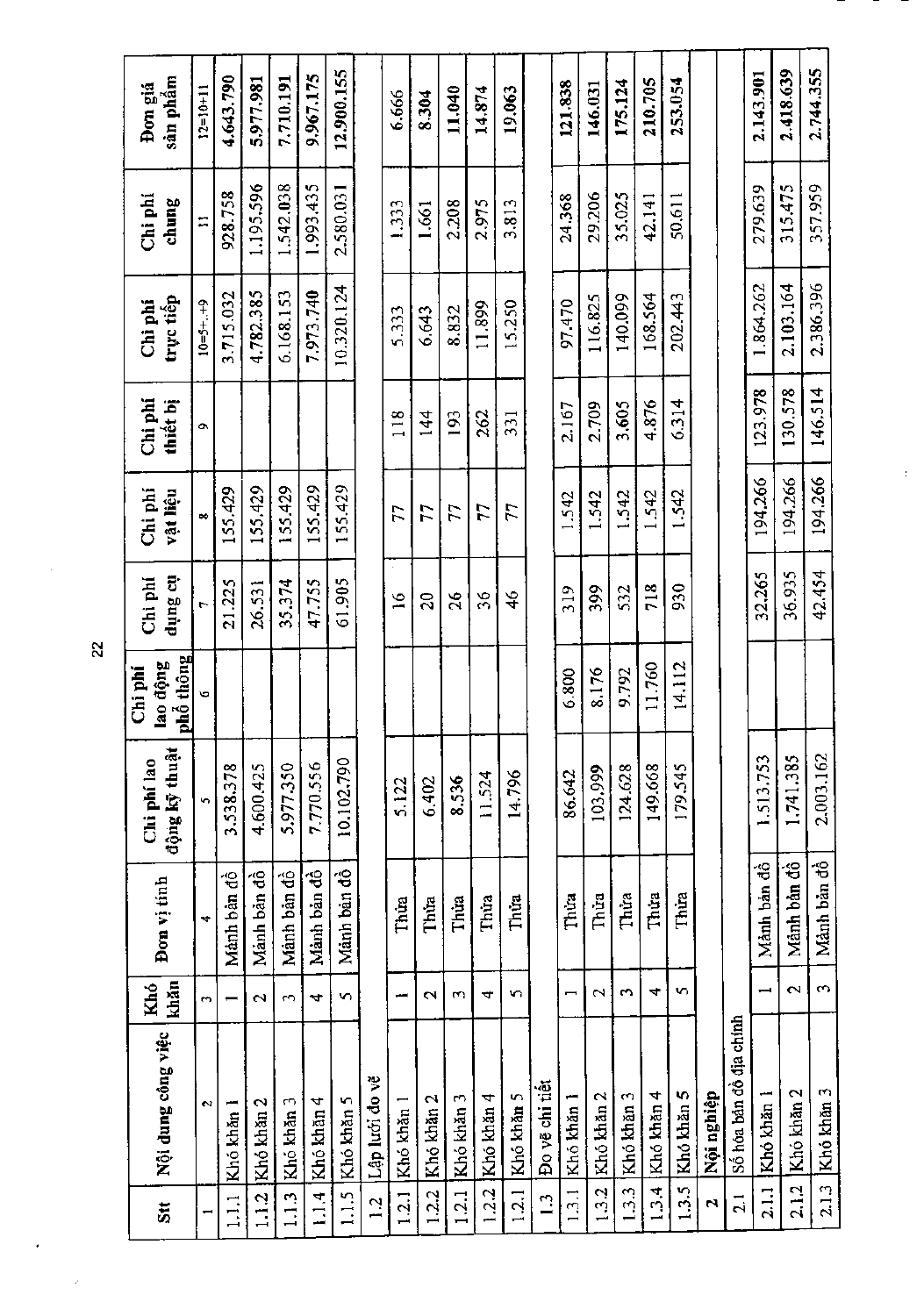| Stt | Nội dung công việc | Khó khăn | Đơn vị tính | Chi phí lao động kỹ thuật | Chi phí lao động phổ thông | Chi phí dụng cụ | Chi phí vật liệu | Chi phí thiết bị | Chi phí trực tiếp | Chi phí chung | Đơn giá sản phẩm |
|---|---|---|---|---|---|---|---|---|---|---|---|
| 1 | 2 | 3 | 4 | 5 | 6 | 7 | 8 | 9 | 10=5+..+9 | 11 | 12=10+11 |
| 1.1.1 | Khó khăn 1 | 1 | Mảnh bản đồ | 3.538.378 | | 21.225 | 155.429 | | 3.715.032 | 928.758 | 4.643.790 |
| 1.1.2 | Khó khăn 2 | 2 | Mảnh bản đồ | 4.600.425 | | 26.531 | 155.429 | | 4.782.385 | 1.195.596 | 5.977.981 |
| 1.1.3 | Khó khăn 3 | 3 | Mảnh bản đồ | 5.977.350 | | 35.374 | 155.429 | | 6.168.153 | 1.542.038 | 7.710.191 |
| 1.1.4 | Khó khăn 4 | 4 | Mảnh bản đồ | 7.770.556 | | 47.755 | 155.429 | | 7.973.740 | 1.993.435 | 9.967.175 |
| 1.1.5 | Khó khăn 5 | 5 | Mảnh bản đồ | 10.102.790 | | 61.905 | 155.429 | | 10.320.124 | 2.580.031 | 12.900.155 |
| 1.2 | Lập lưới đo vẽ | | | | | | | | | | |
| 1.2.1 | Khó khăn 1 | 1 | Thửa | 5.122 | | 16 | 77 | 118 | 5.333 | 1.333 | 6.666 |
| 1.2.2 | Khó khăn 2 | 2 | Thửa | 6.402 | | 20 | 77 | 144 | 6.643 | 1.661 | 8.304 |
| 1.2.1 | Khó khăn 3 | 3 | Thửa | 8.536 | | 26 | 77 | 193 | 8.832 | 2.208 | 11.040 |
| 1.2.2 | Khó khăn 4 | 4 | Thửa | 11.524 | | 36 | 77 | 262 | 11.899 | 2.975 | 14.874 |
| 1.2.1 | Khó khăn 5 | 5 | Thửa | 14.796 | | 46 | 77 | 331 | 15.250 | 3.813 | 19.063 |
| 1.3 | Đo vẽ chi tiết | | | | | | | | | | |
| 1.3.1 | Khó khăn 1 | 1 | Thửa | 86.642 | 6.800 | 319 | 1.542 | 2.167 | 97.470 | 24.368 | 121.838 |
| 1.3.2 | Khó khăn 2 | 2 | Thửa | 103.999 | 8.176 | 399 | 1.542 | 2.709 | 116.825 | 29.206 | 146.031 |
| 1.3.3 | Khó khăn 3 | 3 | Thửa | 124.628 | 9.792 | 532 | 1.542 | 3.605 | 140.099 | 35.025 | 175.124 |
| 1.3.4 | Khó khăn 4 | 4 | Thửa | 149.668 | 11.760 | 718 | 1.542 | 4.876 | 168.564 | 42.141 | 210.705 |
| 1.3.5 | Khó khăn 5 | 5 | Thửa | 179.545 | 14.112 | 930 | 1.542 | 6.314 | 202.443 | 50.611 | 253.054 |
| **2** | **Nội nghiệp** | | | | | | | | | | |
| 2.1 | Số hóa bản đồ địa chính | | | | | | | | | | |
| 2.1.1 | Khó khăn 1 | 1 | Mảnh bản đồ | 1.513.753 | | 32.265 | 194.266 | 123.978 | 1.864.262 | 279.639 | 2.143.901 |
| 2.1.2 | Khó khăn 2 | 2 | Mảnh bản đồ | 1.741.385 | | 36.935 | 194.266 | 130.578 | 2.103.164 | 315.475 | 2.418.639 |
| 2.1.3 | Khó khăn 3 | 3 | Mảnh bản đồ | 2.003.162 | | 42.454 | 194.266 | 146.514 | 2.386.396 | 357.959 | 2.744.355 |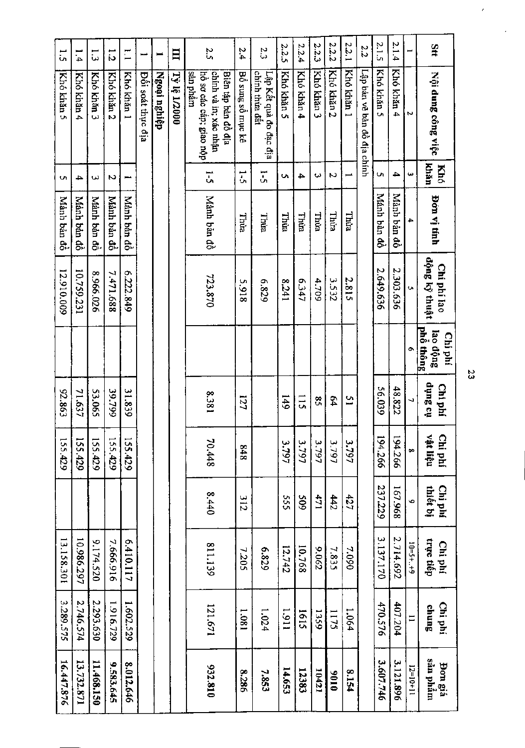| Stt | Nội dung công việc | Khó khăn | Đơn vị tính | Chi phí lao động kỹ thuật | Chi phí lao động phổ thông | Chi phí dụng cụ | Chi phí vật liệu | Chi phí thiết bị | Chi phí trực tiếp | Chi phí chung | Đơn giá sản phẩm |
|---|---|---|---|---|---|---|---|---|---|---|---|
| 1 | 2 | 3 | 4 | 5 | 6 | 7 | 8 | 9 | 10=5+...+9 | 11 | 12=10+11 |
| 2.1.4 | Khó khăn 4 | 4 | Mảnh bản đồ | 2.303.636 | | 48.822 | 194.266 | 167.968 | 2.714.692 | 407.204 | 3.121.896 |
| 2.1.5 | Khó khăn 5 | 5 | Mảnh bản đồ | 2.649.636 | | 56.039 | 194.266 | 237.229 | 3.137.170 | 470.576 | 3.607.746 |
| 2.2 | Lập bản vẽ bản đồ địa chính | | | | | | | | | | |
| 2.2.1 | Khó khăn 1 | 1 | Thửa | 2.815 | | 51 | 3.797 | 427 | 7.090 | 1.064 | 8.154 |
| 2.2.2 | Khó khăn 2 | 2 | Thửa | 3.532 | | 64 | 3.797 | 442 | 7.835 | 1175 | 9010 |
| 2.2.3 | Khó khăn 3 | 3 | Thửa | 4.709 | | 85 | 3.797 | 471 | 9.062 | 1359 | 10421 |
| 2.2.4 | Khó khăn 4 | 4 | Thửa | 6.347 | | 115 | 3.797 | 509 | 10.768 | 1615 | 12383 |
| 2.2.5 | Khó khăn 5 | 5 | Thửa | 8.241 | | 149 | 3.797 | 555 | 12.742 | 1.911 | 14.653 |
| 2.3 | Lập Kết quả đo đạc địa chính thửa đất | 1-5 | Thửa | 6.829 | | | | | 6.829 | 1.024 | 7.853 |
| 2.4 | Bổ sung sổ mục kê | 1-5 | Thửa | 5.918 | | 127 | 848 | 312 | 7.205 | 1.081 | 8.286 |
| 2.5 | Biên tập bản đồ địa chính và in; xác nhận hồ sơ các cấp; giao nộp sản phẩm | 1-5 | Mảnh bản đồ | 723.870 | | 8.381 | 70.448 | 8.440 | 811.139 | 121.671 | 932.810 |
| III | **Tỷ lệ 1/2000** | | | | | | | | | | |
| 1 | **Ngoại nghiệp** | | | | | | | | | | |
| 1 | Đối soát thực địa | | | | | | | | | | |
| 1.1 | Khó khăn 1 | 1 | Mảnh bản đồ | 6.222.849 | | 31.839 | 155.429 | | 6.410.117 | 1.602.529 | 8.012.646 |
| 1.2 | Khó khăn 2 | 2 | Mảnh bản đồ | 7.471.688 | | 39.799 | 155.429 | | 7.666.916 | 1.916.729 | 9.583.645 |
| 1.3 | Khó khăn 3 | 3 | Mảnh bản đồ | 8.966.026 | | 53.065 | 155.429 | | 9.174.520 | 2.293.630 | 11.468.150 |
| 1.4 | Khó khăn 4 | 4 | Mảnh bản đồ | 10.759.231 | | 71.637 | 155.429 | | 10.986.297 | 2.746.574 | 13.732.871 |
| 1.5 | Khó khăn 5 | 5 | Mảnh bản đồ | 12.910.009 | | 92.863 | 155.429 | | 13.158.301 | 3.289.575 | 16.447.876 |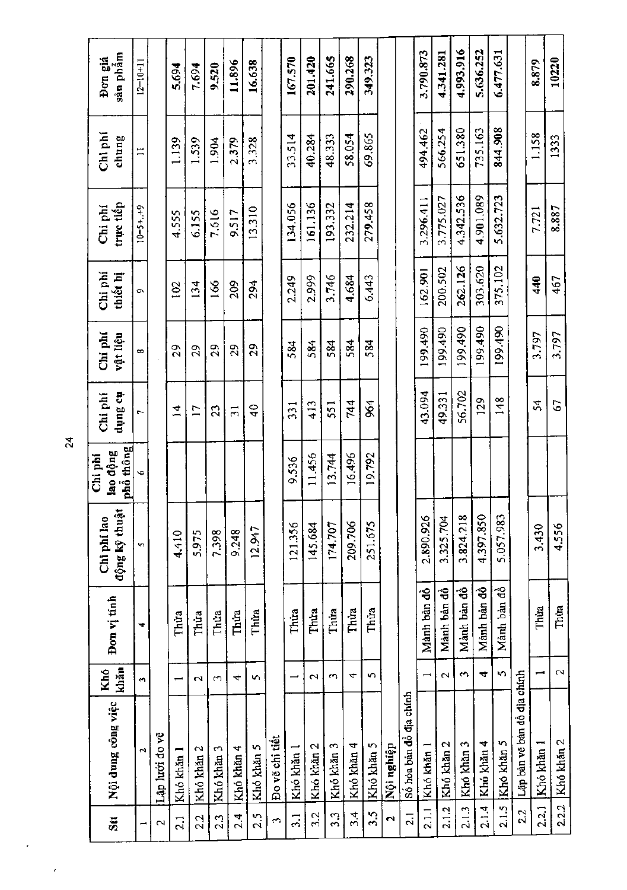| Stt | Nội dung công việc | Khó khăn | Đơn vị tính | Chi phí lao động kỹ thuật | Chi phí lao động phổ thông | Chi phí dụng cụ | Chi phí vật liệu | Chi phí thiết bị | Chi phí trực tiếp | Chi phí chung | Đơn giá sản phẩm |
|---|---|---|---|---|---|---|---|---|---|---|---|
| 1 | 2 | 3 | 4 | 5 | 6 | 7 | 8 | 9 | 10=5+..+9 | 11 | 12=10+11 |
| 2 | Lập lưới đo vẽ | | | | | | | | | | |
| 2.1 | Khó khăn 1 | 1 | Thửa | 4.410 | | 14 | 29 | 102 | 4.555 | 1.139 | 5.694 |
| 2.2 | Khó khăn 2 | 2 | Thửa | 5.975 | | 17 | 29 | 134 | 6.155 | 1.539 | 7.694 |
| 2.3 | Khó khăn 3 | 3 | Thửa | 7.398 | | 23 | 29 | 166 | 7.616 | 1.904 | 9.520 |
| 2.4 | Khó khăn 4 | 4 | Thửa | 9.248 | | 31 | 29 | 209 | 9.517 | 2.379 | 11.896 |
| 2.5 | Khó khăn 5 | 5 | Thửa | 12.947 | | 40 | 29 | 294 | 13.310 | 3.328 | 16.638 |
| 3 | Đo vẽ chi tiết | | | | | | | | | | |
| 3.1 | Khó khăn 1 | 1 | Thửa | 121.356 | 9.536 | 331 | 584 | 2.249 | 134.056 | 33.514 | 167.570 |
| 3.2 | Khó khăn 2 | 2 | Thửa | 145.684 | 11.456 | 413 | 584 | 2.999 | 161.136 | 40.284 | 201.420 |
| 3.3 | Khó khăn 3 | 3 | Thửa | 174.707 | 13.744 | 551 | 584 | 3.746 | 193.332 | 48.333 | 241.665 |
| 3.4 | Khó khăn 4 | 4 | Thửa | 209.706 | 16.496 | 744 | 584 | 4.684 | 232.214 | 58.054 | 290.268 |
| 3.5 | Khó khăn 5 | 5 | Thửa | 251.675 | 19.792 | 964 | 584 | 6.443 | 279.458 | 69.865 | 349.323 |
| 2 | Nội nghiệp | | | | | | | | | | |
| 2.1 | Số hóa bản đồ địa chính | | | | | | | | | | |
| 2.1.1 | Khó khăn 1 | 1 | Mảnh bản đồ | 2.890.926 | | 43.094 | 199.490 | 162.901 | 3.296.411 | 494.462 | 3.790.873 |
| 2.1.2 | Khó khăn 2 | 2 | Mảnh bản đồ | 3.325.704 | | 49.331 | 199.490 | 200.502 | 3.775.027 | 566.254 | 4.341.281 |
| 2.1.3 | Khó khăn 3 | 3 | Mảnh bản đồ | 3.824.218 | | 56.702 | 199.490 | 262.126 | 4.342.536 | 651.380 | 4.993.916 |
| 2.1.4 | Khó khăn 4 | 4 | Mảnh bản đồ | 4.397.850 | | 129 | 199.490 | 303.620 | 4.901.089 | 735.163 | 5.636.252 |
| 2.1.5 | Khó khăn 5 | 5 | Mảnh bản đồ | 5.057.983 | | 148 | 199.490 | 375.102 | 5.632.723 | 844.908 | 6.477.631 |
| 2.2 | Lập bản vẽ bản đồ địa chính | | | | | | | | | | |
| 2.2.1 | Khó khăn 1 | 1 | Thửa | 3.430 | | 54 | 3.797 | 440 | 7.721 | 1.158 | 8.879 |
| 2.2.2 | Khó khăn 2 | 2 | Thửa | 4.556 | | 67 | 3.797 | 467 | 8.887 | 1333 | 10220 |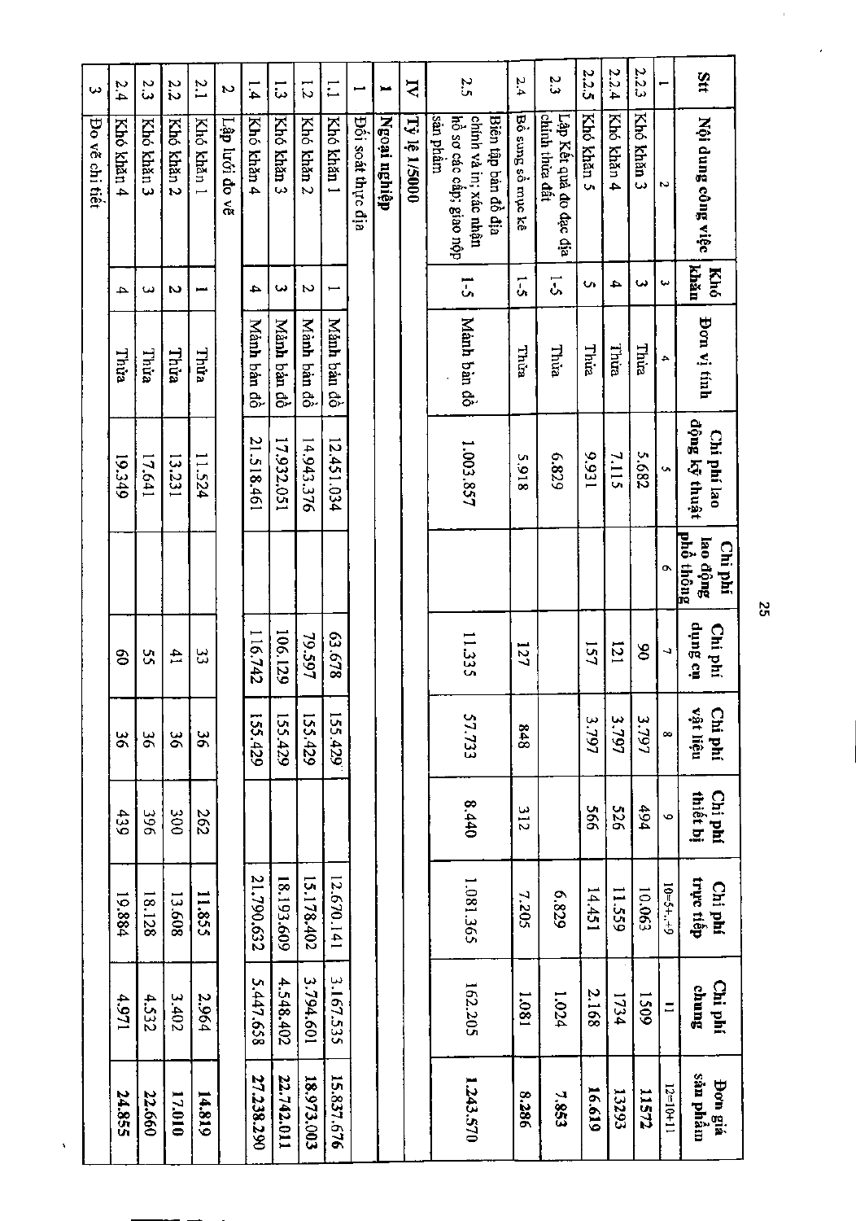| Stt | Nội dung công việc | Khó khăn | Đơn vị tính | Chi phí lao động kỹ thuật | Chi phí lao động phổ thông | Chi phí dụng cụ | Chi phí vật liệu | Chi phí thiết bị | Chi phí trực tiếp | Chi phí chung | Đơn giá sản phẩm |
|---|---|---|---|---|---|---|---|---|---|---|---|
| 1 | 2 | 3 | 4 | 5 | 6 | 7 | 8 | 9 | 10=5+..+9 | 11 | 12=10+11 |
| 2.2.3 | Khó khăn 3 | 3 | Thửa | 5.682 | | 90 | 3.797 | 494 | 10.063 | 1509 | 11572 |
| 2.2.4 | Khó khăn 4 | 4 | Thửa | 7.115 | | 121 | 3.797 | 526 | 11.559 | 1734 | 13293 |
| 2.2.5 | Khó khăn 5 | 5 | Thửa | 9.931 | | 157 | 3.797 | 566 | 14.451 | 2.168 | 16.619 |
| 2.3 | Lập Kết quả đo đạc địa chính thửa đất | 1-5 | Thửa | 6.829 | | | | | 6.829 | 1.024 | 7.853 |
| 2.4 | Bổ sung sổ mục kê | 1-5 | Thửa | 5.918 | | 127 | 848 | 312 | 7.205 | 1.081 | 8.286 |
| 2.5 | Biên tập bản đồ địa chính và in; xác nhận hồ sơ các cấp; giao nộp sản phẩm | 1-5 | Mảnh bản đồ | 1.003.857 | | 11.335 | 57.733 | 8.440 | 1.081.365 | 162.205 | 1.243.570 |
| IV | Tỷ lệ 1/5000 | | | | | | | | | | |
| 1 | Ngoại nghiệp | | | | | | | | | | |
| 1 | Đối soát thực địa | | | | | | | | | | |
| 1.1 | Khó khăn 1 | 1 | Mảnh bản đồ | 12.451.034 | | 63.678 | 155.429 | | 12.670.141 | 3.167.535 | 15.837.676 |
| 1.2 | Khó khăn 2 | 2 | Mảnh bản đồ | 14.943.376 | | 79.597 | 155.429 | | 15.178.402 | 3.794.601 | 18.973.003 |
| 1.3 | Khó khăn 3 | 3 | Mảnh bản đồ | 17.932.051 | | 106.129 | 155.429 | | 18.193.609 | 4.548.402 | 22.742.011 |
| 1.4 | Khó khăn 4 | 4 | Mảnh bản đồ | 21.518.461 | | 116.742 | 155.429 | | 21.790.632 | 5.447.658 | 27.238.290 |
| 2 | Lập lưới đo vẽ | | | | | | | | | | |
| 2.1 | Khó khăn 1 | 1 | Thửa | 11.524 | | 33 | 36 | 262 | 11.855 | 2.964 | 14.819 |
| 2.2 | Khó khăn 2 | 2 | Thửa | 13.231 | | 41 | 36 | 300 | 13.608 | 3.402 | 17.010 |
| 2.3 | Khó khăn 3 | 3 | Thửa | 17.641 | | 55 | 36 | 396 | 18.128 | 4.532 | 22.660 |
| 2.4 | Khó khăn 4 | 4 | Thửa | 19.349 | | 60 | 36 | 439 | 19.884 | 4.971 | 24.855 |
| 3 | Đo vẽ chi tiết | | | | | | | | | | |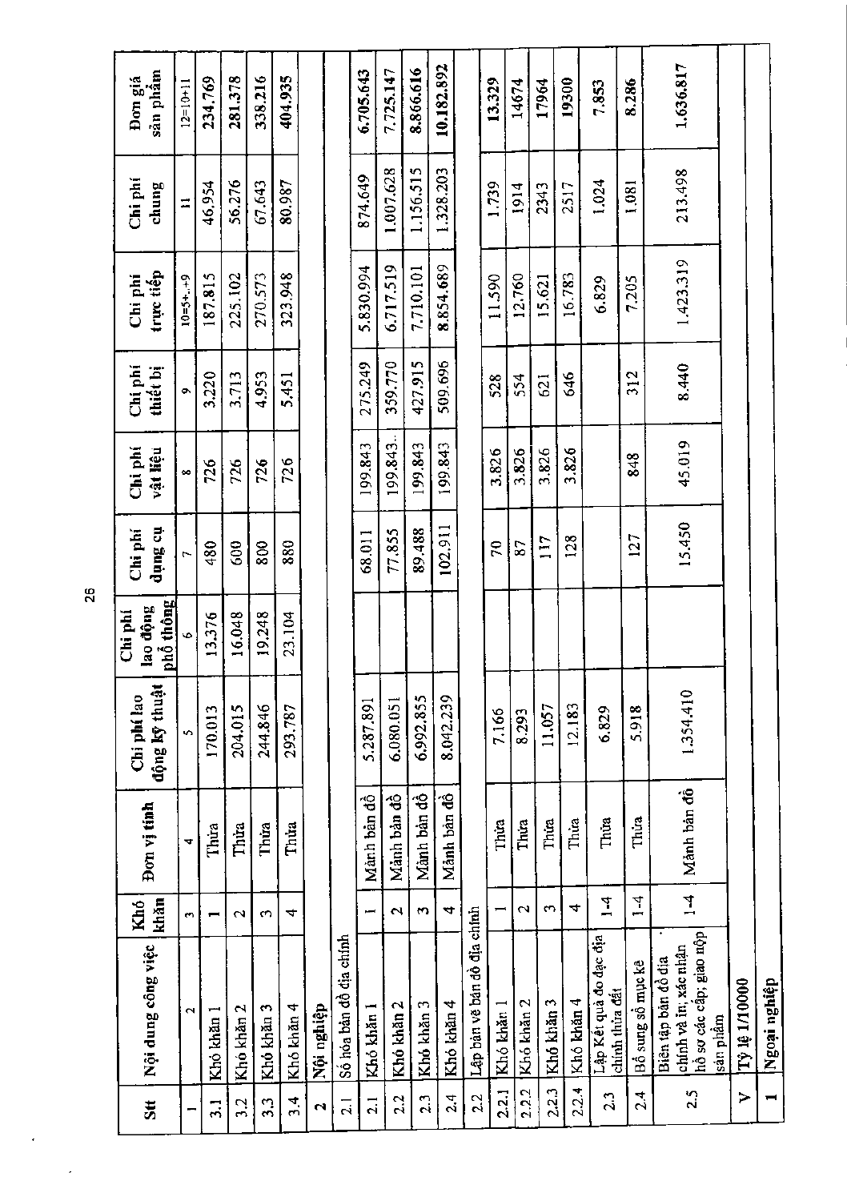| Stt | Nội dung công việc | Khó khăn | Đơn vị tính | Chi phí lao động kỹ thuật | Chi phí lao động phổ thông | Chi phí dụng cụ | Chi phí vật liệu | Chi phí thiết bị | Chi phí trực tiếp | Chi phí chung | Đơn giá sản phẩm |
|---|---|---|---|---|---|---|---|---|---|---|---|
| 1 | 2 | 3 | 4 | 5 | 6 | 7 | 8 | 9 | 10=5+..+9 | 11 | 12=10+11 |
| 3.1 | Khó khăn 1 | 1 | Thửa | 170.013 | 13.376 | 480 | 726 | 3.220 | 187.815 | 46.954 | 234.769 |
| 3.2 | Khó khăn 2 | 2 | Thửa | 204.015 | 16.048 | 600 | 726 | 3.713 | 225.102 | 56.276 | 281.378 |
| 3.3 | Khó khăn 3 | 3 | Thửa | 244.846 | 19.248 | 800 | 726 | 4.953 | 270.573 | 67.643 | 338.216 |
| 3.4 | Khó khăn 4 | 4 | Thửa | 293.787 | 23.104 | 880 | 726 | 5.451 | 323.948 | 80.987 | 404.935 |
| 2 | Nội nghiệp | | | | | | | | | | |
| 2.1 | Số hóa bản đồ địa chính | | | | | | | | | | |
| 2.1 | Khó khăn 1 | 1 | Mảnh bản đồ | 5.287.891 | | 68.011 | 199.843 | 275.249 | 5.830.994 | 874.649 | 6.705.643 |
| 2.2 | Khó khăn 2 | 2 | Mảnh bản đồ | 6.080.051 | | 77.855 | 199.843.. | 359.770 | 6.717.519 | 1.007.628 | 7.725.147 |
| 2.3 | Khó khăn 3 | 3 | Mảnh bản đồ | 6.992.855 | | 89.488 | 199.843 | 427.915 | 7.710.101 | 1.156.515 | 8.866.616 |
| 2.4 | Khó khăn 4 | 4 | Mảnh bản đồ | 8.042.239 | | 102.911 | 199.843 | 509.696 | 8.854.689 | 1.328.203 | 10.182.892 |
| 2.2 | Lập bản vẽ bản đồ địa chính | | | | | | | | | | |
| 2.2.1 | Khó khăn 1 | 1 | Thửa | 7.166 | | 70 | 3.826 | 528 | 11.590 | 1.739 | 13.329 |
| 2.2.2 | Khó khăn 2 | 2 | Thửa | 8.293 | | 87 | 3.826 | 554 | 12.760 | 1914 | 14674 |
| 2.2.3 | Khó khăn 3 | 3 | Thửa | 11.057 | | 117 | 3.826 | 621 | 15.621 | 2343 | 17964 |
| 2.2.4 | Khó khăn 4 | 4 | Thửa | 12.183 | | 128 | 3.826 | 646 | 16.783 | 2517 | 19300 |
| 2.3 | Lập Kết quả đo đạc địa chính thửa đất | 1-4 | Thửa | 6.829 | | | | | 6.829 | 1.024 | 7.853 |
| 2.4 | Bổ sung sổ mục kê | 1-4 | Thửa | 5.918 | | 127 | 848 | 312 | 7.205 | 1.081 | 8.286 |
| 2.5 | Biên tập bản đồ địa chính và in; xác nhận hồ sơ các cấp; giao nộp sản phẩm | 1-4 | Mảnh bản đồ | 1.354.410 | | 15.450 | 45.019 | 8.440 | 1.423.319 | 213.498 | 1.636.817 |
| V | Tỷ lệ 1/10000 | | | | | | | | | | |
| 1 | Ngoại nghiệp | | | | | | | | | | |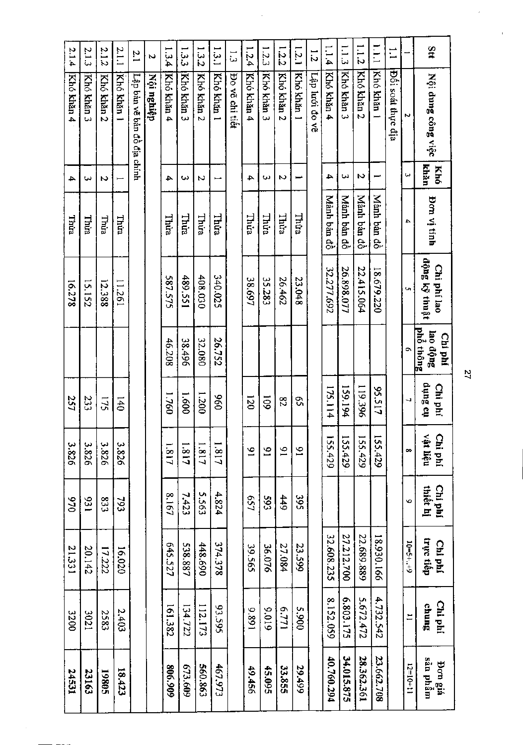| Stt | Nội dung công việc | Khó khăn | Đơn vị tính | Chi phí lao động kỹ thuật | Chi phí lao động phổ thông | Chi phí dụng cụ | Chi phí vật liệu | Chi phí thiết bị | Chi phí trực tiếp | Chi phí chung | Đơn giá sản phẩm |
|---|---|---|---|---|---|---|---|---|---|---|---|
| 1 | 2 | 3 | 4 | 5 | 6 | 7 | 8 | 9 | 10=5+...+9 | 11 | 12=10+11 |
| 1.1 | Đối soát thực địa | | | | | | | | | | |
| 1.1.1 | Khó khăn 1 | 1 | Mảnh bản đồ | 18.679.220 | | 95.517 | 155.429 | | 18.930.166 | 4.732.542 | 23.662.708 |
| 1.1.2 | Khó khăn 2 | 2 | Mảnh bản đồ | 22.415.064 | | 119.396 | 155.429 | | 22.689.889 | 5.672.472 | 28.362.361 |
| 1.1.3 | Khó khăn 3 | 3 | Mảnh bản đồ | 26.898.077 | | 159.194 | 155.429 | | 27.212.700 | 6.803.175 | 34.015.875 |
| 1.1.4 | Khó khăn 4 | 4 | Mảnh bản đồ | 32.277.692 | | 175.114 | 155.429 | | 32.608.235 | 8.152.059 | 40.760.294 |
| 1.2 | Lập lưới đo vẽ | | | | | | | | | | |
| 1.2.1 | Khó khăn 1 | 1 | Thửa | 23.048 | | 65 | 91 | 395 | 23.599 | 5.900 | 29.499 |
| 1.2.2 | Khó khăn 2 | 2 | Thửa | 26.462 | | 82 | 91 | 449 | 27.084 | 6.771 | 33.855 |
| 1.2.3 | Khó khăn 3 | 3 | Thửa | 35.283 | | 109 | 91 | 593 | 36.076 | 9.019 | 45.095 |
| 1.2.4 | Khó khăn 4 | 4 | Thửa | 38.697 | | 120 | 91 | 657 | 39.565 | 9.891 | 49.456 |
| 1.3 | Đo vẽ chi tiết | | | | | | | | | | |
| 1.3.1 | Khó khăn 1 | 1 | Thửa | 340.025 | 26.752 | 960 | 1.817 | 4.824 | 374.378 | 93.595 | 467.973 |
| 1.3.2 | Khó khăn 2 | 2 | Thửa | 408.030 | 32.080 | 1.200 | 1.817 | 5.563 | 448.690 | 112.173 | 560.863 |
| 1.3.3 | Khó khăn 3 | 3 | Thửa | 489.551 | 38.496 | 1.600 | 1.817 | 7.423 | 538.887 | 134.722 | 673.609 |
| 1.3.4 | Khó khăn 4 | 4 | Thửa | 587.575 | 46.208 | 1.760 | 1.817 | 8.167 | 645.527 | 161.382 | 806.909 |
| 2 | Nội nghiệp | | | | | | | | | | |
| 2.1 | Lập bản vẽ bản đồ địa chính | | | | | | | | | | |
| 2.1.1 | Khó khăn 1 | 1 | Thửa | 11.261 | | 140 | 3.826 | 793 | 16.020 | 2.403 | 18.423 |
| 2.1.2 | Khó khăn 2 | 2 | Thửa | 12.388 | | 175 | 3.826 | 833 | 17.222 | 2583 | 19805 |
| 2.1.3 | Khó khăn 3 | 3 | Thửa | 15.152 | | 233 | 3.826 | 931 | 20.142 | 3021 | 23163 |
| 2.1.4 | Khó khăn 4 | 4 | Thửa | 16.278 | | 257 | 3.826 | 970 | 21.331 | 3200 | 24531 |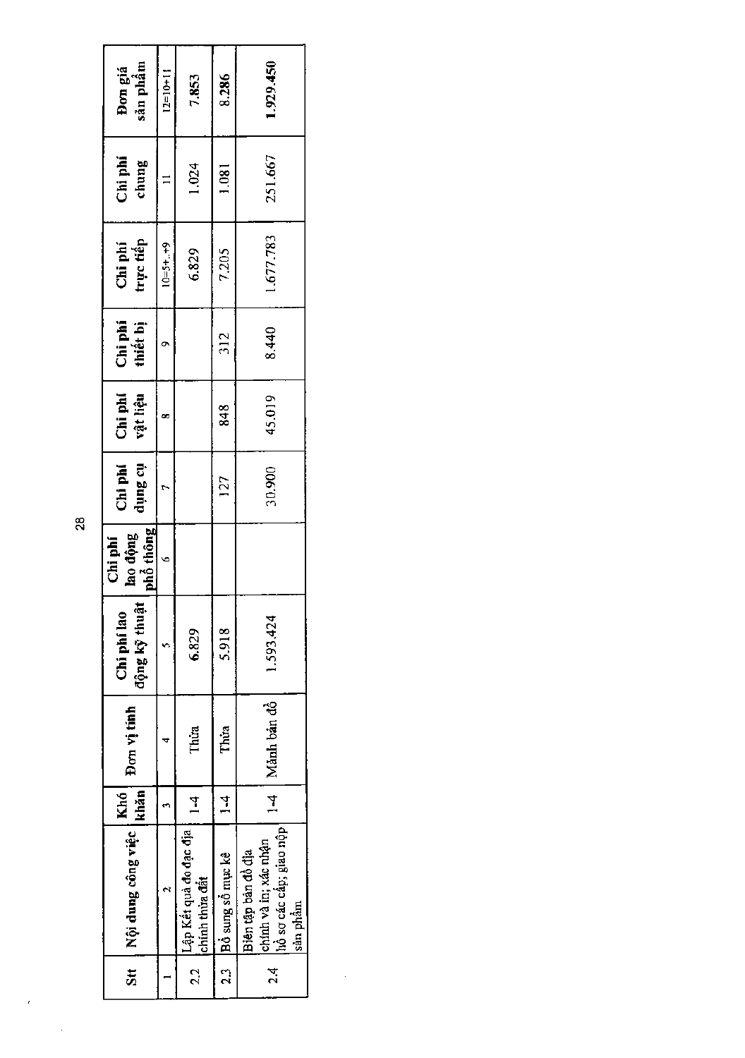| Stt | Nội dung công việc | Khó khăn | Đơn vị tính | Chi phí lao động kỹ thuật | Chi phí lao động phổ thông | Chi phí dụng cụ | Chi phí vật liệu | Chi phí thiết bị | Chi phí trực tiếp | Chi phí chung | Đơn giá sản phẩm |
|---|---|---|---|---|---|---|---|---|---|---|---|
| 1 | 2 | 3 | 4 | 5 | 6 | 7 | 8 | 9 | 10=5+..+9 | 11 | 12=10+11 |
| 2.2 | Lập Kết quả đo đạc địa chính thửa đất | 1-4 | Thửa | 6.829 | | | | | 6.829 | 1.024 | 7.853 |
| 2.3 | Bổ sung sổ mục kê | 1-4 | Thửa | 5.918 | | 127 | 848 | 312 | 7.205 | 1.081 | 8.286 |
| 2.4 | Biên tập bản đồ địa chính và in; xác nhận hồ sơ các cấp; giao nộp sản phẩm | 1-4 | Mảnh bản đồ | 1.593.424 | | 30.900 | 45.019 | 8.440 | 1.677.783 | 251.667 | 1.929.450 |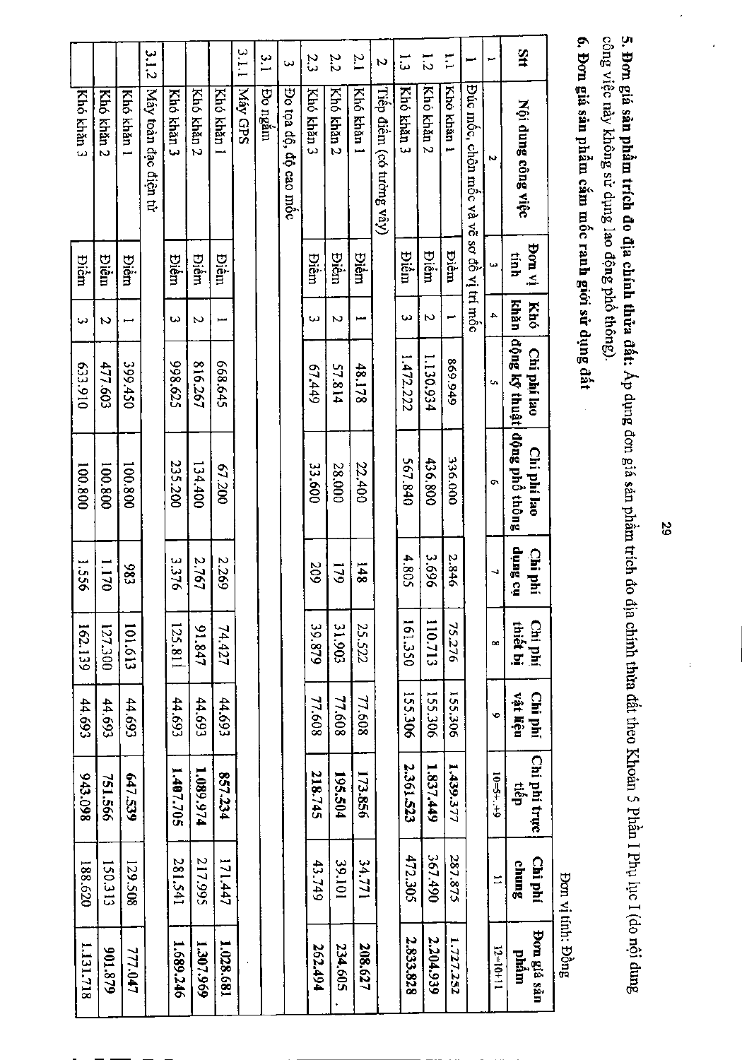**5. Đơn giá sản phẩm trích đo địa chính thửa đất:** Áp dụng đơn giá sản phẩm trích đo địa chính thửa đất theo Khoản 5 Phần I Phụ lục I (do nội dung công việc này không sử dụng lao động phổ thông).

**6. Đơn giá sản phẩm cắm mốc ranh giới sử dụng đất**

Đơn vị tính: Đồng

| Stt | Nội dung công việc | Đơn vị tính | Khó khăn | Chi phí lao động kỹ thuật | Chi phí lao động phổ thông | Chi phí dụng cụ | Chi phí thiết bị | Chi phí vật liệu | Chi phí trực tiếp | Chi phí chung | Đơn giá sản phẩm |
|---|---|---|---|---|---|---|---|---|---|---|---|
| 1 | 2 | 3 | 4 | 5 | 6 | 7 | 8 | 9 | 10=5+...+9 | 11 | 12=10+11 |
| 1 | Đúc mốc, chôn mốc và vẽ sơ đồ vị trí mốc | | | | | | | | | | |
| 1.1 | Khó khăn 1 | Điểm | 1 | 869.949 | 336.000 | 2.846 | 75.276 | 155.306 | **1.439.377** | 287.875 | **1.727.252** |
| 1.2 | Khó khăn 2 | Điểm | 2 | 1.130.934 | 436.800 | 3.696 | 110.713 | 155.306 | **1.837.449** | 367.490 | **2.204.939** |
| 1.3 | Khó khăn 3 | Điểm | 3 | 1.472.222 | 567.840 | 4.805 | 161.350 | 155.306 | **2.361.523** | 472.305 | **2.833.828** |
| 2 | Tiếp điểm (có tường vây) | | | | | | | | | | |
| 2.1 | Khó khăn 1 | Điểm | 1 | 48.178 | 22.400 | 148 | 25.522 | 77.608 | **173.856** | 34.771 | **208.627** |
| 2.2 | Khó khăn 2 | Điểm | 2 | 57.814 | 28.000 | 179 | 31.903 | 77.608 | **195.504** | 39.101 | **234.605** |
| 2.3 | Khó khăn 3 | Điểm | 3 | 67.449 | 33.600 | 209 | 39.879 | 77.608 | **218.745** | 43.749 | **262.494** |
| 3 | Đo tọa độ, độ cao mốc | | | | | | | | | | |
| 3.1 | Đo ngắm | | | | | | | | | | |
| 3.1.1 | Máy GPS | | | | | | | | | | |
| | Khó khăn 1 | Điểm | 1 | 668.645 | 67.200 | 2.269 | 74.427 | 44.693 | **857.234** | 171.447 | **1.028.681** |
| | Khó khăn 2 | Điểm | 2 | 816.267 | 134.400 | 2.767 | 91.847 | 44.693 | **1.089.974** | 217.995 | **1.307.969** |
| | Khó khăn 3 | Điểm | 3 | 998.625 | 235.200 | 3.376 | 125.811 | 44.693 | **1.407.705** | 281.541 | **1.689.246** |
| 3.1.2 | Máy toàn đạc điện tử | | | | | | | | | | |
| | Khó khăn 1 | Điểm | 1 | 399.450 | 100.800 | 983 | 101.613 | 44.693 | **647.539** | 129.508 | **777.047** |
| | Khó khăn 2 | Điểm | 2 | 477.603 | 100.800 | 1.170 | 127.300 | 44.693 | **751.566** | 150.313 | **901.879** |
| | Khó khăn 3 | Điểm | 3 | 633.910 | 100.800 | 1.556 | 162.139 | 44.693 | **943.098** | 188.620 | **1.131.718** |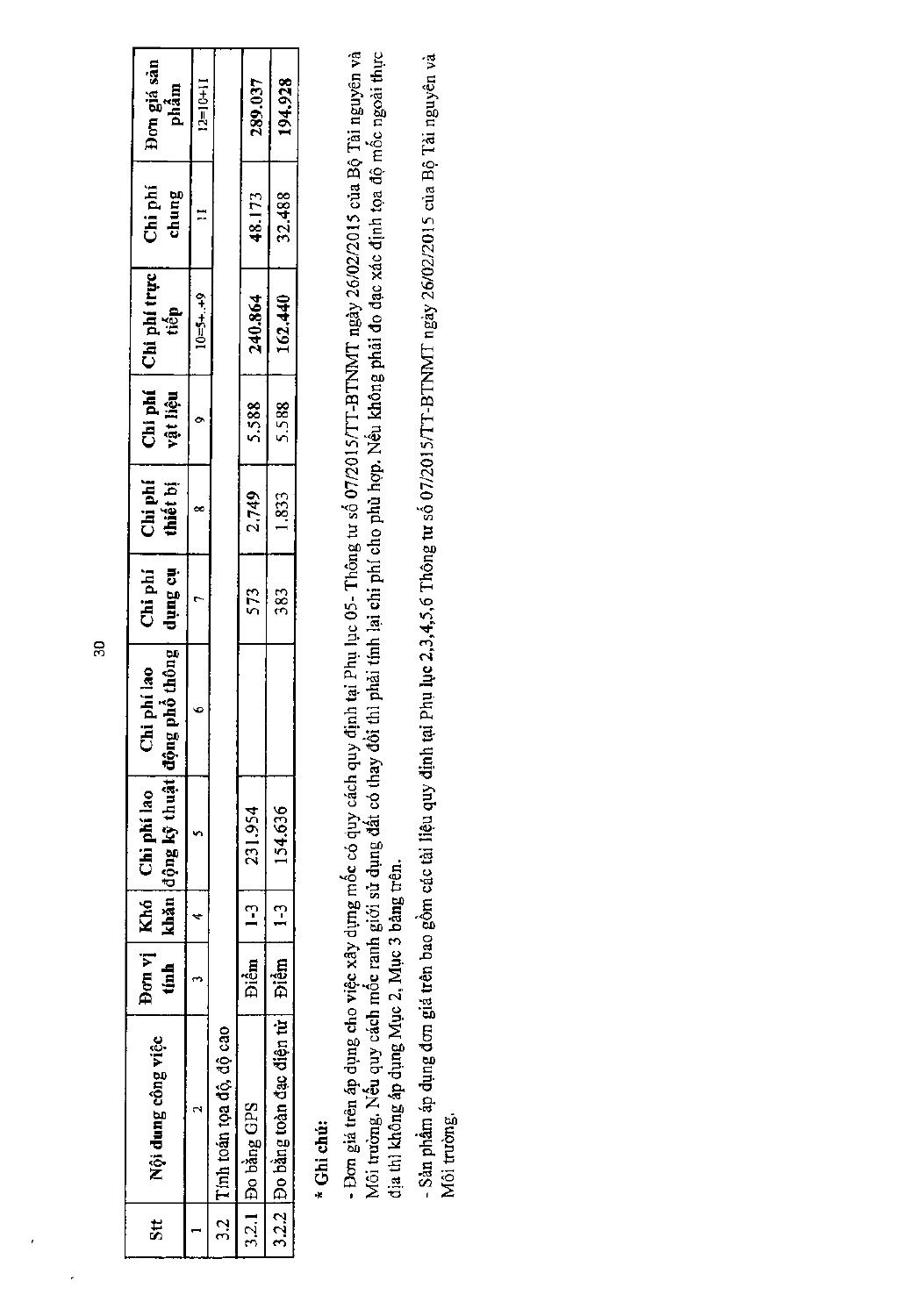| Stt | Nội dung công việc | Đơn vị tính | Khó khăn | Chi phí lao động kỹ thuật | Chi phí lao động phổ thông | Chi phí dụng cụ | Chi phí thiết bị | Chi phí vật liệu | Chi phí trực tiếp | Chi phí chung | Đơn giá sản phẩm |
|---|---|---|---|---|---|---|---|---|---|---|---|
| 1 | 2 | 3 | 4 | 5 | 6 | 7 | 8 | 9 | 10=5+..+9 | 11 | 12=10+11 |
| 3.2 | Tính toán tọa độ, độ cao | | | | | | | | | | |
| 3.2.1 | Đo bằng GPS | Điểm | 1-3 | 231.954 | | 573 | 2.749 | 5.588 | 240.864 | 48.173 | 289.037 |
| 3.2.2 | Đo bằng toàn đạc điện tử | Điểm | 1-3 | 154.636 | | 383 | 1.833 | 5.588 | 162.440 | 32.488 | 194.928 |

**\* Ghi chú:**

- Đơn giá trên áp dụng cho việc xây dựng mốc có quy cách quy định tại Phụ lục 05- Thông tư số 07/2015/TT-BTNMT ngày 26/02/2015 của Bộ Tài nguyên và Môi trường. Nếu quy cách mốc ranh giới sử dụng đất có thay đổi thì phải tính lại chi phí cho phù hợp. Nếu không phải đo đạc xác định tọa độ mốc ngoài thực địa thì không áp dụng Mục 2, Mục 3 bảng trên.

- Sản phẩm áp dụng đơn giá trên bao gồm các tài liệu quy định tại Phụ lục 2,3,4,5,6 Thông tư số 07/2015/TT-BTNMT ngày 26/02/2015 của Bộ Tài nguyên và Môi trường.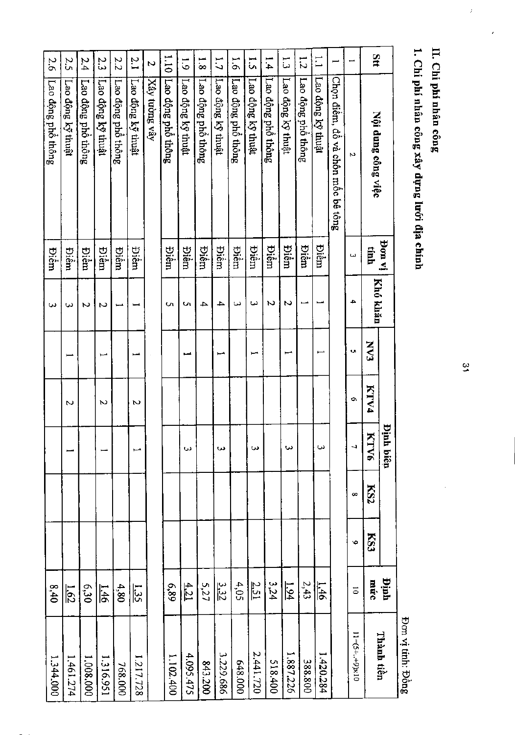## II. Chi phí nhân công

### 1. Chi phí nhân công xây dựng lưới địa chính

Đơn vị tính: Đồng

| Stt | Nội dung công việc | Đơn vị tính | Khó khăn | Định biên | | | | | Định mức | Thành tiền |
|---|---|---|---|---|---|---|---|---|---|---|
| | | | | NV3 | KTV4 | KTV6 | KS2 | KS3 | | |
| 1 | 2 | 3 | 4 | 5 | 6 | 7 | 8 | 9 | 10 | 11=(5+..+9)x10 |
| 1 | Chọn điểm, đổ và chôn mốc bê tông | | | | | | | | | |
| 1.1 | Lao động kỹ thuật | Điểm | 1 | 1 | | 3 | | | 1,46 | 1.420.284 |
| 1.2 | Lao động phổ thông | Điểm | 1 | | | | | | 2,43 | 388.800 |
| 1.3 | Lao động kỹ thuật | Điểm | 2 | 1 | | 3 | | | 1,94 | 1.887.226 |
| 1.4 | Lao động phổ thông | Điểm | 2 | | | | | | 3,24 | 518.400 |
| 1.5 | Lao động kỹ thuật | Điểm | 3 | 1 | | 3 | | | 2,51 | 2.441.720 |
| 1.6 | Lao động phổ thông | Điểm | 3 | | | | | | 4,05 | 648.000 |
| 1.7 | Lao động kỹ thuật | Điểm | 4 | 1 | | 3 | | | 3,32 | 3.229.686 |
| 1.8 | Lao động phổ thông | Điểm | 4 | | | | | | 5,27 | 843.200 |
| 1.9 | Lao động kỹ thuật | Điểm | 5 | 1 | | 3 | | | 4,21 | 4.095.475 |
| 1.10 | Lao động phổ thông | Điểm | 5 | | | | | | 6,89 | 1.102.400 |
| 2 | Xây tường vây | | | | | | | | | |
| 2.1 | Lao động kỹ thuật | Điểm | 1 | 1 | 2 | 1 | | | 1,35 | 1.217.728 |
| 2.2 | Lao động phổ thông | Điểm | 1 | | | | | | 4,80 | 768.000 |
| 2.3 | Lao động kỹ thuật | Điểm | 2 | 1 | 2 | 1 | | | 1,46 | 1.316.951 |
| 2.4 | Lao động phổ thông | Điểm | 2 | | | | | | 6,30 | 1.008.000 |
| 2.5 | Lao động kỹ thuật | Điểm | 3 | 1 | 2 | 1 | | | 1,62 | 1.461.274 |
| 2.6 | Lao động phổ thông | Điểm | 3 | | | | | | 8,40 | 1.344.000 |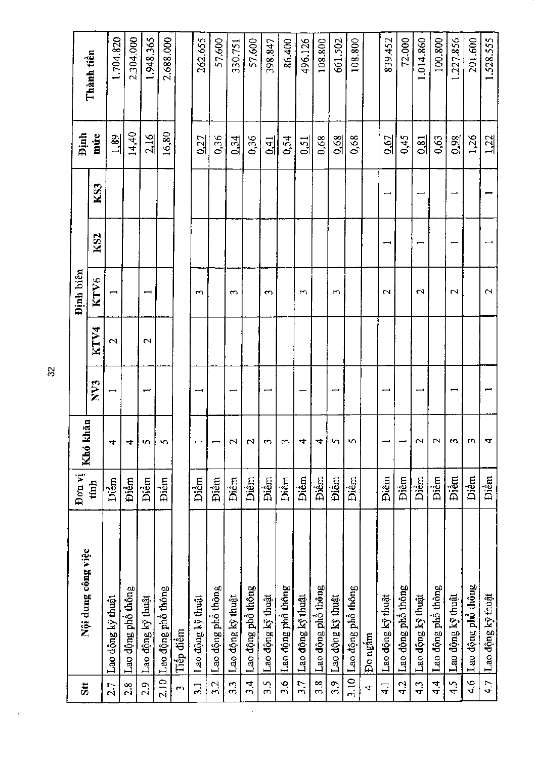| Stt | Nội dung công việc | Đơn vị tính | Khó khăn | Định biên | | | | | Định mức | Thành tiền |
|---|---|---|---|---|---|---|---|---|---|---|
| | | | | NV3 | KTV4 | KTV6 | KS2 | KS3 | | |
| 2.7 | Lao động kỹ thuật | Điểm | 4 | 1 | 2 | 1 | | | 1,89 | 1.704.820 |
| 2.8 | Lao động phổ thông | Điểm | 4 | | | | | | 14,40 | 2.304.000 |
| 2.9 | Lao động kỹ thuật | Điểm | 5 | 1 | 2 | 1 | | | 2,16 | 1.948.365 |
| 2.10 | Lao động phổ thông | Điểm | 5 | | | | | | 16,80 | 2.688.000 |
| 3 | Tiếp điểm | | | | | | | | | |
| 3.1 | Lao động kỹ thuật | Điểm | 1 | 1 | | 3 | | | 0,27 | 262.655 |
| 3.2 | Lao động phổ thông | Điểm | 1 | | | | | | 0,36 | 57.600 |
| 3.3 | Lao động kỹ thuật | Điểm | 2 | 1 | | 3 | | | 0,34 | 330.751 |
| 3.4 | Lao động phổ thông | Điểm | 2 | | | | | | 0,36 | 57.600 |
| 3.5 | Lao động kỹ thuật | Điểm | 3 | 1 | | 3 | | | 0,41 | 398.847 |
| 3.6 | Lao động phổ thông | Điểm | 3 | | | | | | 0,54 | 86.400 |
| 3.7 | Lao động kỹ thuật | Điểm | 4 | 1 | | 3 | | | 0,51 | 496.126 |
| 3.8 | Lao động phổ thông | Điểm | 4 | | | | | | 0,68 | 108.800 |
| 3.9 | Lao động kỹ thuật | Điểm | 5 | 1 | | 3 | | | 0,68 | 661.502 |
| 3.10 | Lao động phổ thông | Điểm | 5 | | | | | | 0,68 | 108.800 |
| 4 | Đo ngắm | | | | | | | | | |
| 4.1 | Lao động kỹ thuật | Điểm | 1 | 1 | | 2 | 1 | 1 | 0,67 | 839.452 |
| 4.2 | Lao động phổ thông | Điểm | 1 | | | | | | 0,45 | 72.000 |
| 4.3 | Lao động kỹ thuật | Điểm | 2 | 1 | | 2 | 1 | 1 | 0,81 | 1.014.860 |
| 4.4 | Lao động phổ thông | Điểm | 2 | | | | | | 0,63 | 100.800 |
| 4.5 | Lao động kỹ thuật | Điểm | 3 | 1 | | 2 | 1 | 1 | 0,98 | 1.227.856 |
| 4.6 | Lao động phổ thông | Điểm | 3 | | | | | | 1,26 | 201.600 |
| 4.7 | Lao động kỹ thuật | Điểm | 4 | 1 | | 2 | 1 | 1 | 1,22 | 1.528.555 |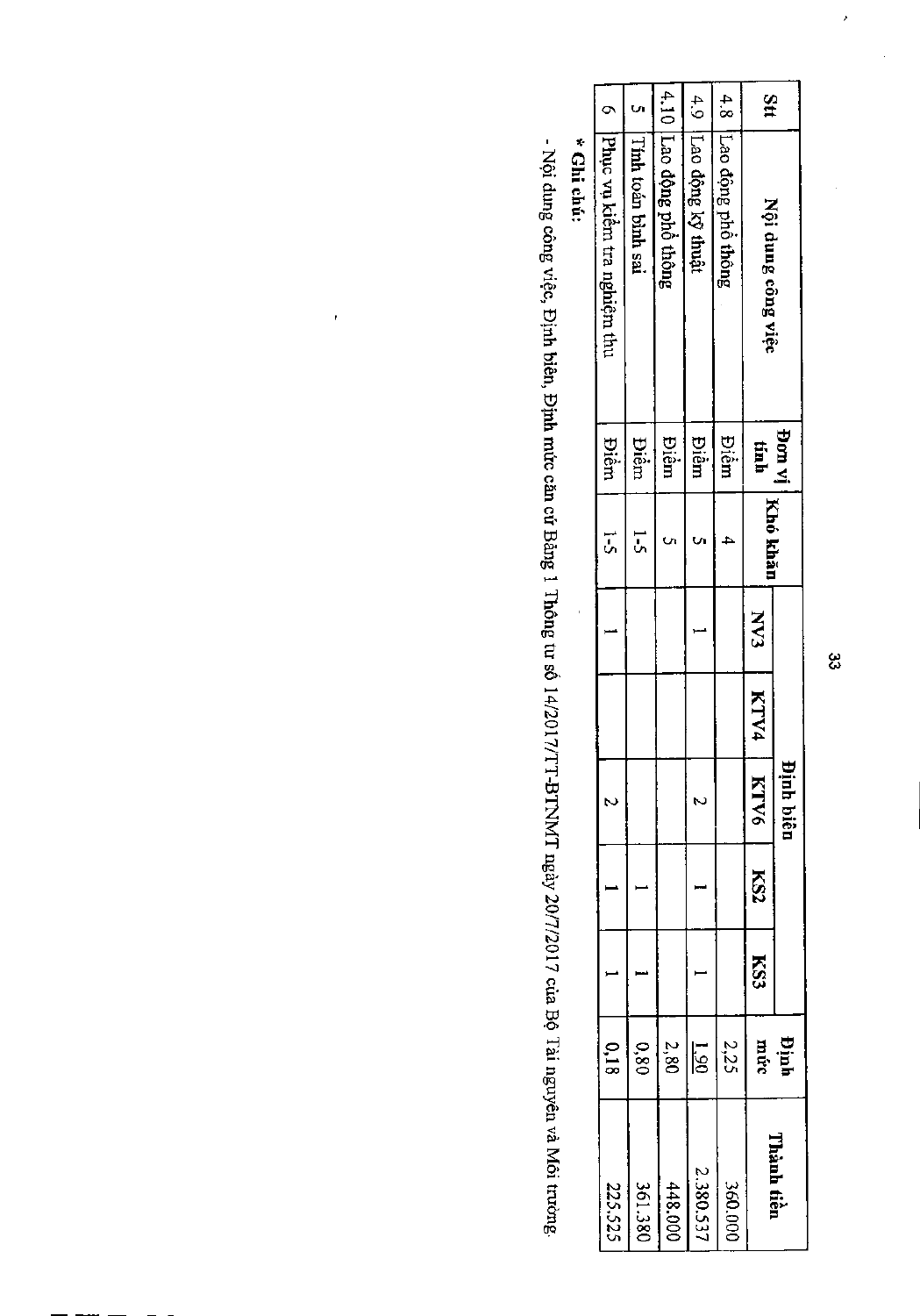| Stt | Nội dung công việc | Đơn vị tính | Khó khăn | Định biên | | | | | Định mức | Thành tiền |
|---|---|---|---|---|---|---|---|---|---|---|
| | | | | NV3 | KTV4 | KTV6 | KS2 | KS3 | | |
| 4.8 | Lao động phổ thông | Điểm | 4 | | | | | | 2,25 | 360.000 |
| 4.9 | Lao động kỹ thuật | Điểm | 5 | 1 | | 2 | 1 | 1 | 1,90 | 2.380.537 |
| 4.10 | Lao động phổ thông | Điểm | 5 | | | | | | 2,80 | 448.000 |
| 5 | Tính toán bình sai | Điểm | 1-5 | | | | 1 | 1 | 0,80 | 361.380 |
| 6 | Phục vụ kiểm tra nghiệm thu | Điểm | 1-5 | 1 | | 2 | 1 | 1 | 0,18 | 225.525 |

**\* Ghi chú:**

- Nội dung công việc, Định biên, Định mức căn cứ Bảng 1 Thông tư số 14/2017/TT-BTNMT ngày 20/7/2017 của Bộ Tài nguyên và Môi trường.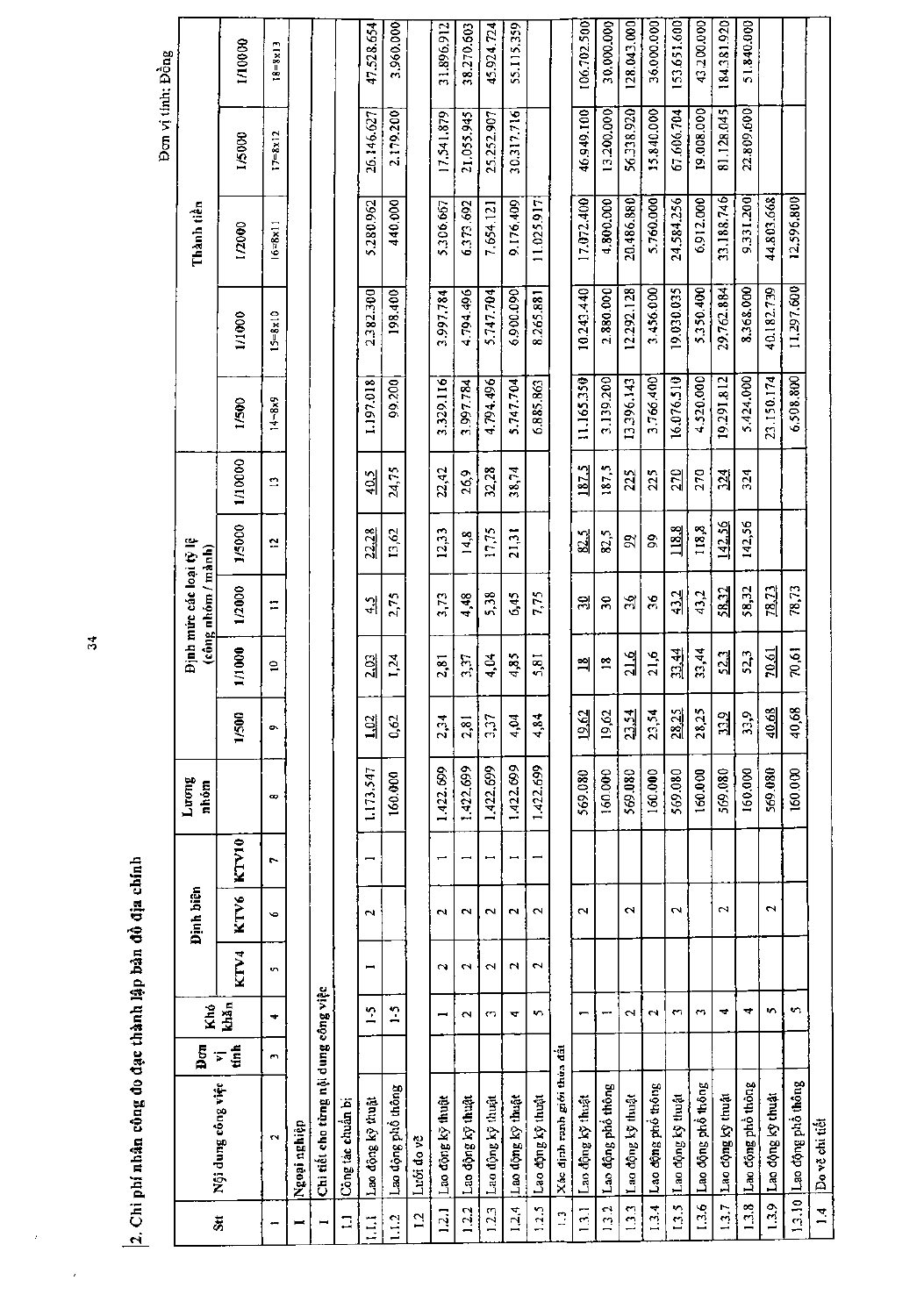## 2. Chi phí nhân công đo đạc thành lập bản đồ địa chính

Đơn vị tính: Đồng

| Stt | Nội dung công việc | Đơn vị tính | Khó khăn | Định biên | | | Lương nhóm | Định mức các loại tỷ lệ (công nhóm / mảnh) | | | | | Thành tiền | | | | |
|---|---|---|---|---|---|---|---|---|---|---|---|---|---|---|---|---|---|
| | | | | KTV4 | KTV6 | KTV10 | | 1/500 | 1/1000 | 1/2000 | 1/5000 | 1/10000 | 1/500 | 1/1000 | 1/2000 | 1/5000 | 1/10000 |
| 1 | 2 | 3 | 4 | 5 | 6 | 7 | 8 | 9 | 10 | 11 | 12 | 13 | 14=8x9 | 15=8x10 | 16=8x11 | 17=8x12 | 18=8x13 |
| I | Ngoại nghiệp | | | | | | | | | | | | | | | | |
| 1 | Chi tiết cho từng nội dung công việc | | | | | | | | | | | | | | | | |
| 1.1 | Công tác chuẩn bị | | | | | | | | | | | | | | | | |
| 1.1.1 | Lao động kỹ thuật | | 1-5 | 1 | 2 | 1 | 1.173.547 | 1,02 | 2,03 | 4,5 | 22,28 | 40,5 | 1.197.018 | 2.382.300 | 5.280.962 | 26.146.627 | 47.528.654 |
| 1.1.2 | Lao động phổ thông | | 1-5 | | | | 160.000 | 0,62 | 1,24 | 2,75 | 13,62 | 24,75 | 99.200 | 198.400 | 440.000 | 2.179.200 | 3.960.000 |
| 1.2 | Lưới đo vẽ | | | | | | | | | | | | | | | | |
| 1.2.1 | Lao động kỹ thuật | | 1 | 2 | 2 | 1 | 1.422.699 | 2,34 | 2,81 | 3,73 | 12,33 | 22,42 | 3.329.116 | 3.997.784 | 5.306.667 | 17.541.879 | 31.896.912 |
| 1.2.2 | Lao động kỹ thuật | | 2 | 2 | 2 | 1 | 1.422.699 | 2,81 | 3,37 | 4,48 | 14,8 | 26,9 | 3.997.784 | 4.794.496 | 6.373.692 | 21.055.945 | 38.270.603 |
| 1.2.3 | Lao động kỹ thuật | | 3 | 2 | 2 | 1 | 1.422.699 | 3,37 | 4,04 | 5,38 | 17,75 | 32,28 | 4.794.496 | 5.747.704 | 7.654.121 | 25.252.907 | 45.924.724 |
| 1.2.4 | Lao động kỹ thuật | | 4 | 2 | 2 | 1 | 1.422.699 | 4,04 | 4,85 | 6,45 | 21,31 | 38,74 | 5.747.704 | 6.900.090 | 9.176.409 | 30.317.716 | 55.115.359 |
| 1.2.5 | Lao động kỹ thuật | | 5 | 2 | 2 | 1 | 1.422.699 | 4,84 | 5,81 | 7,75 | | | 6.885.863 | 8.265.881 | 11.025.917 | | |
| 1.3 | Xác định ranh giới thửa đất | | | | | | | | | | | | | | | | |
| 1.3.1 | Lao động kỹ thuật | | 1 | | 2 | | 569.080 | 19,62 | 18 | 30 | 82,5 | 187,5 | 11.165.350 | 10.243.440 | 17.072.400 | 46.949.100 | 106.702.500 |
| 1.3.2 | Lao động phổ thông | | 1 | | | | 160.000 | 19,62 | 18 | 30 | 82,5 | 187,5 | 3.139.200 | 2.880.000 | 4.800.000 | 13.200.000 | 30.000.000 |
| 1.3.3 | Lao động kỹ thuật | | 2 | | 2 | | 569.080 | 23,54 | 21,6 | 36 | 99 | 225 | 13.396.143 | 12.292.128 | 20.486.880 | 56.338.920 | 128.043.000 |
| 1.3.4 | Lao động phổ thông | | 2 | | | | 160.000 | 23,54 | 21,6 | 36 | 99 | 225 | 3.766.400 | 3.456.000 | 5.760.000 | 15.840.000 | 36.000.000 |
| 1.3.5 | Lao động kỹ thuật | | 3 | | 2 | | 569.080 | 28,25 | 33,44 | 43,2 | 118,8 | 270 | 16.076.510 | 19.030.035 | 24.584.256 | 67.606.704 | 153.651.600 |
| 1.3.6 | Lao động phổ thông | | 3 | | | | 160.000 | 28,25 | 33,44 | 43,2 | 118,8 | 270 | 4.520.000 | 5.350.400 | 6.912.000 | 19.008.000 | 43.200.000 |
| 1.3.7 | Lao động kỹ thuật | | 4 | | 2 | | 569.080 | 33,9 | 52,3 | 58,32 | 142,56 | 324 | 19.291.812 | 29.762.884 | 33.188.746 | 81.128.045 | 184.381.920 |
| 1.3.8 | Lao động phổ thông | | 4 | | | | 160.000 | 33,9 | 52,3 | 58,32 | 142,56 | 324 | 5.424.000 | 8.368.000 | 9.331.200 | 22.809.600 | 51.840.000 |
| 1.3.9 | Lao động kỹ thuật | | 5 | | 2 | | 569.080 | 40,68 | 70,61 | 78,73 | | | 23.150.174 | 40.182.739 | 44.803.668 | | |
| 1.3.10 | Lao động phổ thông | | 5 | | | | 160.000 | 40,68 | 70,61 | 78,73 | | | 6.508.800 | 11.297.600 | 12.596.800 | | |
| 1.4 | Đo vẽ chi tiết | | | | | | | | | | | | | | | | |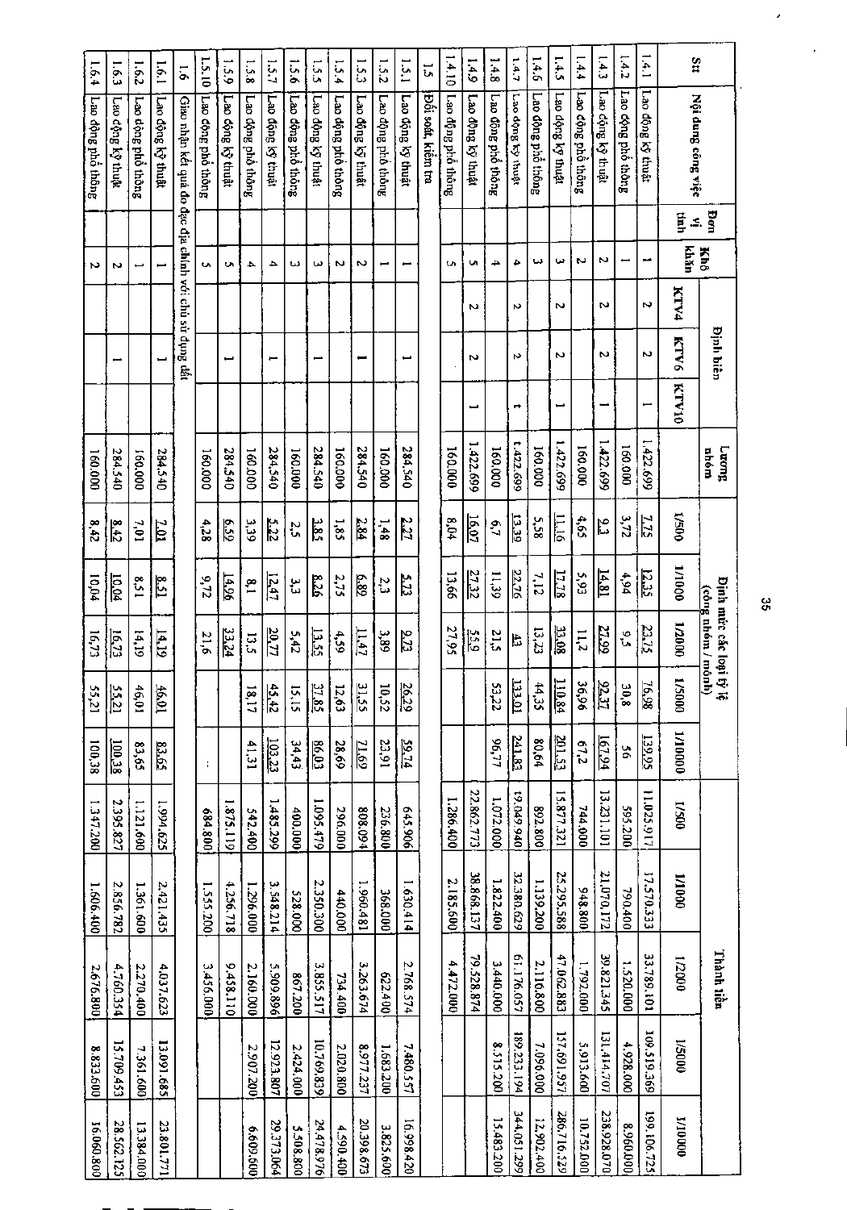| Stt | Nội dung công việc | Đơn vị tính | Khó khăn | Định biên | | | Lương nhóm | Định mức các loại tỷ lệ (công nhóm / mảnh) | | | | | Thành tiền | | | | |
|---|---|---|---|---|---|---|---|---|---|---|---|---|---|---|---|---|---|
| | | | | KTV4 | KTV6 | KTV10 | | 1/500 | 1/1000 | 1/2000 | 1/5000 | 1/10000 | 1/500 | 1/1000 | 1/2000 | 1/5000 | 1/10000 |
| 1.4.1 | Lao động kỹ thuật | | 1 | 2 | 2 | 1 | 1.422.699 | 7,75 | 12,35 | 23,75 | 76,98 | 139,95 | 11.025.917 | 17.570.333 | 33.789.101 | 109.519.369 | 199.106.725 |
| 1.4.2 | Lao động phổ thông | | 1 | | | | 160.000 | 3,72 | 4,94 | 9,5 | 30,8 | 56 | 595.200 | 790.400 | 1.520.000 | 4.928.000 | 8.960.000 |
| 1.4.3 | Lao động kỹ thuật | | 2 | 2 | 2 | 1 | 1.422.699 | 9,3 | 14,81 | 27,99 | 92,37 | 167,94 | 13.231.101 | 21.070.172 | 39.821.345 | 131.414.707 | 238.928.070 |
| 1.4.4 | Lao động phổ thông | | 2 | | | | 160.000 | 4,65 | 5,93 | 11,2 | 36,96 | 67,2 | 744.000 | 948.800 | 1.792.000 | 5.913.600 | 10.752.000 |
| 1.4.5 | Lao động kỹ thuật | | 3 | 2 | 2 | 1 | 1.422.699 | 11,16 | 17,78 | 33,08 | 110,84 | 201,53 | 15.877.321 | 25.295.588 | 47.062.883 | 157.691.957 | 286.716.529 |
| 1.4.6 | Lao động phổ thông | | 3 | | | | 160.000 | 5,58 | 7,12 | 13,23 | 44,35 | 80,64 | 892.800 | 1.139.200 | 2.116.800 | 7.096.000 | 12.902.400 |
| 1.4.7 | Lao động kỹ thuật | | 4 | 2 | 2 | 1 | 1.422.699 | 13,39 | 22,76 | 43 | 133,01 | 241,83 | 19.049.940 | 32.380.629 | 61.176.057 | 189.233.194 | 344.051.299 |
| 1.4.8 | Lao động phổ thông | | 4 | | | | 160.000 | 6,7 | 11,39 | 21,5 | 53,22 | 96,77 | 1.072.000 | 1.822.400 | 3.440.000 | 8.515.200 | 15.483.200 |
| 1.4.9 | Lao động kỹ thuật | | 5 | 2 | 2 | 1 | 1.422.699 | 16,07 | 27,32 | 55,9 | | | 22.862.773 | 38.868.137 | 79.528.874 | | |
| 1.4.10 | Lao động phổ thông | | 5 | | | | 160.000 | 8,04 | 13,66 | 27,95 | | | 1.286.400 | 2.185.600 | 4.472.000 | | |
| 1.5 | Đối soát, kiểm tra | | | | | | | | | | | | | | | | |
| 1.5.1 | Lao động kỹ thuật | | 1 | | 1 | | 284.540 | 2,27 | 5,73 | 9,73 | 26,29 | 59,74 | 645.906 | 1.630.414 | 2.768.574 | 7480.557 | 16.998.420 |
| 1.5.2 | Lao động phổ thông | | 1 | | | | 160.000 | 1,48 | 2,3 | 3,89 | 10,52 | 23,91 | 236.800 | 368.000 | 622.400 | 1.683.200 | 3.825.600 |
| 1.5.3 | Lao động kỹ thuật | | 2 | | 1 | | 284.540 | 2,84 | 6,89 | 11,47 | 31,55 | 71,69 | 808.094 | 1.960.481 | 3.263.674 | 8.977.237 | 20.398.673 |
| 1.5.4 | Lao động phổ thông | | 2 | | | | 160.000 | 1,85 | 2,75 | 4,59 | 12,63 | 28,69 | 296.000 | 440.000 | 734.400 | 2.020.800 | 4.590.400 |
| 1.5.5 | Lao động kỹ thuật | | 3 | | 1 | | 284.540 | 3,85 | 8,26 | 13,55 | 37,85 | 86,03 | 1.095.479 | 2.350.300 | 3.855.517 | 10.769.839 | 24.478.976 |
| 1.5.6 | Lao động phổ thông | | 3 | | | | 160.000 | 2,5 | 3,3 | 5,42 | 15,15 | 34,43 | 400.000 | 528.000 | 867.200 | 2.424.000 | 5.508.800 |
| 1.5.7 | Lao động kỹ thuật | | 4 | | 1 | | 284.540 | 5,22 | 12,47 | 20,77 | 45,42 | 103,23 | 1.485.299 | 3.548.214 | 5.909.896 | 12.923.807 | 29.373.064 |
| 1.5.8 | Lao động phổ thông | | 4 | | | | 160.000 | 3,39 | 8,1 | 13,5 | 18,17 | 41,31 | 542.400 | 1.296.000 | 2.160.000 | 2.907.200 | 6.609.600 |
| 1.5.9 | Lao động kỹ thuật | | 5 | | 1 | | 284.540 | 6,59 | 14,96 | 33,24 | | | 1.875.119 | 4.256.718 | 9.458.110 | | |
| 1.5.10 | Lao động phổ thông | | 5 | | | | 160.000 | 4,28 | 9,72 | 21,6 | | - | 684.800 | 1.555.200 | 3.456.000 | | |
| 1.6 | Giao nhận kết quả đo đạc địa chính với chủ sử dụng đất | | | | | | | | | | | | | | | | |
| 1.6.1 | Lao động kỹ thuật | | 1 | | 1 | | 284.540 | 7,01 | 8,51 | 14,19 | 46,01 | 83,65 | 1.994.625 | 2.421.435 | 4.037.623 | 13.091.685 | 23.801.771 |
| 1.6.2 | Lao động phổ thông | | 1 | | | | 160.000 | 7,01 | 8,51 | 14,19 | 46,01 | 83,65 | 1.121.600 | 1.361.600 | 2.270.400 | 7.361.600 | 13.384.000 |
| 1.6.3 | Lao động kỹ thuật | | 2 | | 1 | | 284.540 | 8,42 | 10,04 | 16,73 | 55,21 | 100,38 | 2.395.827 | 2.856.782 | 4.760.354 | 15.709.453 | 28.562.125 |
| 1.6.4 | Lao động phổ thông | | 2 | | | | 160.000 | 8,42 | 10,04 | 16,73 | 55,21 | 100,38 | 1.347.200 | 1.606.400 | 2.676.800 | 8.833.600 | 16.060.800 |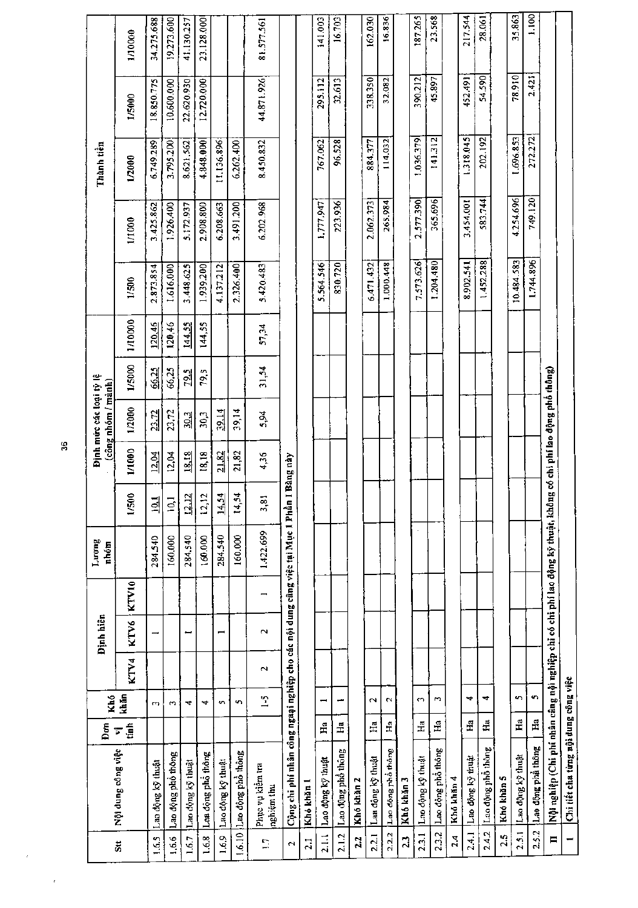| Stt | Nội dung công việc | Đơn vị tính | Khó khăn | Định biên | | | Lương nhóm | Định mức các loại tỷ lệ (công nhóm / mảnh) | | | | | Thành tiền | | | | |
|---|---|---|---|---|---|---|---|---|---|---|---|---|---|---|---|---|---|
| | | | | KTV4 | KTV6 | KTV10 | | 1/500 | 1/1000 | 1/2000 | 1/5000 | 1/10000 | 1/500 | 1/1000 | 1/2000 | 1/5000 | 1/10000 |
| 1.6.5 | Lao động kỹ thuật | | 3 | | 1 | | 284.540 | 10,1 | 12,04 | 23,72 | 66,25 | 120,46 | 2.873.854 | 3.425.862 | 6.749.289 | 18.850.775 | 34.275.688 |
| 1.6.6 | Lao động phổ thông | | 3 | | | | 160.000 | 10,1 | 12,04 | 23,72 | 66,25 | 120,46 | 1.616.000 | 1.926.400 | 3.795.200 | 10.600.000 | 19.273.600 |
| 1.6.7 | Lao động kỹ thuật | | 4 | | 1 | | 284.540 | 12,12 | 18,18 | 30,3 | 79,5 | 144,55 | 3.448.625 | 5.172.937 | 8.621.562 | 22.620.930 | 41.130.257 |
| 1.6.8 | Lao động phổ thông | | 4 | | | | 160.000 | 12,12 | 18,18 | 30,3 | 79,5 | 144,55 | 1.939.200 | 2.908.800 | 4.848.000 | 12.720.000 | 23.128.000 |
| 1.6.9 | Lao động kỹ thuật | | 5 | | 1 | | 284.540 | 14,54 | 21,82 | 39,14 | | | 4.137.212 | 6.208.663 | 11.136.896 | | |
| 1.6.10 | Lao động phổ thông | | 5 | | | | 160.000 | 14,54 | 21,82 | 39,14 | | | 2.326.400 | 3.491.200 | 6.262.400 | | |
| 1.7 | Phục vụ kiểm tra nghiệm thu | | 1-5 | 2 | 2 | 1 | 1.422.699 | 3,81 | 4,36 | 5,94 | 31,54 | 57,34 | 5.420.483 | 6.202.968 | 8.450.832 | 44.871.926 | 81.577.561 |
| 2 | Cộng chi phí nhân công ngoại nghiệp cho các nội dung công việc tại Mục 1 Phần I Bảng này | | | | | | | | | | | | | | | | |
| 2.1 | Khó khăn 1 | | | | | | | | | | | | | | | | |
| 2.1.1 | Lao động kỹ thuật | Ha | 1 | | | | | | | | | | 5.564.546 | 1.777.947 | 767.062 | 295.112 | 141.003 |
| 2.1.2 | Lao động phổ thông | Ha | 1 | | | | | | | | | | 830.720 | 223.936 | 96.528 | 32.613 | 16.703 |
| 2.2 | Khó khăn 2 | | | | | | | | | | | | | | | | |
| 2.2.1 | Lao động kỹ thuật | Ha | 2 | | | | | | | | | | 6.471.432 | 2.062.373 | 884.377 | 338.350 | 162.030 |
| 2.2.2 | Lao động phổ thông | Ha | 2 | | | | | | | | | | 1.000.448 | 265.984 | 114.032 | 32.082 | 16.836 |
| 2.3 | Khó khăn 3 | | | | | | | | | | | | | | | | |
| 2.3.1 | Lao động kỹ thuật | Ha | 3 | | | | | | | | | | 7.573.626 | 2.577.390 | 1.036.379 | 390.212 | 187.265 |
| 2.3.2 | Lao động phổ thông | Ha | 3 | | | | | | | | | | 1.204.480 | 365.696 | 141.312 | 45.897 | 23.568 |
| 2.4 | Khó khăn 4 | | | | | | | | | | | | | | | | |
| 2.4.1 | Lao động kỹ thuật | Ha | 4 | | | | | | | | | | 8.902.541 | 3.454.001 | 1.318.045 | 452.491 | 217.544 |
| 2.4.2 | Lao động phổ thông | Ha | 4 | | | | | | | | | | 1.452.288 | 583.744 | 202.192 | 54.590 | 28.061 |
| 2.5 | Khó khăn 5 | | | | | | | | | | | | | | | | |
| 2.5.1 | Lao động kỹ thuật | Ha | 5 | | | | | | | | | | 10.484.583 | 4.254.696 | 1.696.853 | 78.910 | 35.863 |
| 2.5.2 | Lao động phổ thông | Ha | 5 | | | | | | | | | | 1.744.896 | 749.120 | 272.272 | 2.421 | 1.100 |
| II | Nội nghiệp (Chi phí nhân công nội nghiệp chỉ có chi phí lao động kỹ thuật, không có chi phí lao động phổ thông) | | | | | | | | | | | | | | | | |
| 1 | Chi tiết cho từng nội dung công việc | | | | | | | | | | | | | | | | |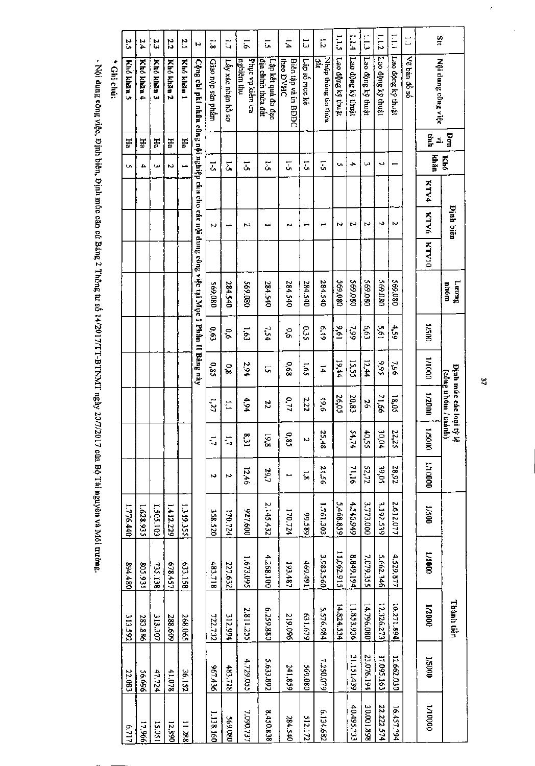| Stt | Nội dung công việc | Đơn vị tính | Khó khăn | Định biên | | | Lương nhóm | Định mức các loại tỷ lệ (công nhóm / mảnh) | | | | | Thành tiền | | | | |
|---|---|---|---|---|---|---|---|---|---|---|---|---|---|---|---|---|---|
| | | | | KTV4 | KTV6 | KTV10 | | 1/500 | 1/1000 | 1/2000 | 1/5000 | 1/10000 | 1/500 | 1/1000 | 1/2000 | 1/5000 | 1/10000 |
| 1.1 | Về bản đồ số | | | | | | | | | | | | | | | | |
| 1.1.1 | Lao động kỹ thuật | | 1 | | 2 | | 569.080 | 4,59 | 7,96 | 18,05 | 22,25 | 28,92 | 2.612.077 | 4.529.877 | 10.271.894 | 12.662.030 | 16.457.794 |
| 1.1.2 | Lao động kỹ thuật | | 2 | | 2 | | 569.080 | 5,61 | 9,95 | 21,66 | 30,04 | 39,05 | 3.192.539 | 5.662.346 | 12.326.273 | 17.095.163 | 22.222.574 |
| 1.1.3 | Lao động kỹ thuật | | 3 | | 2 | | 569.080 | 6,63 | 12,44 | 26 | 40,55 | 52,72 | 3.773.000 | 7.079.355 | 14.796.080 | 23.076.194 | 30.001.898 |
| 1.1.4 | Lao động kỹ thuật | | 4 | | 2 | | 569.080 | 7,99 | 15,55 | 20,83 | 54,74 | 71,16 | 4.546.949 | 8.849.194 | 11.853.936 | 31.151.439 | 40.495.733 |
| 1.1.5 | Lao động kỹ thuật | | 5 | | 2 | | 569.080 | 9,61 | 19,44 | 26,05 | | | 5.468.859 | 11.062.915 | 14.824.534 | | |
| 1.2 | Nhập thông tin thửa đất | | 1-5 | | 1 | | 284.540 | 6,19 | 14 | 19,6 | 25,48 | 21,56 | 1.761.303 | 3.983.560 | 5.576.984 | 7.250.079 | 6.134.682 |
| 1.3 | Lập sổ mục kê | | 1-5 | | 1 | | 284.540 | 0,35 | 1,65 | 2,22 | 2 | 1,8 | 99.589 | 469.491 | 631.679 | 569.080 | 512.172 |
| 1.4 | Biên tập và in BĐĐC theo ĐVHC | | 1-5 | | 1 | | 284.540 | 0,6 | 0,68 | 0,77 | 0,85 | 1 | 170.724 | 193.487 | 219.096 | 241.859 | 284.540 |
| 1.5 | Lập kết quả đo đạc địa chính thửa đất | | 1-5 | | 1 | | 284.540 | 7,54 | 15 | 22 | 19,8 | 29,7 | 2.145.432 | 4.268.100 | 6.259.880 | 5.633.892 | 8.450.838 |
| 1.6 | Phục vụ kiểm tra nghiệm thu | | 1-5 | | 2 | | 569.080 | 1,63 | 2,94 | 4,94 | 8,31 | 12,46 | 927.600 | 1.673.095 | 2.811.255 | 4.729.055 | 7.090.737 |
| 1.7 | Lấy xác nhận hồ sơ | | 1-5 | | 1 | | 284.540 | 0,6 | 0,8 | 1,1 | 1,7 | 2 | 170.724 | 227.632 | 312.994 | 483.718 | 569.080 |
| 1.8 | Giao nộp sản phẩm | | 1-5 | | 2 | | 569.080 | 0,63 | 0,85 | 1,27 | 1,7 | 2 | 358.520 | 483.718 | 722.732 | 967.436 | 1.138.160 |
| 2 | Cộng chi phí nhân công nội nghiệp chia cho các nội dung công việc tại Mục 1 Phần II Bảng này | | | | | | | | | | | | | | | | |
| 2.1 | Khó khăn 1 | Ha | 1 | | | | | | | | | | 1.319.355 | 633.158 | 268.065 | 36.152 | 11.288 |
| 2.2 | Khó khăn 2 | Ha | 2 | | | | | | | | | | 1.412.229 | 678.457 | 288.609 | 41.078 | 12.890 |
| 2.3 | Khó khăn 3 | Ha | 3 | | | | | | | | | | 1.505.103 | 735.138 | 313.307 | 47.724 | 15.051 |
| 2.4 | Khó khăn 4 | Ha | 4 | | | | | | | | | | 1.628.935 | 805.931 | 283.886 | 56.696 | 17.966 |
| 2.5 | Khó khăn 5 | Ha | 5 | | | | | | | | | | 1.776.440 | 894.480 | 313.592 | 22.083 | 6.717 |

\* Ghi chú:

- Nội dung công việc, Định biên, Định mức căn cứ Bảng 2 Thông tư số 14/2017/TT-BTNMT ngày 20/7/2017 của Bộ Tài nguyên và Môi trường.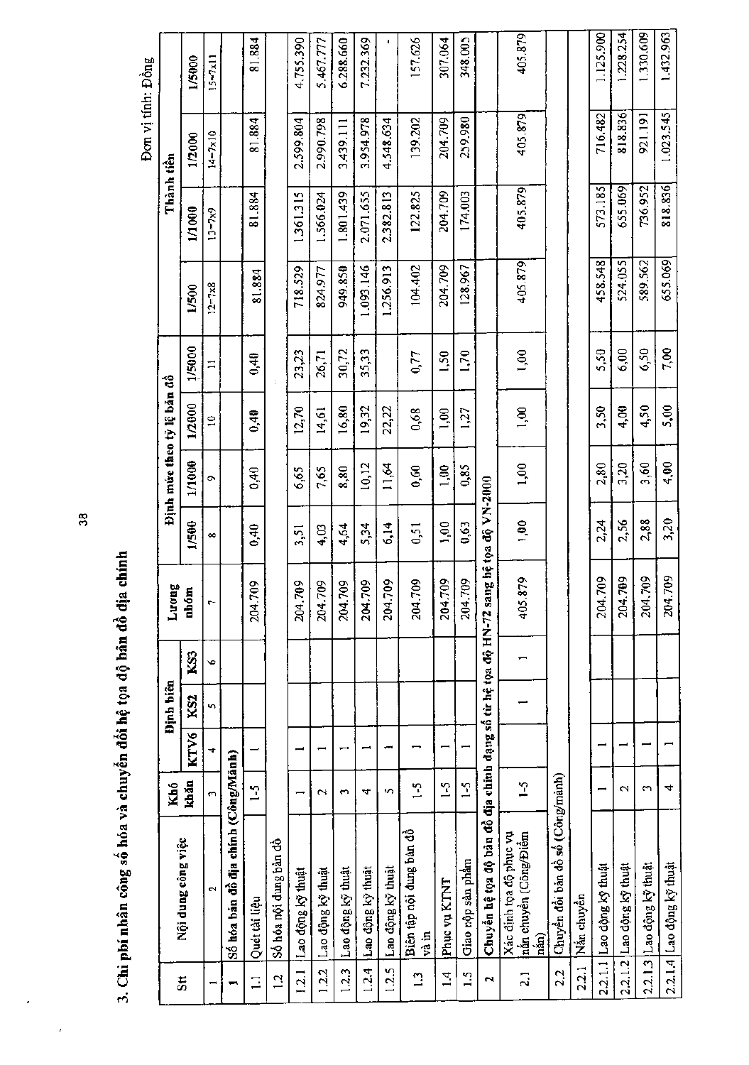### 3. Chi phí nhân công số hóa và chuyển đổi hệ tọa độ bản đồ địa chính

Đơn vị tính: Đồng

| Stt | Nội dung công việc | Khó khăn | Định biên | | | Lương nhóm | Định mức theo tỷ lệ bản đồ | | | | Thành tiền | | | |
|---|---|---|---|---|---|---|---|---|---|---|---|---|---|---|
| | | | KTV6 | KS2 | KS3 | | 1/500 | 1/1000 | 1/2000 | 1/5000 | 1/500 | 1/1000 | 1/2000 | 1/5000 |
| 1 | 2 | 3 | 4 | 5 | 6 | 7 | 8 | 9 | 10 | 11 | 12=7x8 | 13=7x9 | 14=7x10 | 15=7x11 |
| 1 | Số hóa bản đồ địa chính (Công/Mảnh) | | | | | | | | | | | | | |
| 1.1 | Quét tài liệu | 1-5 | 1 | | | 204.709 | 0,40 | 0,40 | 0,40 | 0,40 | 81.884 | 81.884 | 81.884 | 81.884 |
| 1.2 | Số hóa nội dung bản đồ | | | | | | | | | | | | | |
| 1.2.1 | Lao động kỹ thuật | 1 | 1 | | | 204.709 | 3,51 | 6,65 | 12,70 | 23,23 | 718.529 | 1.361.315 | 2.599.804 | 4.755.390 |
| 1.2.2 | Lao động kỹ thuật | 2 | 1 | | | 204.709 | 4,03 | 7,65 | 14,61 | 26,71 | 824.977 | 1.566.024 | 2.990.798 | 5.467.777 |
| 1.2.3 | Lao động kỹ thuật | 3 | 1 | | | 204.709 | 4,64 | 8,80 | 16,80 | 30,72 | 949.850 | 1.801.439 | 3.439.111 | 6.288.660 |
| 1.2.4 | Lao động kỹ thuật | 4 | 1 | | | 204.709 | 5,34 | 10,12 | 19,32 | 35,33 | 1.093.146 | 2.071.655 | 3.954.978 | 7.232.369 |
| 1.2.5 | Lao động kỹ thuật | 5 | 1 | | | 204.709 | 6,14 | 11,64 | 22,22 | | 1.256.913 | 2.382.813 | 4.548.634 | - |
| 1.3 | Biên tập nội dung bản đồ và in | 1-5 | 1 | | | 204.709 | 0,51 | 0,60 | 0,68 | 0,77 | 104.402 | 122.825 | 139.202 | 157.626 |
| 1.4 | Phục vụ KTNT | 1-5 | 1 | | | 204.709 | 1,00 | 1,00 | 1,00 | 1,50 | 204.709 | 204.709 | 204.709 | 307.064 |
| 1.5 | Giao nộp sản phẩm | 1-5 | 1 | | | 204.709 | 0,63 | 0,85 | 1,27 | 1,70 | 128.967 | 174.003 | 259.980 | 348.005 |
| 2 | Chuyển hệ tọa độ bản đồ địa chính dạng số từ hệ tọa độ HN-72 sang hệ tọa độ VN-2000 | | | | | | | | | | | | | |
| 2.1 | Xác định tọa độ phục vụ nắn chuyển (Công/Điểm nắn) | 1-5 | | 1 | 1 | 405.879 | 1,00 | 1,00 | 1,00 | 1,00 | 405.879 | 405.879 | 405.879 | 405.879 |
| 2.2 | Chuyển đổi bản đồ số (Công/mảnh) | | | | | | | | | | | | | |
| 2.2.1 | Nắn chuyển | | | | | | | | | | | | | |
| 2.2.1.1 | Lao động kỹ thuật | 1 | 1 | | | 204.709 | 2,24 | 2,80 | 3,50 | 5,50 | 458.548 | 573.185 | 716.482 | 1.125.900 |
| 2.2.1.2 | Lao động kỹ thuật | 2 | 1 | | | 204.709 | 2,56 | 3,20 | 4,00 | 6,00 | 524.055 | 655.069 | 818.836 | 1.228.254 |
| 2.2.1.3 | Lao động kỹ thuật | 3 | 1 | | | 204.709 | 2,88 | 3,60 | 4,50 | 6,50 | 589.562 | 736.952 | 921.191 | 1.330.609 |
| 2.2.1.4 | Lao động kỹ thuật | 4 | 1 | | | 204.709 | 3,20 | 4,00 | 5,00 | 7,00 | 655.069 | 818.836 | 1.023.545 | 1.432.963 |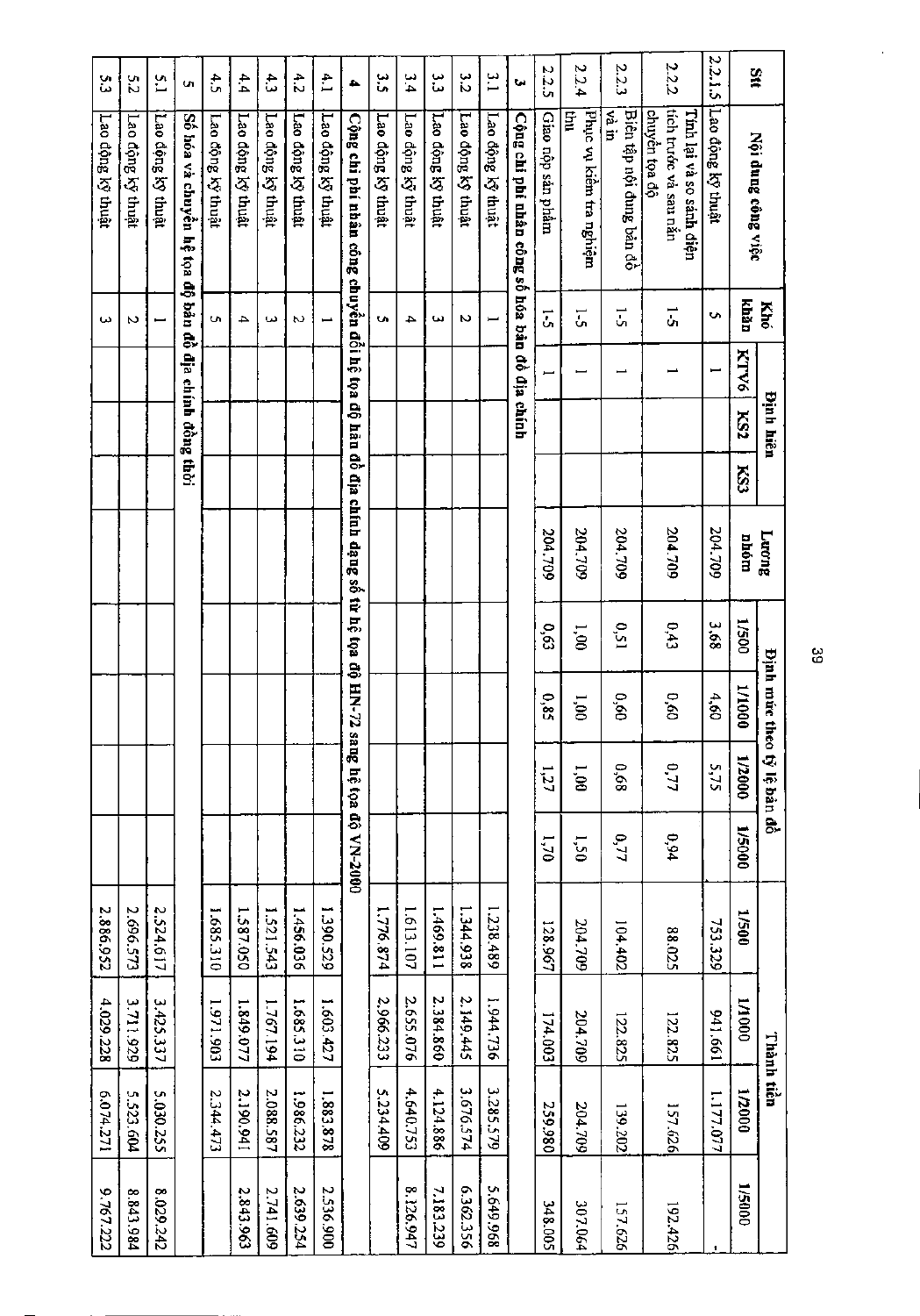| Stt | Nội dung công việc | Khó khăn | Định biên | | | Lương nhóm | Định mức theo tỷ lệ bản đồ | | | | Thành tiền | | | |
|---|---|---|---|---|---|---|---|---|---|---|---|---|---|---|
| | | | KTV6 | KS2 | KS3 | | 1/500 | 1/1000 | 1/2000 | 1/5000 | 1/500 | 1/1000 | 1/2000 | 1/5000 |
| 2.2.1.5 | Lao động kỹ thuật | 5 | 1 | | | 204.709 | 3,68 | 4,60 | 5,75 | | 753.329 | 941.661 | 1.177.077 | - |
| 2.2.2 | Tính lại và so sánh diện tích trước và sau nắn chuyển tọa độ | 1-5 | 1 | | | 204.709 | 0,43 | 0,60 | 0,77 | 0,94 | 88.025 | 122.825 | 157.626 | 192.426 |
| 2.2.3 | Biên tập nội dung bản đồ và in | 1-5 | 1 | | | 204.709 | 0,51 | 0,60 | 0,68 | 0,77 | 104.402 | 122.825 | 139.202 | 157.626 |
| 2.2.4 | Phục vụ kiểm tra nghiệm thu | 1-5 | 1 | | | 204.709 | 1,00 | 1,00 | 1,00 | 1,50 | 204.709 | 204.709 | 204.709 | 307.064 |
| 2.2.5 | Giao nộp sản phẩm | 1-5 | 1 | | | 204.709 | 0,63 | 0,85 | 1,27 | 1,70 | 128.967 | 174.003 | 259.980 | 348.005 |
| **3** | **Cộng chi phí nhân công số hóa bản đồ địa chính** | | | | | | | | | | | | | |
| 3.1 | Lao động kỹ thuật | 1 | | | | | | | | | 1.238.489 | 1.944.736 | 3.285.579 | 5.649.968 |
| 3.2 | Lao động kỹ thuật | 2 | | | | | | | | | 1.344.938 | 2.149.445 | 3.676.574 | 6.362.356 |
| 3.3 | Lao động kỹ thuật | 3 | | | | | | | | | 1.469.811 | 2.384.860 | 4.124.886 | 7.183.239 |
| 3.4 | Lao động kỹ thuật | 4 | | | | | | | | | 1.613.107 | 2.655.076 | 4.640.753 | 8.126.947 |
| 3.5 | Lao động kỹ thuật | 5 | | | | | | | | | 1.776.874 | 2.966.233 | 5.234.409 | |
| **4** | **Cộng chi phí nhân công chuyển đổi hệ tọa độ bản đồ địa chính dạng số từ hệ tọa độ HN-72 sang hệ tọa độ VN-2000** | | | | | | | | | | | | | |
| 4.1 | Lao động kỹ thuật | 1 | | | | | | | | | 1.390.529 | 1.603.427 | 1.883.878 | 2.536.900 |
| 4.2 | Lao động kỹ thuật | 2 | | | | | | | | | 1.456.036 | 1.685.310 | 1.986.232 | 2.639.254 |
| 4.3 | Lao động kỹ thuật | 3 | | | | | | | | | 1.521.543 | 1.767.194 | 2.088.587 | 2.741.609 |
| 4.4 | Lao động kỹ thuật | 4 | | | | | | | | | 1.587.050 | 1.849.077 | 2.190.941 | 2.843.963 |
| 4.5 | Lao động kỹ thuật | 5 | | | | | | | | | 1.685.310 | 1.971.903 | 2.344.473 | |
| **5** | **Số hóa và chuyển hệ tọa độ bản đồ địa chính đồng thời** | | | | | | | | | | | | | |
| 5.1 | Lao động kỹ thuật | 1 | | | | | | | | | 2.524.617 | 3.425.337 | 5.030.255 | 8.029.242 |
| 5.2 | Lao động kỹ thuật | 2 | | | | | | | | | 2.696.573 | 3.711.929 | 5.523.604 | 8.843.984 |
| 5.3 | Lao động kỹ thuật | 3 | | | | | | | | | 2.886.952 | 4.029.228 | 6.074.271 | 9.767.222 |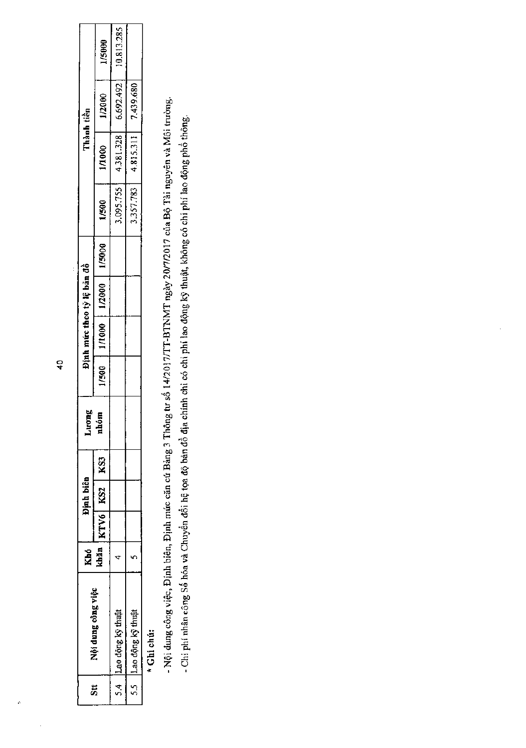| Stt | Nội dung công việc | Khó khăn | Định biên | | | Lương nhóm | Định mức theo tỷ lệ bản đồ | | | | Thành tiền | | | |
|---|---|---|---|---|---|---|---|---|---|---|---|---|---|---|
| | | | KTV6 | KS2 | KS3 | | 1/500 | 1/1000 | 1/2000 | 1/5000 | 1/500 | 1/1000 | 1/2000 | 1/5000 |
| 5.4 | Lao động kỹ thuật | 4 | | | | | | | | | 3.095.755 | 4.381.328 | 6.692.492 | 10.813.285 |
| 5.5 | Lao động kỹ thuật | 5 | | | | | | | | | 3.357.783 | 4.815.311 | 7.439.680 | |

**\* Ghi chú:**

- Nội dung công việc, Định biên, Định mức căn cứ Bảng 3 Thông tư số 14/2017/TT-BTNMT ngày 20/7/2017 của Bộ Tài nguyên và Môi trường.
- Chi phí nhân công Số hóa và Chuyển đổi hệ tọa độ bản đồ địa chính chỉ có chi phí lao động kỹ thuật, không có chi phí lao động phổ thông.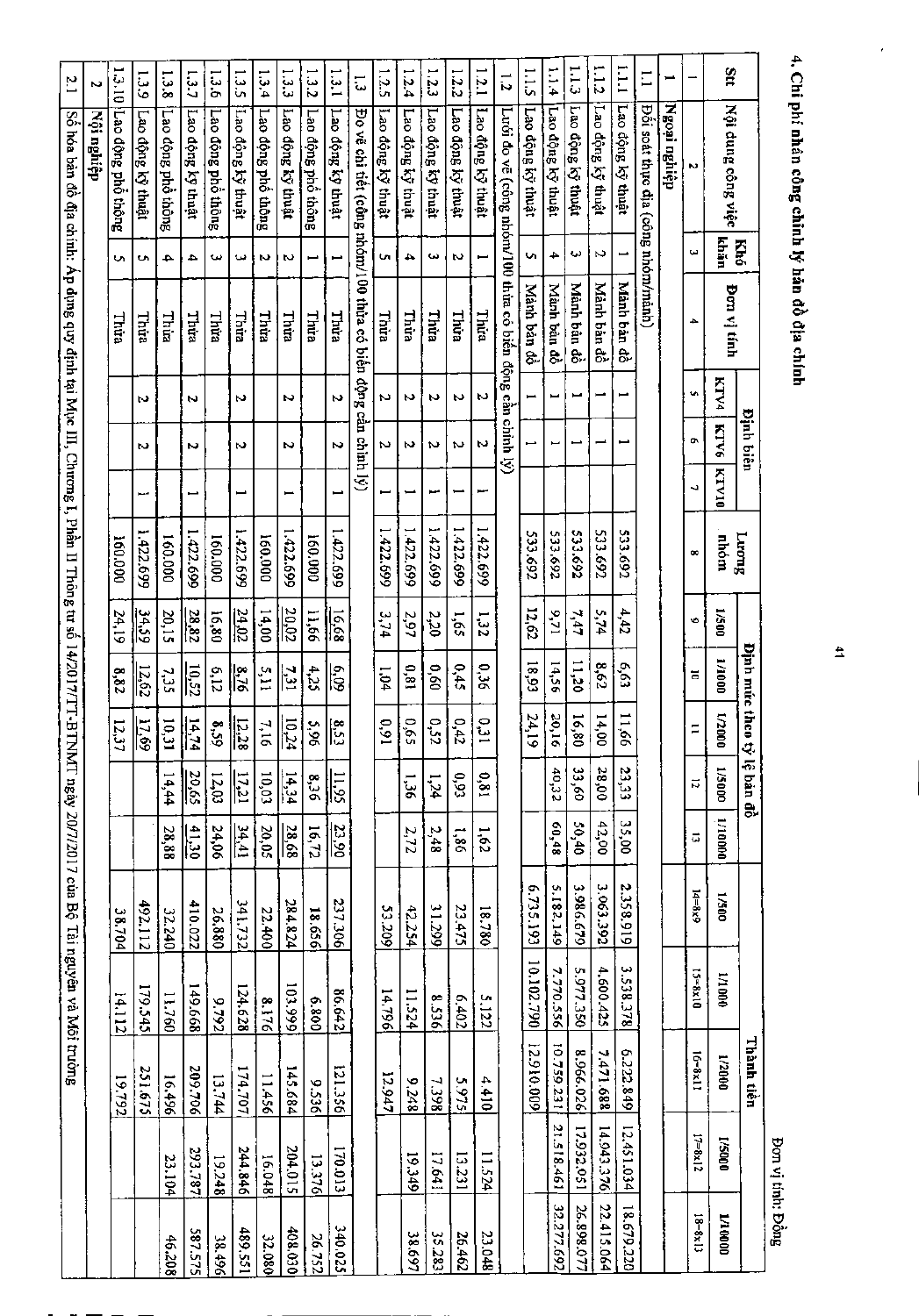## 4. Chi phí nhân công chỉnh lý bản đồ địa chính

Đơn vị tính: Đồng

| Stt | Nội dung công việc | Khó khăn | Đơn vị tính | Định biên | | | Lương nhóm | Định mức theo tỷ lệ bản đồ | | | | | Thành tiền | | | | |
|---|---|---|---|---|---|---|---|---|---|---|---|---|---|---|---|---|---|
| | | | | KTV4 | KTV6 | KTV10 | | 1/500 | 1/1000 | 1/2000 | 1/5000 | 1/10000 | 1/500 | 1/1000 | 1/2000 | 1/5000 | 1/10000 |
| 1 | 2 | 3 | 4 | 5 | 6 | 7 | 8 | 9 | 10 | 11 | 12 | 13 | 14=8x9 | 15=8x10 | 16=8x11 | 17=8x12 | 18=8x13 |
| 1 | Ngoại nghiệp | | | | | | | | | | | | | | | | |
| 1.1 | Đối soát thực địa (công nhóm/mảnh) | | | | | | | | | | | | | | | | |
| 1.1.1 | Lao động kỹ thuật | 1 | Mảnh bản đồ | 1 | 1 | | 533.692 | 4,42 | 6,63 | 11,66 | 23,33 | 35,00 | 2.358.919 | 3.538.378 | 6.222.849 | 12.451.034 | 18.679.220 |
| 1.1.2 | Lao động kỹ thuật | 2 | Mảnh bản đồ | 1 | 1 | | 533.692 | 5,74 | 8,62 | 14,00 | 28,00 | 42,00 | 3.063.392 | 4.600.425 | 7.471.688 | 14.943.376 | 22.415.064 |
| 1.1.3 | Lao động kỹ thuật | 3 | Mảnh bản đồ | 1 | 1 | | 533.692 | 7,47 | 11,20 | 16,80 | 33,60 | 50,40 | 3.986.679 | 5.977.350 | 8.966.026 | 17.932.051 | 26.898.077 |
| 1.1.4 | Lao động kỹ thuật | 4 | Mảnh bản đồ | 1 | 1 | | 533.692 | 9,71 | 14,56 | 20,16 | 40,32 | 60,48 | 5.182.149 | 7.770.556 | 10.759.231 | 21.518.461 | 32.277.692 |
| 1.1.5 | Lao động kỹ thuật | 5 | Mảnh bản đồ | 1 | 1 | | 533.692 | 12,62 | 18,93 | 24,19 | | | 6.735.193 | 10.102.790 | 12.910.009 | | |
| 1.2 | Lưới đo vẽ (công nhóm/100 thửa có biến động cần chỉnh lý) | | | | | | | | | | | | | | | | |
| 1.2.1 | Lao động kỹ thuật | 1 | Thửa | 2 | 2 | 1 | 1.422.699 | 1,32 | 0,36 | 0,31 | 0,81 | 1,62 | 18.780 | 5.122 | 4.410 | 11.524 | 23.048 |
| 1.2.2 | Lao động kỹ thuật | 2 | Thửa | 2 | 2 | 1 | 1.422.699 | 1,65 | 0,45 | 0,42 | 0,93 | 1,86 | 23.475 | 6.402 | 5.975 | 13.231 | 26.462 |
| 1.2.3 | Lao động kỹ thuật | 3 | Thửa | 2 | 2 | 1 | 1.422.699 | 2,20 | 0,60 | 0,52 | 1,24 | 2,48 | 31.299 | 8.536 | 7.398 | 17.641 | 35.283 |
| 1.2.4 | Lao động kỹ thuật | 4 | Thửa | 2 | 2 | 1 | 1.422.699 | 2,97 | 0,81 | 0,65 | 1,36 | 2,72 | 42.254 | 11.524 | 9.248 | 19.349 | 38.697 |
| 1.2.5 | Lao động kỹ thuật | 5 | Thửa | 2 | 2 | 1 | 1.422.699 | 3,74 | 1,04 | 0,91 | | | 53.209 | 14.796 | 12.947 | | |
| 1.3 | Đo vẽ chi tiết (công nhóm/100 thửa có biến động cần chỉnh lý) | | | | | | | | | | | | | | | | |
| 1.3.1 | Lao động kỹ thuật | 1 | Thửa | 2 | 2 | 1 | 1.422.699 | 16,68 | 6,09 | 8,53 | 11,95 | 23,90 | 237.306 | 86.642 | 121.356 | 170.013 | 340.025 |
| 1.3.2 | Lao động phổ thông | 1 | Thửa | | | | 160.000 | 11,66 | 4,25 | 5,96 | 8,36 | 16,72 | 18.656 | 6.800 | 9.536 | 13.376 | 26.752 |
| 1.3.3 | Lao động kỹ thuật | 2 | Thửa | 2 | 2 | 1 | 1.422.699 | 20,02 | 7,31 | 10,24 | 14,34 | 28,68 | 284.824 | 103.999 | 145.684 | 204.015 | 408.030 |
| 1.3.4 | Lao động phổ thông | 2 | Thửa | | | | 160.000 | 14,00 | 5,11 | 7,16 | 10,03 | 20,05 | 22.400 | 8.176 | 11.456 | 16.048 | 32.080 |
| 1.3.5 | Lao động kỹ thuật | 3 | Thửa | 2 | 2 | 1 | 1.422.699 | 24,02 | 8,76 | 12,28 | 17,21 | 34,41 | 341.732 | 124.628 | 174.707 | 244.846 | 489.551 |
| 1.3.6 | Lao động phổ thông | 3 | Thửa | | | | 160.000 | 16,80 | 6,12 | 8,59 | 12,03 | 24,06 | 26.880 | 9.792 | 13.744 | 19.248 | 38.496 |
| 1.3.7 | Lao động kỹ thuật | 4 | Thửa | 2 | 2 | 1 | 1.422.699 | 28,82 | 10,52 | 14,74 | 20,65 | 41,30 | 410.022 | 149.668 | 209.706 | 293.787 | 587.575 |
| 1.3.8 | Lao động phổ thông | 4 | Thửa | | | | 160.000 | 20,15 | 7,35 | 10,31 | 14,44 | 28,88 | 32.240 | 11.760 | 16.496 | 23.104 | 46.208 |
| 1.3.9 | Lao động kỹ thuật | 5 | Thửa | 2 | 2 | 1 | 1.422.699 | 34,59 | 12,62 | 17,69 | | | 492.112 | 179.545 | 251.675 | | |
| 1.3.10 | Lao động phổ thông | 5 | Thửa | | | | 160.000 | 24,19 | 8,82 | 12,37 | | | 38.704 | 14.112 | 19.792 | | |
| 2 | Nội nghiệp | | | | | | | | | | | | | | | | |
| 2.1 | Số hóa bản đồ địa chính: Áp dụng quy định tại Mục III, Chương I, Phần II Thông tư số 14/2017/TT-BTNMT ngày 20/7/2017 của Bộ Tài nguyên và Môi trường | | | | | | | | | | | | | | | | |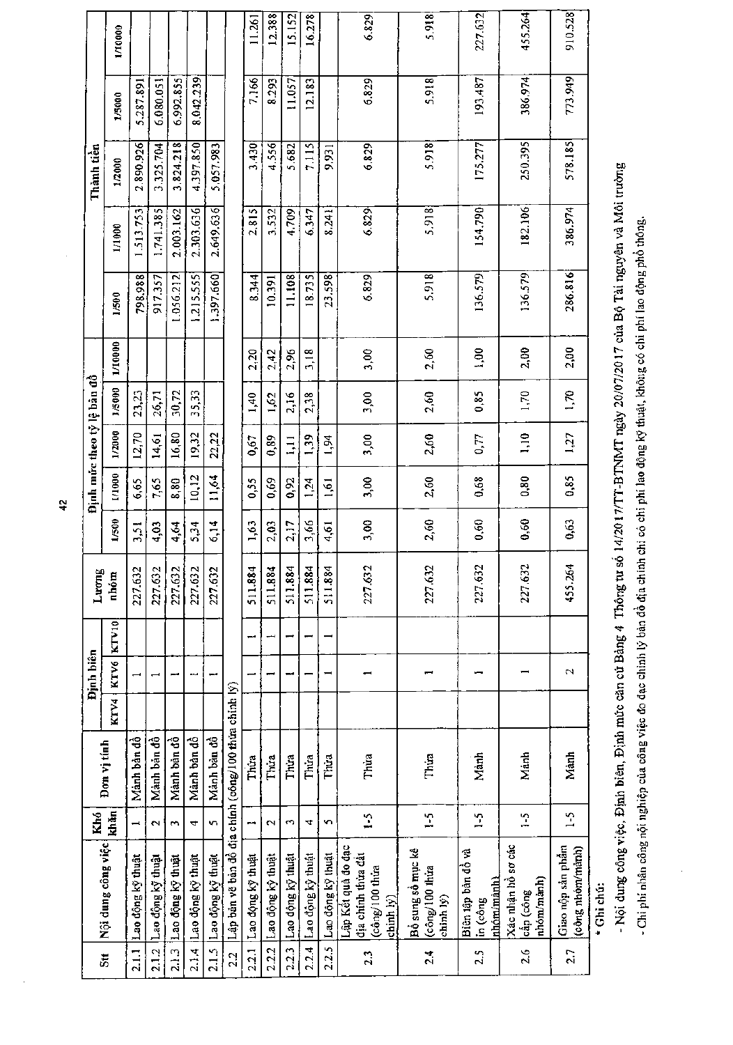| Stt | Nội dung công việc | Khó khăn | Đơn vị tính | Định biên | | | Lương nhóm | Định mức theo tỷ lệ bản đồ | | | | | Thành tiền | | | | |
|---|---|---|---|---|---|---|---|---|---|---|---|---|---|---|---|---|---|
| | | | | KTV4 | KTV6 | KTV10 | | 1/500 | 1/1000 | 1/2000 | 1/5000 | 1/10000 | 1/500 | 1/1000 | 1/2000 | 1/5000 | 1/10000 |
| 2.1.1 | Lao động kỹ thuật | 1 | Mảnh bản đồ | | 1 | | 227.632 | 3,51 | 6,65 | 12,70 | 23,23 | | 798.988 | 1.513.753 | 2.890.926 | 5.287.891 | |
| 2.1.2 | Lao động kỹ thuật | 2 | Mảnh bản đồ | | 1 | | 227.632 | 4,03 | 7,65 | 14,61 | 26,71 | | 917.357 | 1.741.385 | 3.325.704 | 6.080.051 | |
| 2.1.3 | Lao động kỹ thuật | 3 | Mảnh bản đồ | | 1 | | 227.632 | 4,64 | 8,80 | 16,80 | 30,72 | | 1.056.212 | 2.003.162 | 3.824.218 | 6.992.855 | |
| 2.1.4 | Lao động kỹ thuật | 4 | Mảnh bản đồ | | 1 | | 227.632 | 5,34 | 10,12 | 19,32 | 35,33 | | 1.215.555 | 2.303.636 | 4.397.850 | 8.042.239 | |
| 2.1.5 | Lao động kỹ thuật | 5 | Mảnh bản đồ | | 1 | | 227.632 | 6,14 | 11,64 | 22,22 | | | 1.397.660 | 2.649.636 | 5.057.983 | | |
| 2.2 | Lập bản vẽ bản đồ địa chính (công/100 thửa chính lý) | | | | | | | | | | | | | | | | |
| 2.2.1 | Lao động kỹ thuật | 1 | Thửa | | 1 | 1 | 511.884 | 1,63 | 0,55 | 0,67 | 1,40 | 2,20 | 8.344 | 2.815 | 3.430 | 7.166 | 11.261 |
| 2.2.2 | Lao động kỹ thuật | 2 | Thửa | | 1 | 1 | 511.884 | 2,03 | 0,69 | 0,89 | 1,62 | 2,42 | 10.391 | 3.532 | 4.556 | 8.293 | 12.388 |
| 2.2.3 | Lao động kỹ thuật | 3 | Thửa | | 1 | 1 | 511.884 | 2,17 | 0,92 | 1,11 | 2,16 | 2,96 | 11.108 | 4.709 | 5.682 | 11.057 | 15.152 |
| 2.2.4 | Lao động kỹ thuật | 4 | Thửa | | 1 | 1 | 511.884 | 3,66 | 1,24 | 1,39 | 2,38 | 3,18 | 18.735 | 6.347 | 7.115 | 12.183 | 16.278 |
| 2.2.5 | Lao động kỹ thuật | 5 | Thửa | | 1 | 1 | 511.884 | 4,61 | 1,61 | 1,94 | | | 23.598 | 8.241 | 9.931 | | |
| 2.3 | Lập Kết quả đo đạc địa chính thửa đất (công/100 thửa chính lý) | 1-5 | Thửa | | 1 | | 227.632 | 3,00 | 3,00 | 3,00 | 3,00 | 3,00 | 6.829 | 6.829 | 6.829 | 6.829 | 6.829 |
| 2.4 | Bổ sung sổ mục kê (công/100 thửa chính lý) | 1-5 | Thửa | | 1 | | 227.632 | 2,60 | 2,60 | 2,60 | 2,60 | 2,60 | 5.918 | 5.918 | 5.918 | 5.918 | 5.918 |
| 2.5 | Biên tập bản đồ và in (công nhóm/mảnh) | 1-5 | Mảnh | | 1 | | 227.632 | 0,60 | 0,68 | 0,77 | 0,85 | 1,00 | 136.579 | 154.790 | 175.277 | 193.487 | 227.632 |
| 2.6 | Xác nhận hồ sơ các cấp (công nhóm/mảnh) | 1-5 | Mảnh | | 1 | | 227.632 | 0,60 | 0,80 | 1,10 | 1,70 | 2,00 | 136.579 | 182.106 | 250.395 | 386.974 | 455.264 |
| 2.7 | Giao nộp sản phẩm (công nhóm/mảnh) | 1-5 | Mảnh | | 2 | | 455.264 | 0,63 | 0,85 | 1,27 | 1,70 | 2,00 | 286.816 | 386.974 | 578.185 | 773.949 | 910.528 |

\* Ghi chú:

- Nội dung công việc, Định biên, Định mức căn cứ Bảng 4 Thông tư số 14/2017/TT-BTNMT ngày 20/07/2017 của Bộ Tài nguyên và Môi trường
- Chi phí nhân công nội nghiệp của công việc đo đạc chỉnh lý bản đồ địa chính chỉ có chi phí lao động kỹ thuật, không có chi phí lao động phổ thông.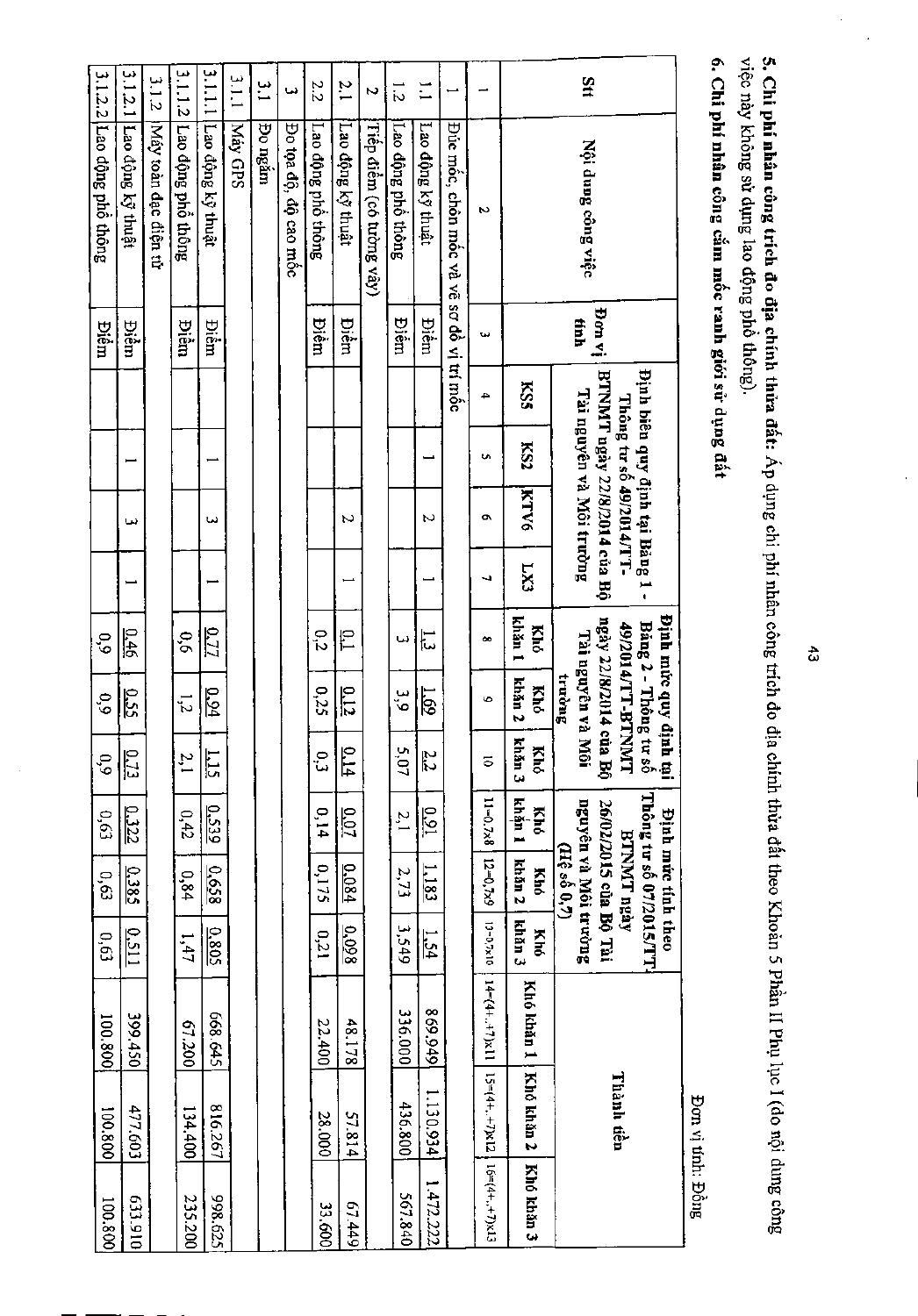**5. Chi phí nhân công trích đo địa chính thửa đất:** Áp dụng chi phí nhân công trích đo địa chính thửa đất theo Khoản 5 Phần II Phụ lục I (do nội dung công việc này không sử dụng lao động phổ thông).

**6. Chi phí nhân công cắm mốc ranh giới sử dụng đất**

Đơn vị tính: Đồng

| Stt | Nội dung công việc | Đơn vị tính | Định biên quy định tại Bảng 1 - Thông tư số 49/2014/TT-BTNMT ngày 22/8/2014 của Bộ Tài nguyên và Môi trường | | | | Định mức quy định tại Bảng 2 - Thông tư số 49/2014/TT-BTNMT ngày 22/8/2014 của Bộ Tài nguyên và Môi trường | | | Định mức tính theo Thông tư số 07/2015/TT-BTNMT ngày 26/02/2015 của Bộ Tài nguyên và Môi trường (Hệ số 0,7) | | | Thành tiền | | |
|---|---|---|---|---|---|---|---|---|---|---|---|---|---|---|---|
| | | | KS5 | KS2 | KTV6 | LX3 | Khó khăn 1 | Khó khăn 2 | Khó khăn 3 | Khó khăn 1 | Khó khăn 2 | Khó khăn 3 | Khó khăn 1 | Khó khăn 2 | Khó khăn 3 |
| 1 | 2 | 3 | 4 | 5 | 6 | 7 | 8 | 9 | 10 | 11=0,7x8 | 12=0,7x9 | 13=0,7x10 | 14=(4+..+7)x11 | 15=(4+..+7)x12 | 16=(4+..+7)x13 |
| 1 | Đúc mốc, chôn mốc và vẽ sơ đồ vị trí mốc | | | | | | | | | | | | | | |
| 1.1 | Lao động kỹ thuật | Điểm | | 1 | 2 | 1 | 1,3 | 1,69 | 2,2 | 0,91 | 1,183 | 1,54 | 869.949 | 1.130.934 | 1.472.222 |
| 1.2 | Lao động phổ thông | Điểm | | | | | 3 | 3,9 | 5,07 | 2,1 | 2,73 | 3,549 | 336.000 | 436.800 | 567.840 |
| 2 | Tiếp điểm (có tường vây) | | | | | | | | | | | | | | |
| 2.1 | Lao động kỹ thuật | Điểm | | | 2 | 1 | 0,1 | 0,12 | 0,14 | 0,07 | 0,084 | 0,098 | 48.178 | 57.814 | 67.449 |
| 2.2 | Lao động phổ thông | Điểm | | | | | 0,2 | 0,25 | 0,3 | 0,14 | 0,175 | 0,21 | 22.400 | 28.000 | 33.600 |
| 3 | Đo tọa độ, độ cao mốc | | | | | | | | | | | | | | |
| 3.1 | Đo ngắm | | | | | | | | | | | | | | |
| 3.1.1 | Máy GPS | | | | | | | | | | | | | | |
| 3.1.1.1 | Lao động kỹ thuật | Điểm | | 1 | 3 | 1 | 0,77 | 0,94 | 1,15 | 0,539 | 0,658 | 0,805 | 668.645 | 816.267 | 998.625 |
| 3.1.1.2 | Lao động phổ thông | Điểm | | | | | 0,6 | 1,2 | 2,1 | 0,42 | 0,84 | 1,47 | 67.200 | 134.400 | 235.200 |
| 3.1.2 | Máy toàn đạc điện tử | | | | | | | | | | | | | | |
| 3.1.2.1 | Lao động kỹ thuật | Điểm | | 1 | 3 | 1 | 0,46 | 0,55 | 0,73 | 0,322 | 0,385 | 0,511 | 399.450 | 477.603 | 633.910 |
| 3.1.2.2 | Lao động phổ thông | Điểm | | | | | 0,9 | 0,9 | 0,9 | 0,63 | 0,63 | 0,63 | 100.800 | 100.800 | 100.800 |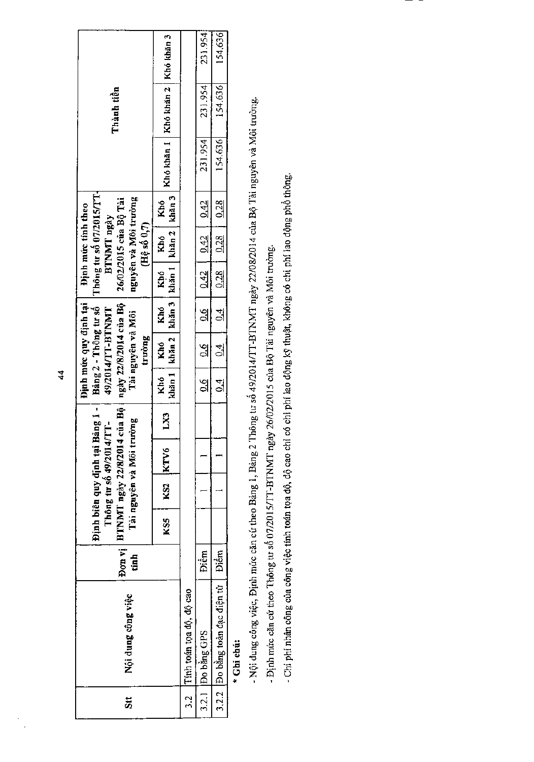| Stt | Nội dung công việc | Đơn vị tính | Định biên quy định tại Bảng 1 - Thông tư số 49/2014/TT-BTNMT ngày 22/8/2014 của Bộ Tài nguyên và Môi trường | | | | Định mức quy định tại Bảng 2 - Thông tư số 49/2014/TT-BTNMT ngày 22/8/2014 của Bộ Tài nguyên và Môi trường | | | Định mức tính theo Thông tư số 07/2015/TT-BTNMT ngày 26/02/2015 của Bộ Tài nguyên và Môi trường (Hệ số 0,7) | | | Thành tiền | | |
|---|---|---|---|---|---|---|---|---|---|---|---|---|---|---|---|
| | | | KS5 | KS2 | KTV6 | LX3 | Khó khăn 1 | Khó khăn 2 | Khó khăn 3 | Khó khăn 1 | Khó khăn 2 | Khó khăn 3 | Khó khăn 1 | Khó khăn 2 | Khó khăn 3 |
| 3.2 | Tính toán tọa độ, độ cao | | | | | | | | | | | | | | |
| 3.2.1 | Đo bằng GPS | Điểm | | 1 | 1 | | 0,6 | 0,6 | 0,6 | 0,42 | 0,42 | 0,42 | 231.954 | 231.954 | 231.954 |
| 3.2.2 | Đo bằng toàn đạc điện tử | Điểm | | 1 | 1 | | 0,4 | 0,4 | 0,4 | 0,28 | 0,28 | 0,28 | 154.636 | 154.636 | 154.636 |

**\* Ghi chú:**

- Nội dung công việc, Định mức căn cứ theo Bảng 1, Bảng 2 Thông tư số 49/2014/TT-BTNMT ngày 22/08/2014 của Bộ Tài nguyên và Môi trường.
- Định mức căn cứ theo Thông tư số 07/2015/TT-BTNMT ngày 26/02/2015 của Bộ Tài nguyên và Môi trường.
- Chi phí nhân công của công việc tính toán tọa độ, độ cao chỉ có chi phí lao động kỹ thuật, không có chi phí lao động phổ thông.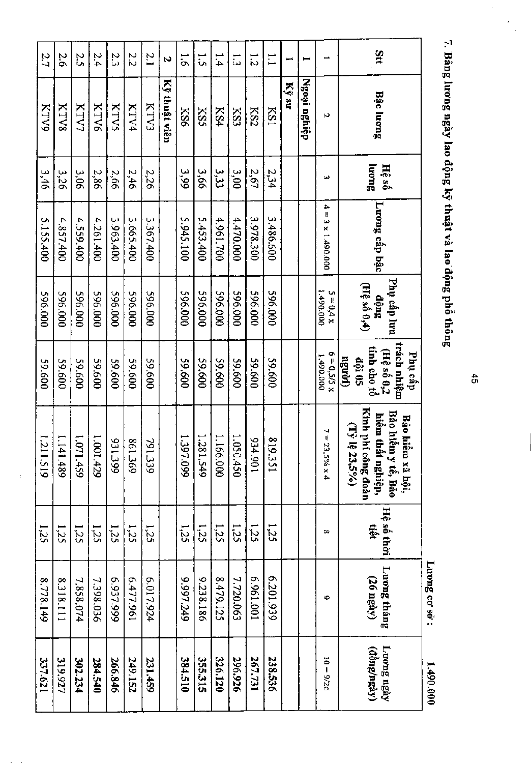## 7. Bảng lương ngày lao động kỹ thuật và lao động phổ thông

Lương cơ sở: 1.490.000

| Stt | Bậc lương | Hệ số lương | Lương cấp bậc | Phụ cấp lưu động (Hệ số 0,4) | Phụ cấp trách nhiệm (Hệ số 0,2 tính cho tổ đội 05 người) | Bảo hiểm xã hội, Bảo hiểm y tế, Bảo hiểm thất nghiệp, Kinh phí công đoàn (Tỷ lệ 23,5%) | Hệ số thời tiết | Lương tháng (26 ngày) | Lương ngày (đồng/ngày) |
|---|---|---|---|---|---|---|---|---|---|
| 1 | 2 | 3 | 4 = 3 x 1.490.000 | 5 = 0,4 x 1.490.000 | 6 = 0,5/5 x 1.490.000 | 7 = 23,5% x 4 | 8 | 9 | 10 = 9/26 |
| I | Ngoại nghiệp | | | | | | | | |
| 1 | Kỹ sư | | | | | | | | |
| 1.1 | KS1 | 2,34 | 3.486.600 | 596.000 | 59.600 | 819.351 | 1,25 | 6.201.939 | 238.536 |
| 1.2 | KS2 | 2,67 | 3.978.300 | 596.000 | 59.600 | 934.901 | 1,25 | 6.961.001 | 267.731 |
| 1.3 | KS3 | 3,00 | 4.470.000 | 596.000 | 59.600 | 1.050.450 | 1,25 | 7.720.063 | 296.926 |
| 1.4 | KS4 | 3,33 | 4.961.700 | 596.000 | 59.600 | 1.166.000 | 1,25 | 8.479.125 | 326.120 |
| 1.5 | KS5 | 3,66 | 5.453.400 | 596.000 | 59.600 | 1.281.549 | 1,25 | 9.238.186 | 355.315 |
| 1.6 | KS6 | 3,99 | 5.945.100 | 596.000 | 59.600 | 1.397.099 | 1,25 | 9.997.249 | 384.510 |
| 2 | Kỹ thuật viên | | | | | | | | |
| 2.1 | KTV3 | 2,26 | 3.367.400 | 596.000 | 59.600 | 791.339 | 1,25 | 6.017.924 | 231.459 |
| 2.2 | KTV4 | 2,46 | 3.665.400 | 596.000 | 59.600 | 861.369 | 1,25 | 6.477.961 | 249.152 |
| 2.3 | KTV5 | 2,66 | 3.963.400 | 596.000 | 59.600 | 931.399 | 1,25 | 6.937.999 | 266.846 |
| 2.4 | KTV6 | 2,86 | 4.261.400 | 596.000 | 59.600 | 1.001.429 | 1,25 | 7.398.036 | 284.540 |
| 2.5 | KTV7 | 3,06 | 4.559.400 | 596.000 | 59.600 | 1.071.459 | 1,25 | 7.858.074 | 302.234 |
| 2.6 | KTV8 | 3,26 | 4.857.400 | 596.000 | 59.600 | 1.141.489 | 1,25 | 8.318.111 | 319.927 |
| 2.7 | KTV9 | 3,46 | 5.155.400 | 596.000 | 59.600 | 1.211.519 | 1,25 | 8.778.149 | 337.621 |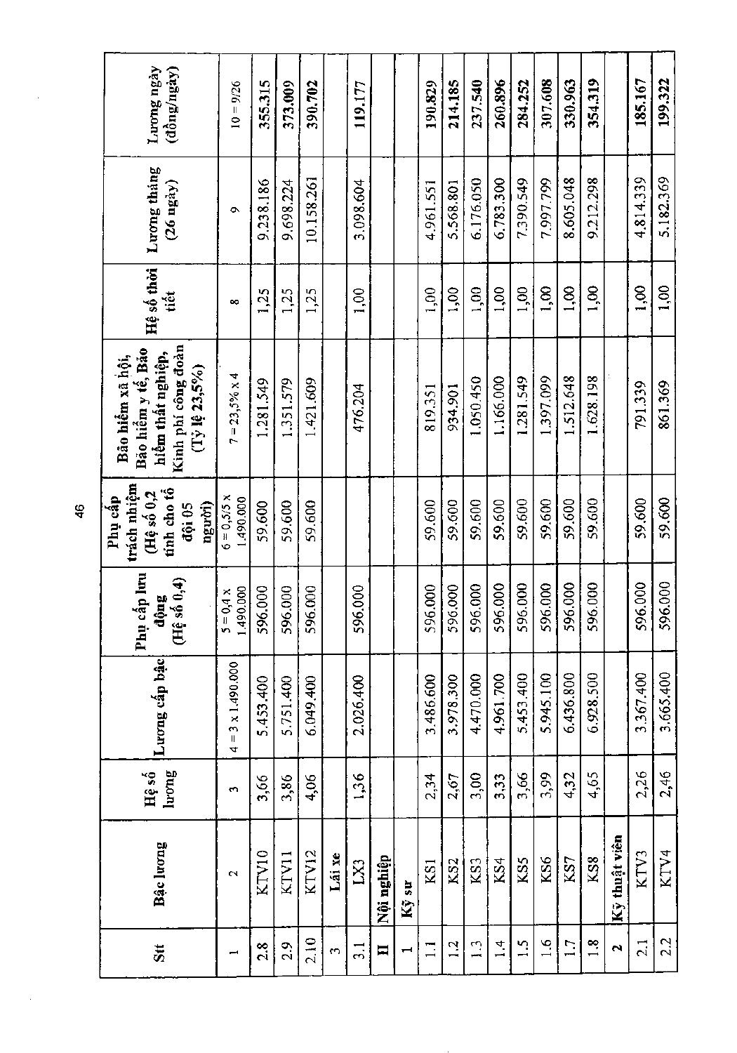| Stt | Bậc lương | Hệ số lương | Lương cấp bậc | Phụ cấp lưu động (Hệ số 0,4) | Phụ cấp trách nhiệm (Hệ số 0,2 tính cho tổ đội 05 người) | Bảo hiểm xã hội, Bảo hiểm y tế, Bảo hiểm thất nghiệp, Kinh phí công đoàn (Tỷ lệ 23,5%) | Hệ số thời tiết | Lương tháng (26 ngày) | Lương ngày (đồng/ngày) |
|---|---|---|---|---|---|---|---|---|---|
| 1 | 2 | 3 | 4 = 3 x 1.490.000 | 5 = 0,4 x 1.490.000 | 6 = 0,5/5 x 1.490.000 | 7 = 23,5% x 4 | 8 | 9 | 10 = 9/26 |
| 2.8 | KTV10 | 3,66 | 5.453.400 | 596.000 | 59.600 | 1.281.549 | 1,25 | 9.238.186 | 355.315 |
| 2.9 | KTV11 | 3,86 | 5.751.400 | 596.000 | 59.600 | 1.351.579 | 1,25 | 9.698.224 | 373.009 |
| 2.10 | KTV12 | 4,06 | 6.049.400 | 596.000 | 59.600 | 1.421.609 | 1,25 | 10.158.261 | 390.702 |
| 3 | Lái xe | | | | | | | | |
| 3.1 | LX3 | 1,36 | 2.026.400 | 596.000 | | 476.204 | 1,00 | 3.098.604 | 119.177 |
| II | Nội nghiệp | | | | | | | | |
| 1 | Kỹ sư | | | | | | | | |
| 1.1 | KS1 | 2,34 | 3.486.600 | 596.000 | 59.600 | 819.351 | 1,00 | 4.961.551 | 190.829 |
| 1.2 | KS2 | 2,67 | 3.978.300 | 596.000 | 59.600 | 934.901 | 1,00 | 5.568.801 | 214.185 |
| 1.3 | KS3 | 3,00 | 4.470.000 | 596.000 | 59.600 | 1.050.450 | 1,00 | 6.176.050 | 237.540 |
| 1.4 | KS4 | 3,33 | 4.961.700 | 596.000 | 59.600 | 1.166.000 | 1,00 | 6.783.300 | 260.896 |
| 1.5 | KS5 | 3,66 | 5.453.400 | 596.000 | 59.600 | 1.281.549 | 1,00 | 7.390.549 | 284.252 |
| 1.6 | KS6 | 3,99 | 5.945.100 | 596.000 | 59.600 | 1.397.099 | 1,00 | 7.997.799 | 307.608 |
| 1.7 | KS7 | 4,32 | 6.436.800 | 596.000 | 59.600 | 1.512.648 | 1,00 | 8.605.048 | 330.963 |
| 1.8 | KS8 | 4,65 | 6.928.500 | 596.000 | 59.600 | 1.628.198 | 1,00 | 9.212.298 | 354.319 |
| 2 | Kỹ thuật viên | | | | | | | | |
| 2.1 | KTV3 | 2,26 | 3.367.400 | 596.000 | 59.600 | 791.339 | 1,00 | 4.814.339 | 185.167 |
| 2.2 | KTV4 | 2,46 | 3.665.400 | 596.000 | 59.600 | 861.369 | 1,00 | 5.182.369 | 199.322 |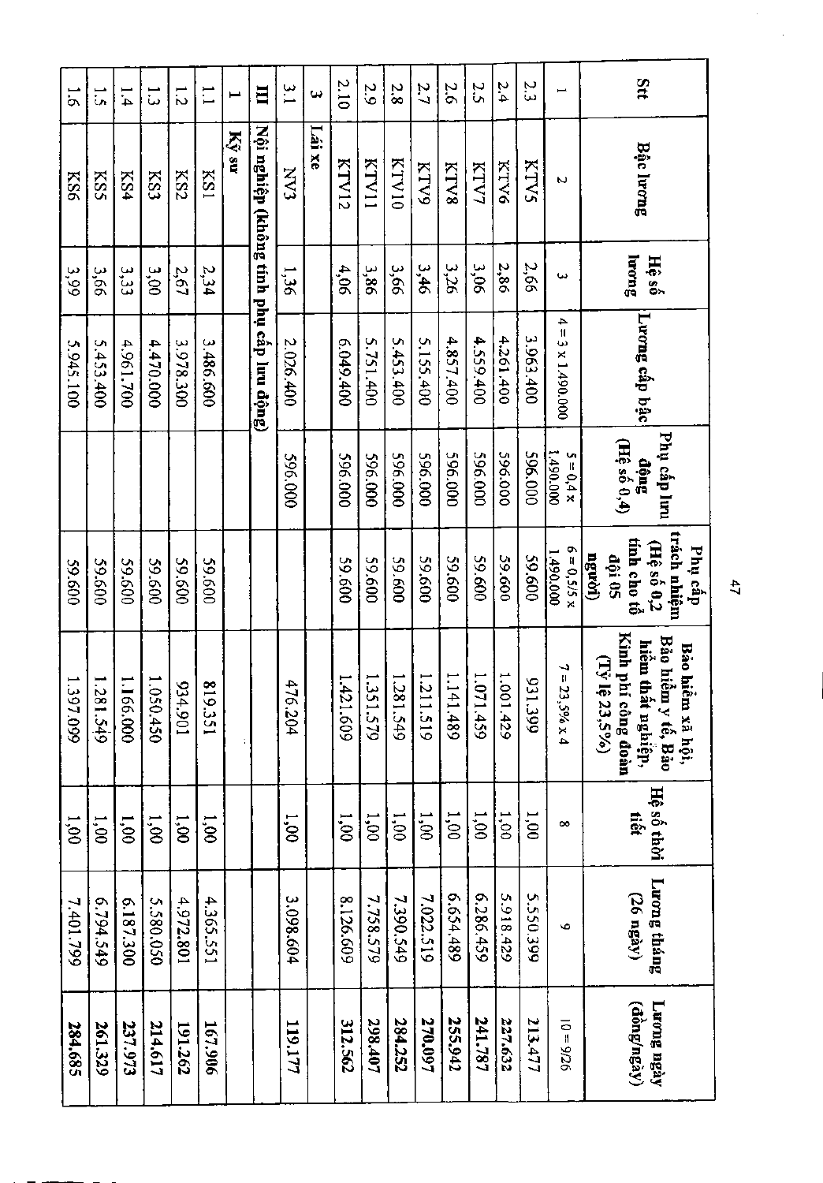| Stt | Bậc lương | Hệ số lương | Lương cấp bậc | Phụ cấp lưu động (Hệ số 0,4) | Phụ cấp trách nhiệm (Hệ số 0,2 tính cho tổ đội 05 người) | Bảo hiểm xã hội, Bảo hiểm y tế, Bảo hiểm thất nghiệp, Kinh phí công đoàn (Tỷ lệ 23,5%) | Hệ số thời tiết | Lương tháng (26 ngày) | Lương ngày (đồng/ngày) |
|---|---|---|---|---|---|---|---|---|---|
| 1 | 2 | 3 | 4 = 3 x 1.490.000 | 5 = 0,4 x 1.490.000 | 6 = 0,2/5 x 1.490.000 | 7 = 23,5% x 4 | 8 | 9 | 10 = 9/26 |
| 2.3 | KTV5 | 2,66 | 3.963.400 | 596.000 | 59.600 | 931.399 | 1,00 | 5.550.399 | **213.477** |
| 2.4 | KTV6 | 2,86 | 4.261.400 | 596.000 | 59.600 | 1.001.429 | 1,00 | 5.918.429 | **227.632** |
| 2.5 | KTV7 | 3,06 | 4.559.400 | 596.000 | 59.600 | 1.071.459 | 1,00 | 6.286.459 | **241.787** |
| 2.6 | KTV8 | 3,26 | 4.857.400 | 596.000 | 59.600 | 1.141.489 | 1,00 | 6.654.489 | **255.942** |
| 2.7 | KTV9 | 3,46 | 5.155.400 | 596.000 | 59.600 | 1.211.519 | 1,00 | 7.022.519 | **270.097** |
| 2.8 | KTV10 | 3,66 | 5.453.400 | 596.000 | 59.600 | 1.281.549 | 1,00 | 7.390.549 | **284.252** |
| 2.9 | KTV11 | 3,86 | 5.751.400 | 596.000 | 59.600 | 1.351.579 | 1,00 | 7.758.579 | **298.407** |
| 2.10 | KTV12 | 4,06 | 6.049.400 | 596.000 | 59.600 | 1.421.609 | 1,00 | 8.126.609 | **312.562** |
| **3** | **Lái xe** | | | | | | | | |
| 3.1 | NV3 | 1,36 | 2.026.400 | 596.000 | | 476.204 | 1,00 | 3.098.604 | **119.177** |
| **III** | **Nội nghiệp (không tính phụ cấp lưu động)** | | | | | | | | |
| **1** | **Kỹ sư** | | | | | | | | |
| 1.1 | KS1 | 2,34 | 3.486.600 | | 59.600 | 819.351 | 1,00 | 4.365.551 | **167.906** |
| 1.2 | KS2 | 2,67 | 3.978.300 | | 59.600 | 934.901 | 1,00 | 4.972.801 | **191.262** |
| 1.3 | KS3 | 3,00 | 4.470.000 | | 59.600 | 1.050.450 | 1,00 | 5.580.050 | **214.617** |
| 1.4 | KS4 | 3,33 | 4.961.700 | | 59.600 | 1.166.000 | 1,00 | 6.187.300 | **237.973** |
| 1.5 | KS5 | 3,66 | 5.453.400 | | 59.600 | 1.281.549 | 1,00 | 6.794.549 | **261.329** |
| 1.6 | KS6 | 3,99 | 5.945.100 | | 59.600 | 1.397.099 | 1,00 | 7.401.799 | **284.685** |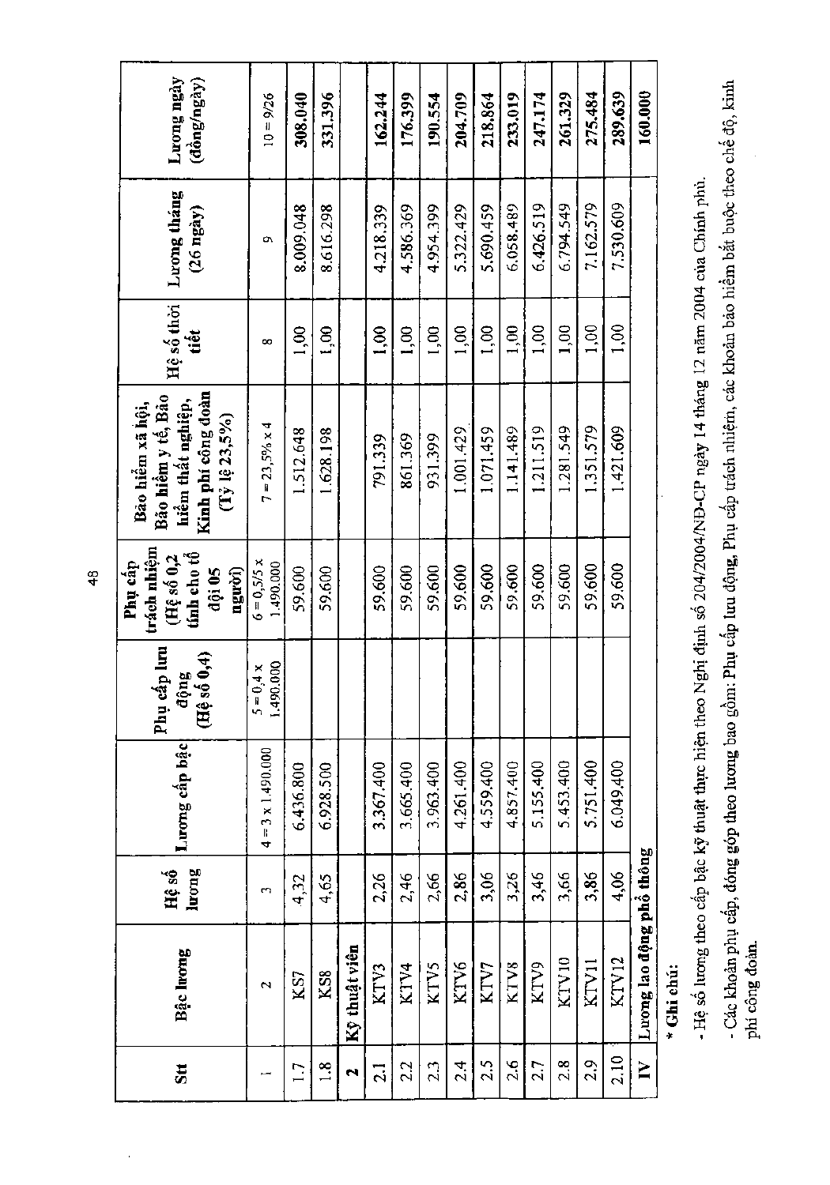| Stt | Bậc lương | Hệ số lương | Lương cấp bậc | Phụ cấp lưu động (Hệ số 0,4) | Phụ cấp trách nhiệm (Hệ số 0,2 tính cho tổ đội 05 người) | Bảo hiểm xã hội, Bảo hiểm y tế, Bảo hiểm thất nghiệp, Kinh phí công đoàn (Tỷ lệ 23,5%) | Hệ số thời tiết | Lương tháng (26 ngày) | Lương ngày (đồng/ngày) |
|---|---|---|---|---|---|---|---|---|---|
| 1 | 2 | 3 | 4 = 3 x 1.490.000 | 5 = 0,4 x 1.490.000 | 6 = 0,5/5 x 1.490.000 | 7 = 23,5% x 4 | 8 | 9 | 10 = 9/26 |
| 1.7 | KS7 | 4,32 | 6.436.800 | | 59.600 | 1.512.648 | 1,00 | 8.009.048 | 308.040 |
| 1.8 | KS8 | 4,65 | 6.928.500 | | 59.600 | 1.628.198 | 1,00 | 8.616.298 | 331.396 |
| **2** | **Kỹ thuật viên** | | | | | | | | |
| 2.1 | KTV3 | 2,26 | 3.367.400 | | 59.600 | 791.339 | 1,00 | 4.218.339 | 162.244 |
| 2.2 | KTV4 | 2,46 | 3.665.400 | | 59.600 | 861.369 | 1,00 | 4.586.369 | 176.399 |
| 2.3 | KTV5 | 2,66 | 3.963.400 | | 59.600 | 931.399 | 1,00 | 4.954.399 | 190.554 |
| 2.4 | KTV6 | 2,86 | 4.261.400 | | 59.600 | 1.001.429 | 1,00 | 5.322.429 | 204.709 |
| 2.5 | KTV7 | 3,06 | 4.559.400 | | 59.600 | 1.071.459 | 1,00 | 5.690.459 | 218.864 |
| 2.6 | KTV8 | 3,26 | 4.857.400 | | 59.600 | 1.141.489 | 1,00 | 6.058.489 | 233.019 |
| 2.7 | KTV9 | 3,46 | 5.155.400 | | 59.600 | 1.211.519 | 1,00 | 6.426.519 | 247.174 |
| 2.8 | KTV10 | 3,66 | 5.453.400 | | 59.600 | 1.281.549 | 1,00 | 6.794.549 | 261.329 |
| 2.9 | KTV11 | 3,86 | 5.751.400 | | 59.600 | 1.351.579 | 1,00 | 7.162.579 | 275.484 |
| 2.10 | KTV12 | 4,06 | 6.049.400 | | 59.600 | 1.421.609 | 1,00 | 7.530.609 | 289.639 |
| **IV** | **Lương lao động phổ thông** | | | | | | | | **160.000** |

**\* Ghi chú:**

- Hệ số lương theo cấp bậc kỹ thuật thực hiện theo Nghị định số 204/2004/NĐ-CP ngày 14 tháng 12 năm 2004 của Chính phủ.

- Các khoản phụ cấp, đóng góp theo lương bao gồm: Phụ cấp lưu động, Phụ cấp trách nhiệm, các khoản bảo hiểm bắt buộc theo chế độ, kinh phí công đoàn.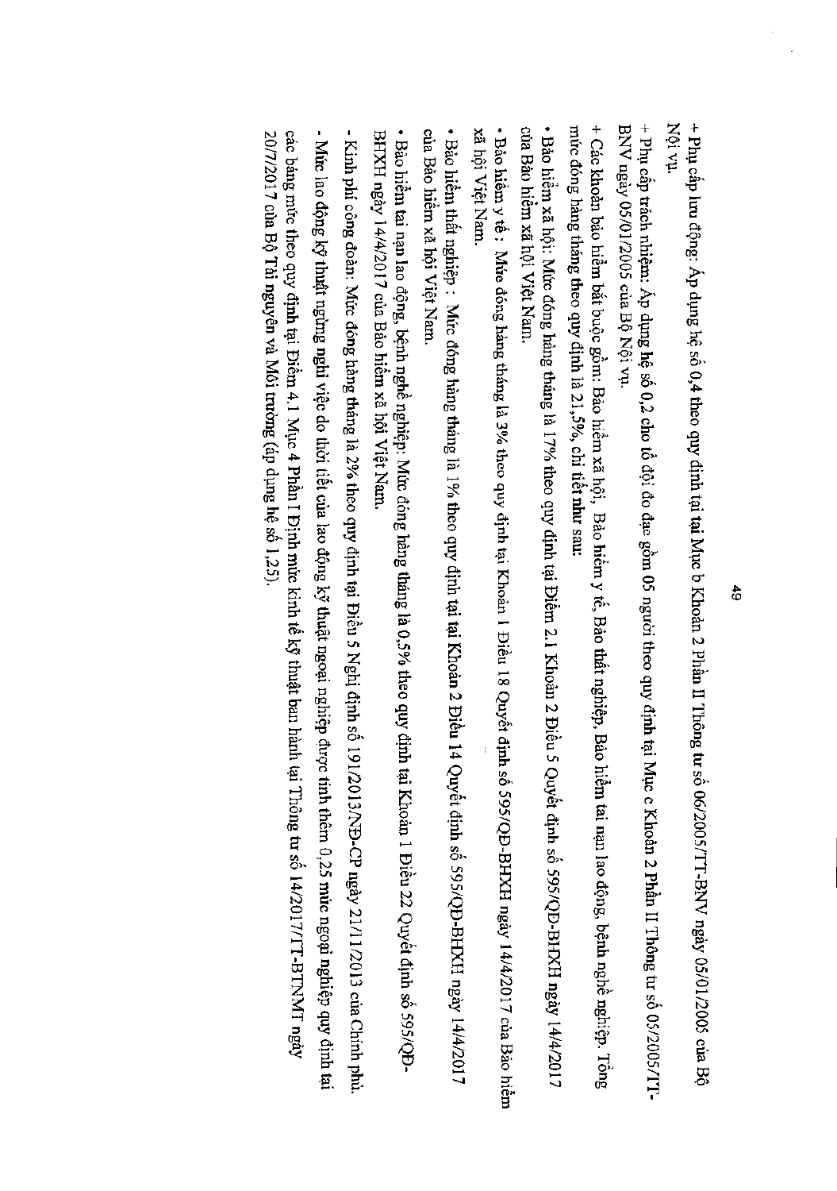+ Phụ cấp lưu động: Áp dụng hệ số 0,4 theo quy định tại tại Mục b Khoản 2 Phần II Thông tư số 06/2005/TT-BNV ngày 05/01/2005 của Bộ Nội vụ.

+ Phụ cấp trách nhiệm: Áp dụng hệ số 0,2 cho tổ đội đo đạc gồm 05 người theo quy định tại Mục c Khoản 2 Phần II Thông tư số 05/2005/TT-BNV ngày 05/01/2005 của Bộ Nội vụ.

+ Các khoản bảo hiểm bắt buộc gồm: Bảo hiểm xã hội, Bảo hiểm y tế, Bảo thất nghiệp, Bảo hiểm tai nạn lao động, bệnh nghề nghiệp. Tổng mức đóng hàng tháng theo quy định là 21,5%, chi tiết như sau:

• Bảo hiểm xã hội: Mức đóng hàng tháng là 17% theo quy định tại Điểm 2.1 Khoản 2 Điều 5 Quyết định số 595/QĐ-BHXH ngày 14/4/2017 của Bảo hiểm xã hội Việt Nam.

• Bảo hiểm y tế : Mức đóng hàng tháng là 3% theo quy định tại Khoản 1 Điều 18 Quyết định số 595/QĐ-BHXH ngày 14/4/2017 của Bảo hiểm xã hội Việt Nam.

• Bảo hiểm thất nghiệp : Mức đóng hàng tháng là 1% theo quy định tại tại Khoản 2 Điều 14 Quyết định số 595/QĐ-BHXH ngày 14/4/2017 của Bảo hiểm xã hội Việt Nam.

• Bảo hiểm tai nạn lao động, bệnh nghề nghiệp: Mức đóng hàng tháng là 0,5% theo quy định tại Khoản 1 Điều 22 Quyết định số 595/QĐ-BHXH ngày 14/4/2017 của Bảo hiểm xã hội Việt Nam.

- Kinh phí công đoàn: Mức đóng hàng tháng là 2% theo quy định tại Điều 5 Nghị định số 191/2013/NĐ-CP ngày 21/11/2013 của Chính phủ.

- Mức lao động kỹ thuật ngừng nghỉ việc do thời tiết của lao động kỹ thuật ngoại nghiệp được tính thêm 0,25 mức ngoại nghiệp quy định tại các bảng mức theo quy định tại Điểm 4.1 Mục 4 Phần I Định mức kinh tế kỹ thuật ban hành tại Thông tư số 14/2017/TT-BTNMT ngày 20/7/2017 của Bộ Tài nguyên và Môi trường (áp dụng hệ số 1,25).